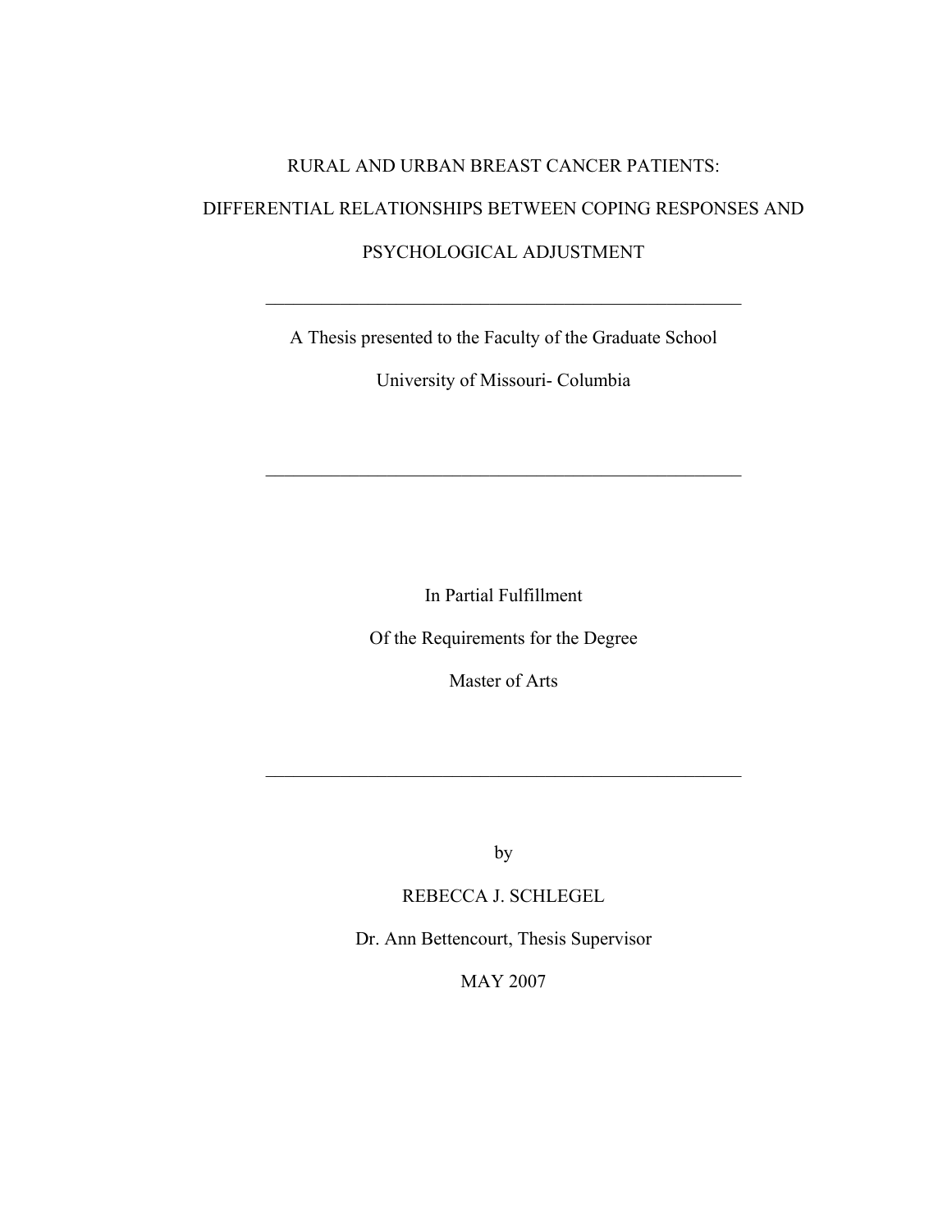# RURAL AND URBAN BREAST CANCER PATIENTS: DIFFERENTIAL RELATIONSHIPS BETWEEN COPING RESPONSES AND PSYCHOLOGICAL ADJUSTMENT

---

A Thesis presented to the Faculty of the Graduate School

University of Missouri- Columbia

---

In Partial Fulfillment

Of the Requirements for the Degree

Master of Arts

---

by

REBECCA J. SCHLEGEL

Dr. Ann Bettencourt, Thesis Supervisor

MAY 2007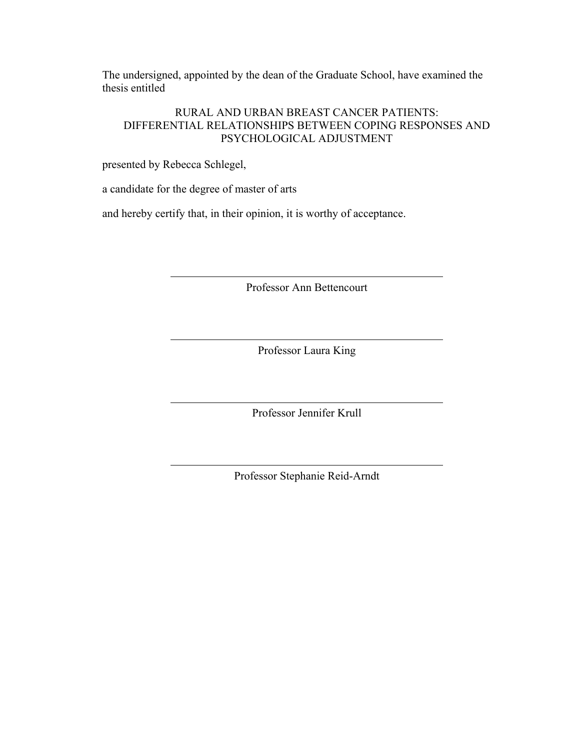The undersigned, appointed by the dean of the Graduate School, have examined the thesis entitled

RURAL AND URBAN BREAST CANCER PATIENTS:
DIFFERENTIAL RELATIONSHIPS BETWEEN COPING RESPONSES AND PSYCHOLOGICAL ADJUSTMENT

presented by Rebecca Schlegel,

a candidate for the degree of master of arts

and hereby certify that, in their opinion, it is worthy of acceptance.

Professor Ann Bettencourt

Professor Laura King

Professor Jennifer Krull

Professor Stephanie Reid-Arndt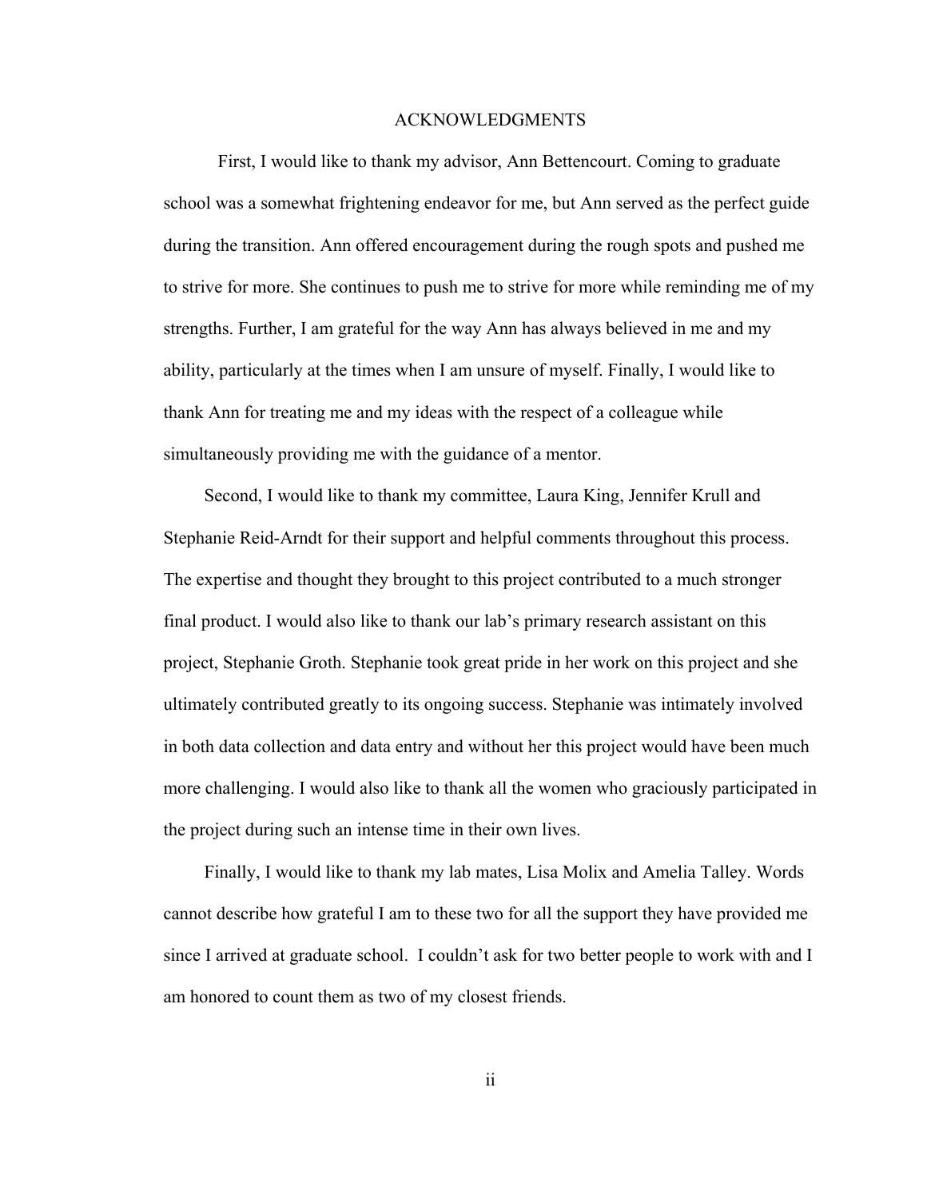# ACKNOWLEDGMENTS

First, I would like to thank my advisor, Ann Bettencourt. Coming to graduate school was a somewhat frightening endeavor for me, but Ann served as the perfect guide during the transition. Ann offered encouragement during the rough spots and pushed me to strive for more. She continues to push me to strive for more while reminding me of my strengths. Further, I am grateful for the way Ann has always believed in me and my ability, particularly at the times when I am unsure of myself. Finally, I would like to thank Ann for treating me and my ideas with the respect of a colleague while simultaneously providing me with the guidance of a mentor.

Second, I would like to thank my committee, Laura King, Jennifer Krull and Stephanie Reid-Arndt for their support and helpful comments throughout this process. The expertise and thought they brought to this project contributed to a much stronger final product. I would also like to thank our lab's primary research assistant on this project, Stephanie Groth. Stephanie took great pride in her work on this project and she ultimately contributed greatly to its ongoing success. Stephanie was intimately involved in both data collection and data entry and without her this project would have been much more challenging. I would also like to thank all the women who graciously participated in the project during such an intense time in their own lives.

Finally, I would like to thank my lab mates, Lisa Molix and Amelia Talley. Words cannot describe how grateful I am to these two for all the support they have provided me since I arrived at graduate school. I couldn't ask for two better people to work with and I am honored to count them as two of my closest friends.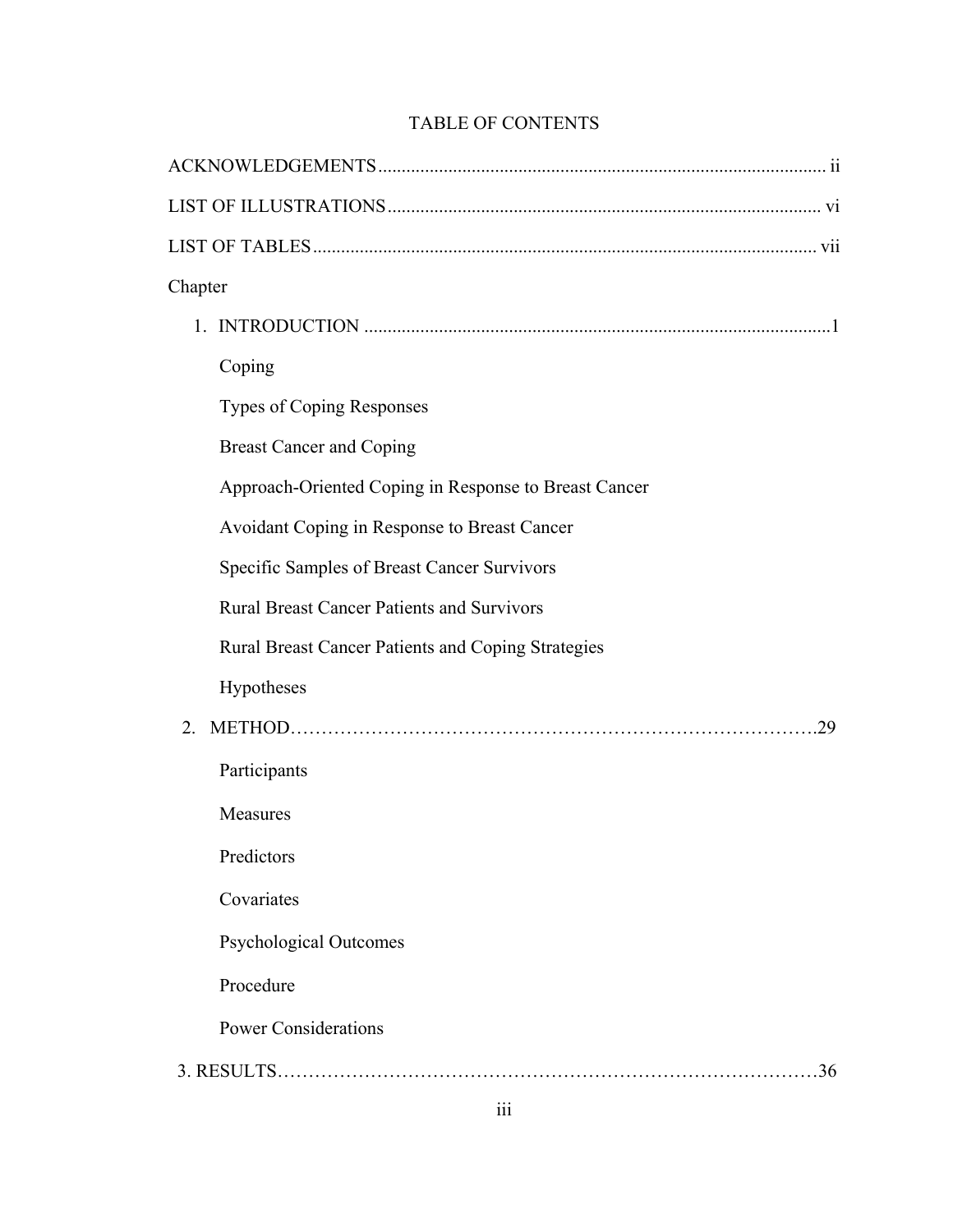# TABLE OF CONTENTS

ACKNOWLEDGEMENTS ............................................................................................... ii

LIST OF ILLUSTRATIONS ........................................................................................... vi

LIST OF TABLES ......................................................................................................... vii

Chapter

1. INTRODUCTION ...................................................................................................1

    Coping

    Types of Coping Responses

    Breast Cancer and Coping

    Approach-Oriented Coping in Response to Breast Cancer

    Avoidant Coping in Response to Breast Cancer

    Specific Samples of Breast Cancer Survivors

    Rural Breast Cancer Patients and Survivors

    Rural Breast Cancer Patients and Coping Strategies

    Hypotheses

2. METHOD…………………………………………………………………………….29

    Participants

    Measures

    Predictors

    Covariates

    Psychological Outcomes

    Procedure

    Power Considerations

3. RESULTS……………………………………………………………………………36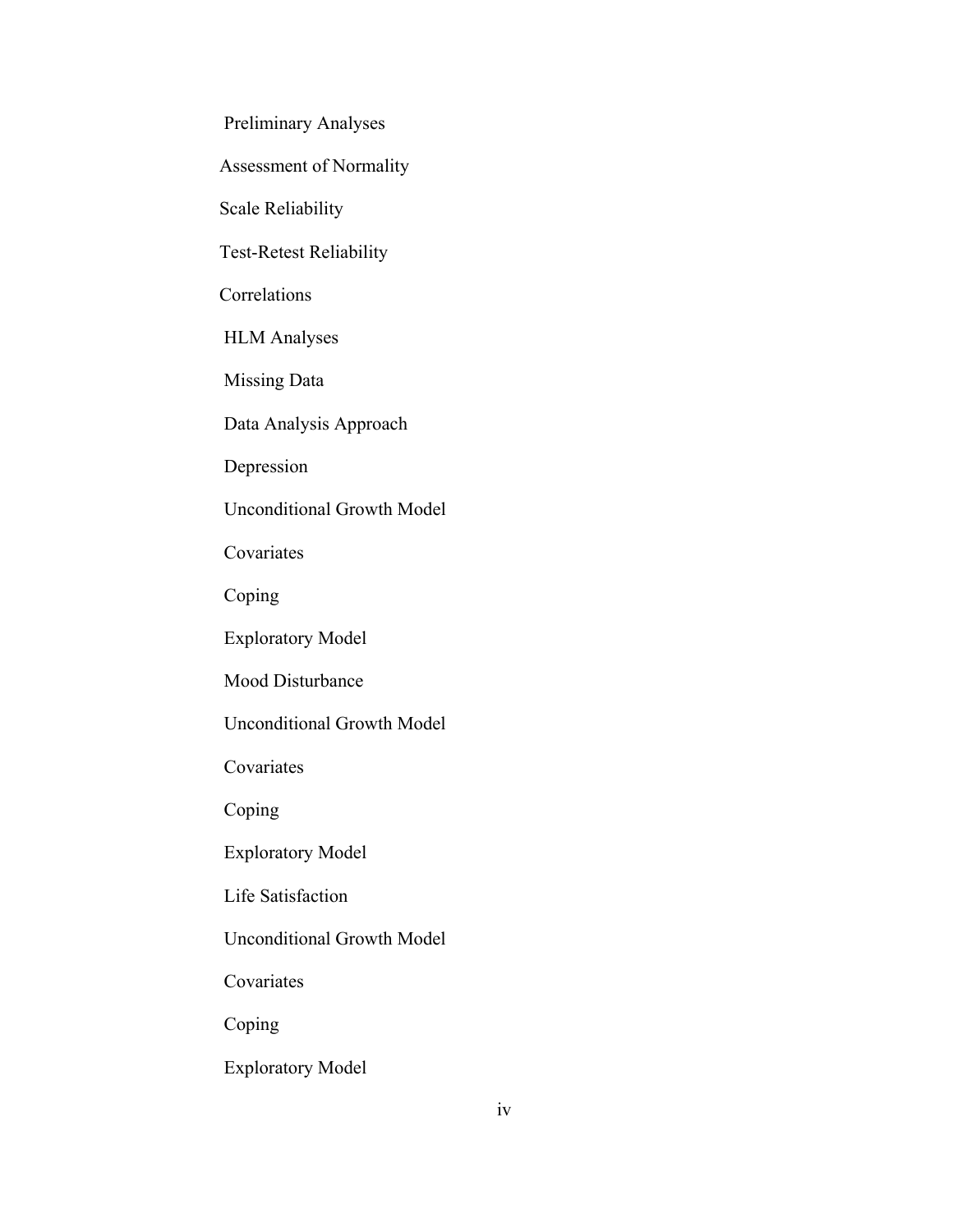Preliminary Analyses

Assessment of Normality

Scale Reliability

Test-Retest Reliability

Correlations

HLM Analyses

Missing Data

Data Analysis Approach

Depression

Unconditional Growth Model

Covariates

Coping

Exploratory Model

Mood Disturbance

Unconditional Growth Model

Covariates

Coping

Exploratory Model

Life Satisfaction

Unconditional Growth Model

Covariates

Coping

Exploratory Model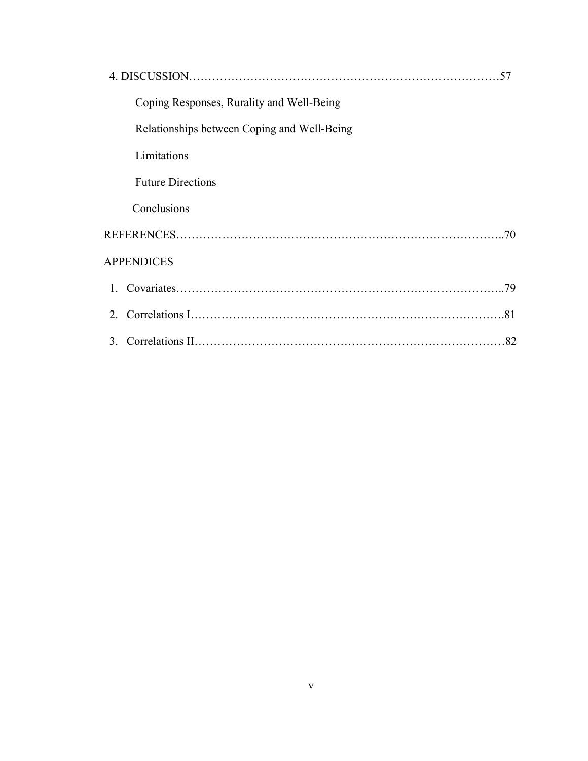4. DISCUSSION……………………………………………………………………57

Coping Responses, Rurality and Well-Being

Relationships between Coping and Well-Being

Limitations

Future Directions

Conclusions

REFERENCES………………………………………………………………..70

APPENDICES

1. Covariates…………………………………………………………………..79
2. Correlations I……………………………………………………………….81
3. Correlations II………………………………………………………………82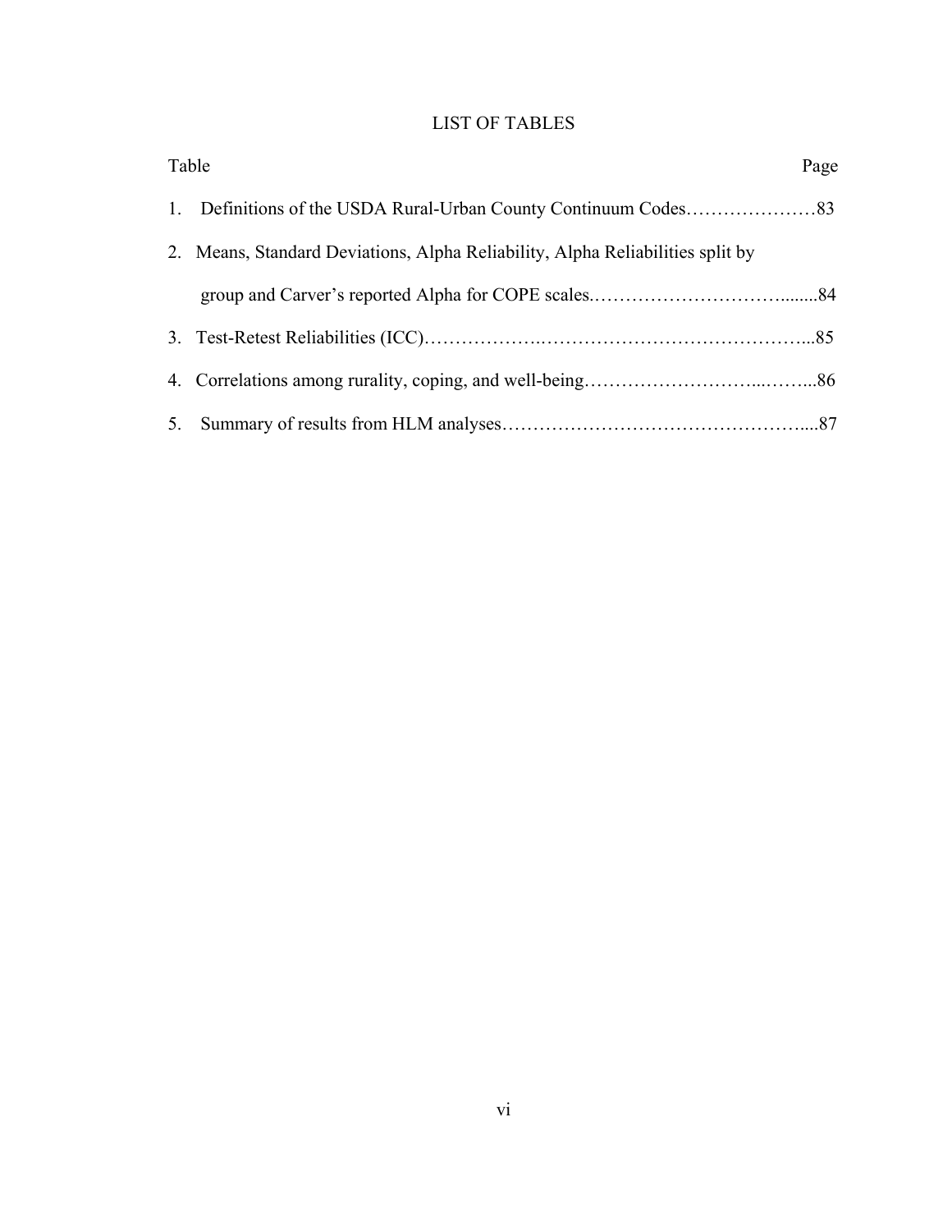# LIST OF TABLES

| Table | | Page |
|---|---|---|
| 1. | Definitions of the USDA Rural-Urban County Continuum Codes | 83 |
| 2. | Means, Standard Deviations, Alpha Reliability, Alpha Reliabilities split by group and Carver's reported Alpha for COPE scales | 84 |
| 3. | Test-Retest Reliabilities (ICC) | 85 |
| 4. | Correlations among rurality, coping, and well-being | 86 |
| 5. | Summary of results from HLM analyses | 87 |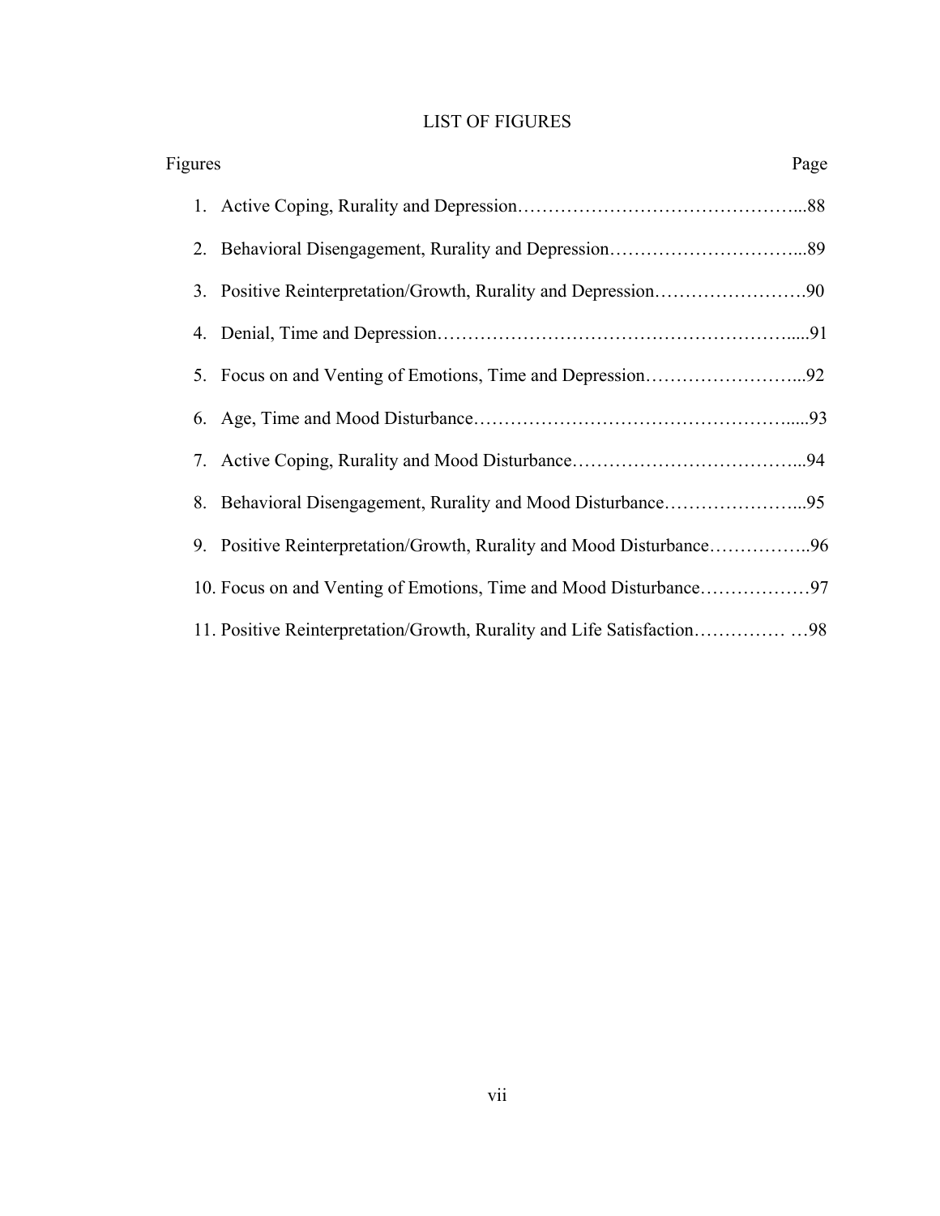# LIST OF FIGURES

| Figures | Page |
| --- | --- |
| 1. Active Coping, Rurality and Depression | 88 |
| 2. Behavioral Disengagement, Rurality and Depression | 89 |
| 3. Positive Reinterpretation/Growth, Rurality and Depression | 90 |
| 4. Denial, Time and Depression | 91 |
| 5. Focus on and Venting of Emotions, Time and Depression | 92 |
| 6. Age, Time and Mood Disturbance | 93 |
| 7. Active Coping, Rurality and Mood Disturbance | 94 |
| 8. Behavioral Disengagement, Rurality and Mood Disturbance | 95 |
| 9. Positive Reinterpretation/Growth, Rurality and Mood Disturbance | 96 |
| 10. Focus on and Venting of Emotions, Time and Mood Disturbance | 97 |
| 11. Positive Reinterpretation/Growth, Rurality and Life Satisfaction | 98 |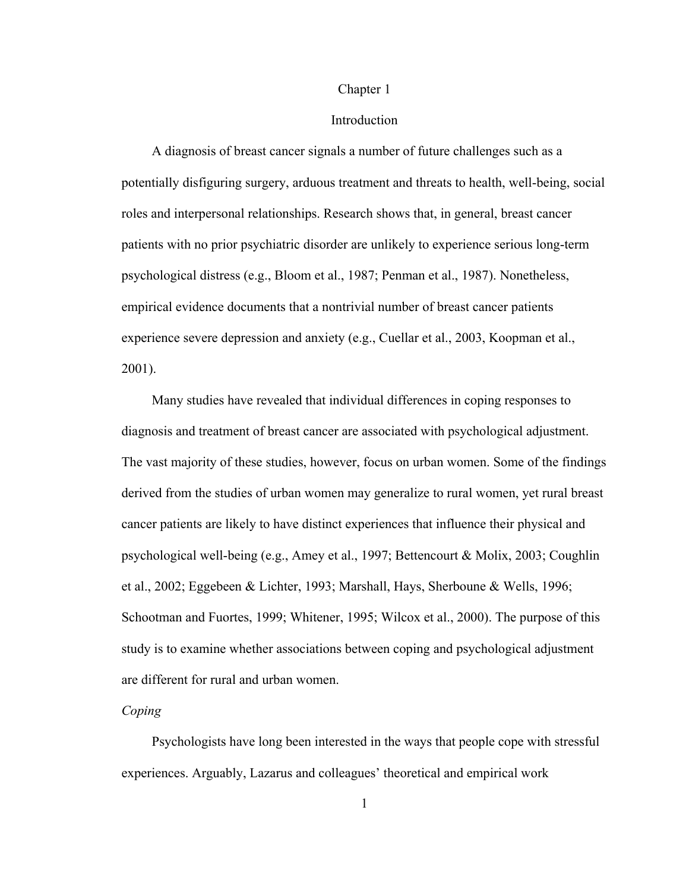# Chapter 1

## Introduction

A diagnosis of breast cancer signals a number of future challenges such as a potentially disfiguring surgery, arduous treatment and threats to health, well-being, social roles and interpersonal relationships. Research shows that, in general, breast cancer patients with no prior psychiatric disorder are unlikely to experience serious long-term psychological distress (e.g., Bloom et al., 1987; Penman et al., 1987). Nonetheless, empirical evidence documents that a nontrivial number of breast cancer patients experience severe depression and anxiety (e.g., Cuellar et al., 2003, Koopman et al., 2001).

Many studies have revealed that individual differences in coping responses to diagnosis and treatment of breast cancer are associated with psychological adjustment. The vast majority of these studies, however, focus on urban women. Some of the findings derived from the studies of urban women may generalize to rural women, yet rural breast cancer patients are likely to have distinct experiences that influence their physical and psychological well-being (e.g., Amey et al., 1997; Bettencourt & Molix, 2003; Coughlin et al., 2002; Eggebeen & Lichter, 1993; Marshall, Hays, Sherboune & Wells, 1996; Schootman and Fuortes, 1999; Whitener, 1995; Wilcox et al., 2000). The purpose of this study is to examine whether associations between coping and psychological adjustment are different for rural and urban women.

### *Coping*

Psychologists have long been interested in the ways that people cope with stressful experiences. Arguably, Lazarus and colleagues' theoretical and empirical work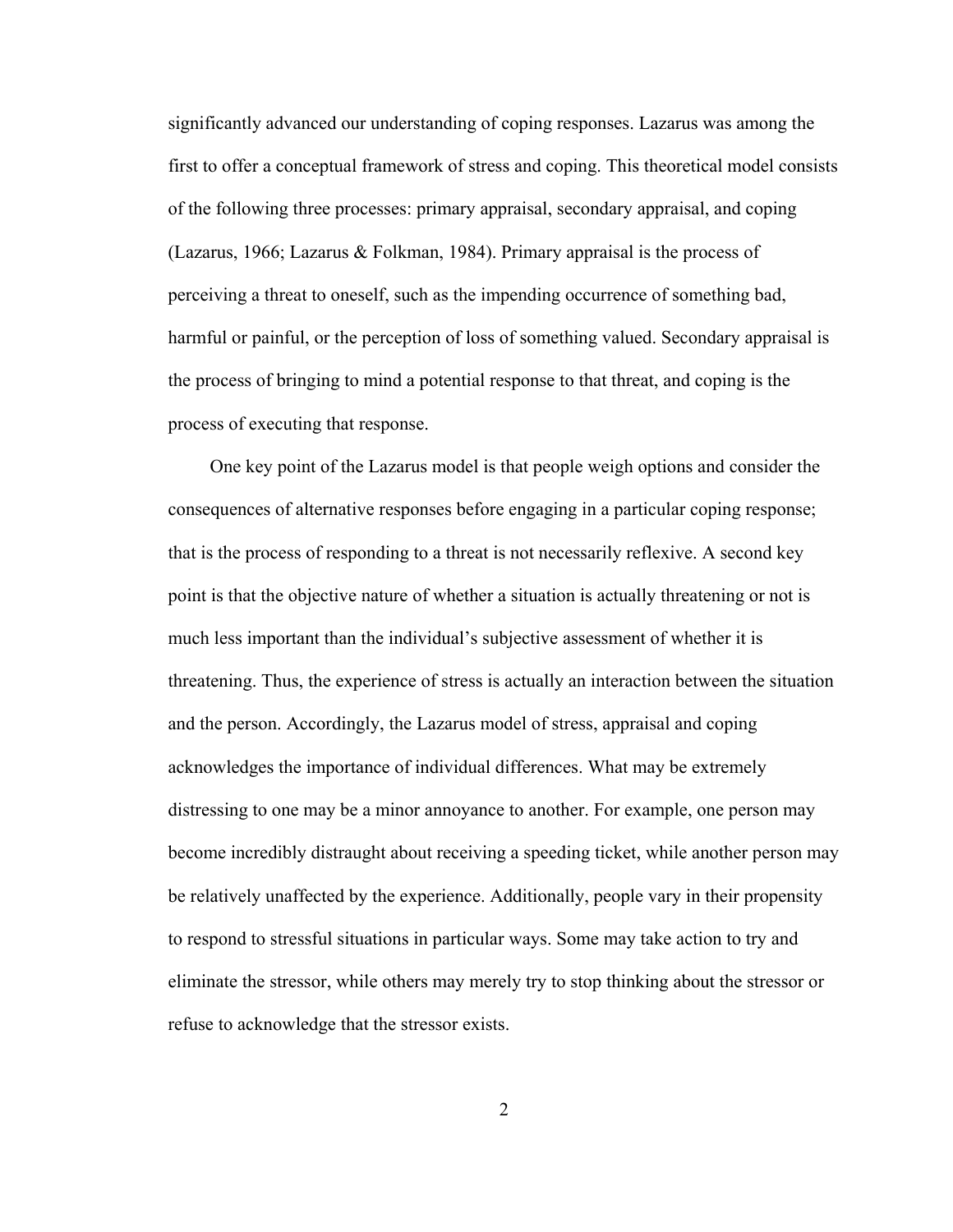significantly advanced our understanding of coping responses. Lazarus was among the first to offer a conceptual framework of stress and coping. This theoretical model consists of the following three processes: primary appraisal, secondary appraisal, and coping (Lazarus, 1966; Lazarus & Folkman, 1984). Primary appraisal is the process of perceiving a threat to oneself, such as the impending occurrence of something bad, harmful or painful, or the perception of loss of something valued. Secondary appraisal is the process of bringing to mind a potential response to that threat, and coping is the process of executing that response.

One key point of the Lazarus model is that people weigh options and consider the consequences of alternative responses before engaging in a particular coping response; that is the process of responding to a threat is not necessarily reflexive. A second key point is that the objective nature of whether a situation is actually threatening or not is much less important than the individual's subjective assessment of whether it is threatening. Thus, the experience of stress is actually an interaction between the situation and the person. Accordingly, the Lazarus model of stress, appraisal and coping acknowledges the importance of individual differences. What may be extremely distressing to one may be a minor annoyance to another. For example, one person may become incredibly distraught about receiving a speeding ticket, while another person may be relatively unaffected by the experience. Additionally, people vary in their propensity to respond to stressful situations in particular ways. Some may take action to try and eliminate the stressor, while others may merely try to stop thinking about the stressor or refuse to acknowledge that the stressor exists.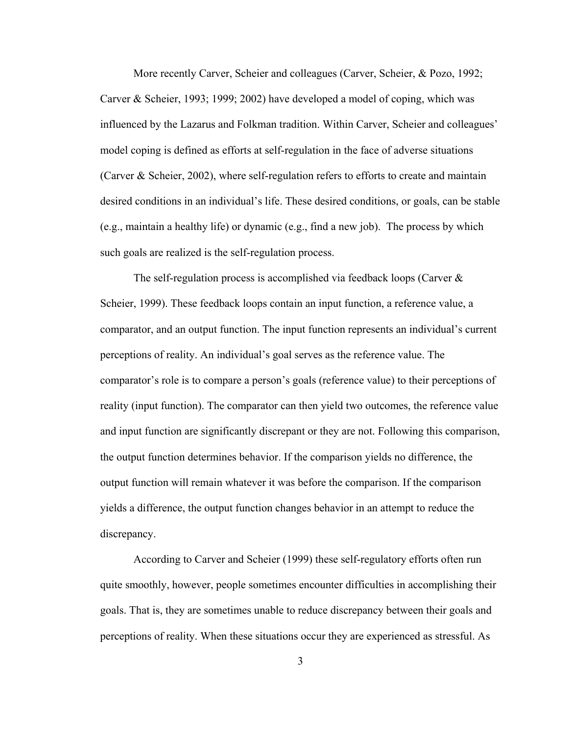More recently Carver, Scheier and colleagues (Carver, Scheier, & Pozo, 1992; Carver & Scheier, 1993; 1999; 2002) have developed a model of coping, which was influenced by the Lazarus and Folkman tradition. Within Carver, Scheier and colleagues' model coping is defined as efforts at self-regulation in the face of adverse situations (Carver & Scheier, 2002), where self-regulation refers to efforts to create and maintain desired conditions in an individual's life. These desired conditions, or goals, can be stable (e.g., maintain a healthy life) or dynamic (e.g., find a new job). The process by which such goals are realized is the self-regulation process.

The self-regulation process is accomplished via feedback loops (Carver & Scheier, 1999). These feedback loops contain an input function, a reference value, a comparator, and an output function. The input function represents an individual's current perceptions of reality. An individual's goal serves as the reference value. The comparator's role is to compare a person's goals (reference value) to their perceptions of reality (input function). The comparator can then yield two outcomes, the reference value and input function are significantly discrepant or they are not. Following this comparison, the output function determines behavior. If the comparison yields no difference, the output function will remain whatever it was before the comparison. If the comparison yields a difference, the output function changes behavior in an attempt to reduce the discrepancy.

According to Carver and Scheier (1999) these self-regulatory efforts often run quite smoothly, however, people sometimes encounter difficulties in accomplishing their goals. That is, they are sometimes unable to reduce discrepancy between their goals and perceptions of reality. When these situations occur they are experienced as stressful. As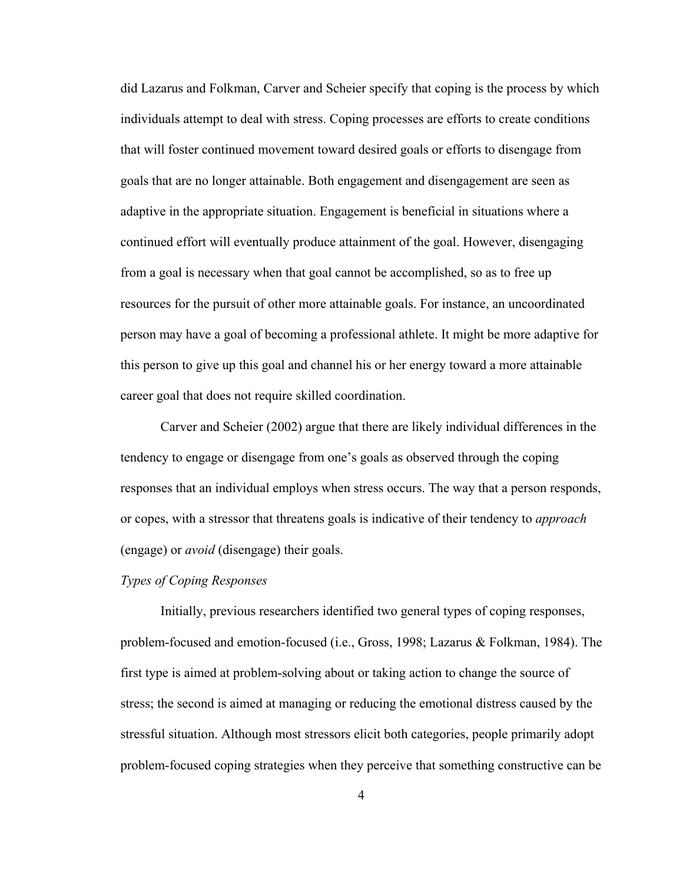did Lazarus and Folkman, Carver and Scheier specify that coping is the process by which individuals attempt to deal with stress. Coping processes are efforts to create conditions that will foster continued movement toward desired goals or efforts to disengage from goals that are no longer attainable. Both engagement and disengagement are seen as adaptive in the appropriate situation. Engagement is beneficial in situations where a continued effort will eventually produce attainment of the goal. However, disengaging from a goal is necessary when that goal cannot be accomplished, so as to free up resources for the pursuit of other more attainable goals. For instance, an uncoordinated person may have a goal of becoming a professional athlete. It might be more adaptive for this person to give up this goal and channel his or her energy toward a more attainable career goal that does not require skilled coordination.

Carver and Scheier (2002) argue that there are likely individual differences in the tendency to engage or disengage from one's goals as observed through the coping responses that an individual employs when stress occurs. The way that a person responds, or copes, with a stressor that threatens goals is indicative of their tendency to *approach* (engage) or *avoid* (disengage) their goals.

*Types of Coping Responses*

Initially, previous researchers identified two general types of coping responses, problem-focused and emotion-focused (i.e., Gross, 1998; Lazarus & Folkman, 1984). The first type is aimed at problem-solving about or taking action to change the source of stress; the second is aimed at managing or reducing the emotional distress caused by the stressful situation. Although most stressors elicit both categories, people primarily adopt problem-focused coping strategies when they perceive that something constructive can be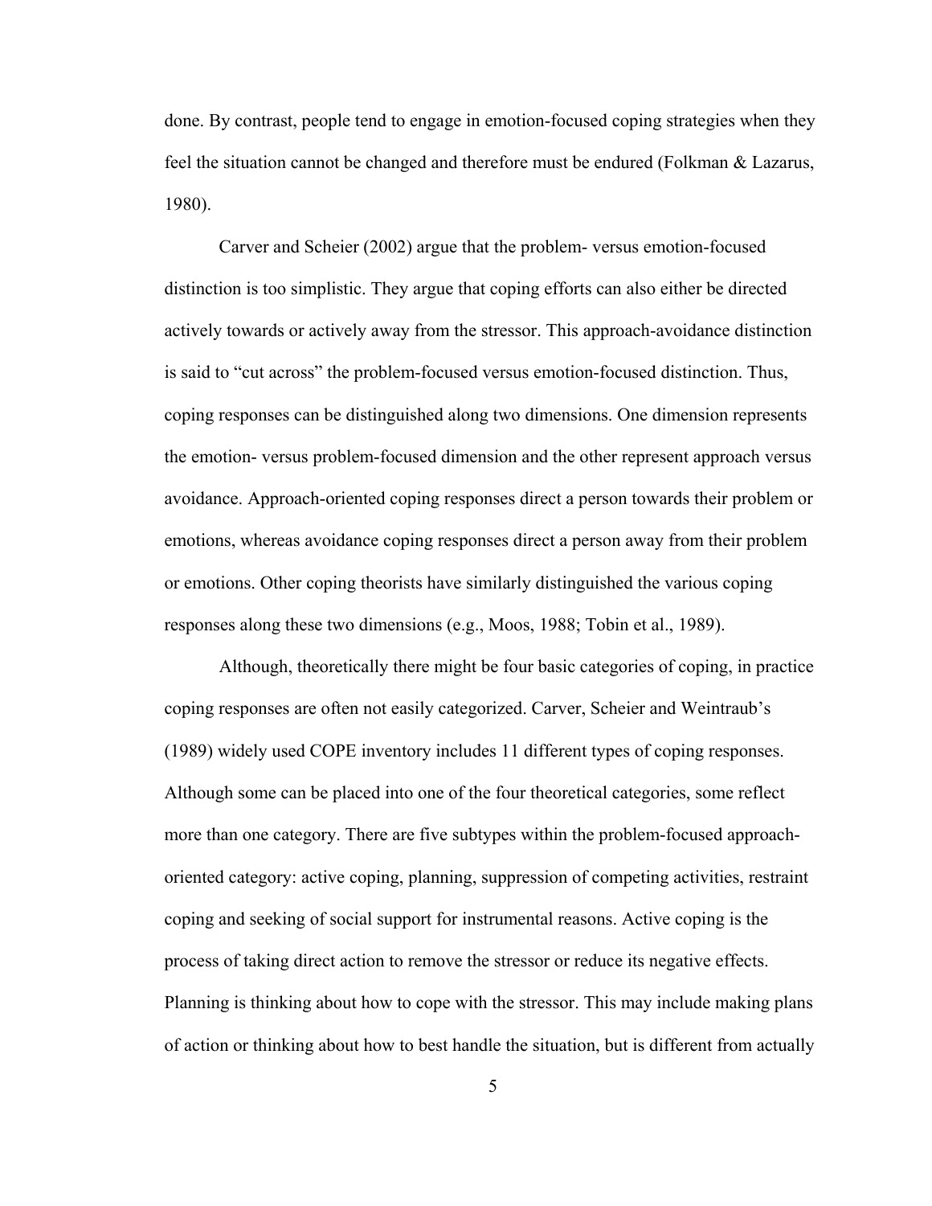done. By contrast, people tend to engage in emotion-focused coping strategies when they feel the situation cannot be changed and therefore must be endured (Folkman & Lazarus, 1980).

Carver and Scheier (2002) argue that the problem- versus emotion-focused distinction is too simplistic. They argue that coping efforts can also either be directed actively towards or actively away from the stressor. This approach-avoidance distinction is said to "cut across" the problem-focused versus emotion-focused distinction. Thus, coping responses can be distinguished along two dimensions. One dimension represents the emotion- versus problem-focused dimension and the other represent approach versus avoidance. Approach-oriented coping responses direct a person towards their problem or emotions, whereas avoidance coping responses direct a person away from their problem or emotions. Other coping theorists have similarly distinguished the various coping responses along these two dimensions (e.g., Moos, 1988; Tobin et al., 1989).

Although, theoretically there might be four basic categories of coping, in practice coping responses are often not easily categorized. Carver, Scheier and Weintraub's (1989) widely used COPE inventory includes 11 different types of coping responses. Although some can be placed into one of the four theoretical categories, some reflect more than one category. There are five subtypes within the problem-focused approach-oriented category: active coping, planning, suppression of competing activities, restraint coping and seeking of social support for instrumental reasons. Active coping is the process of taking direct action to remove the stressor or reduce its negative effects. Planning is thinking about how to cope with the stressor. This may include making plans of action or thinking about how to best handle the situation, but is different from actually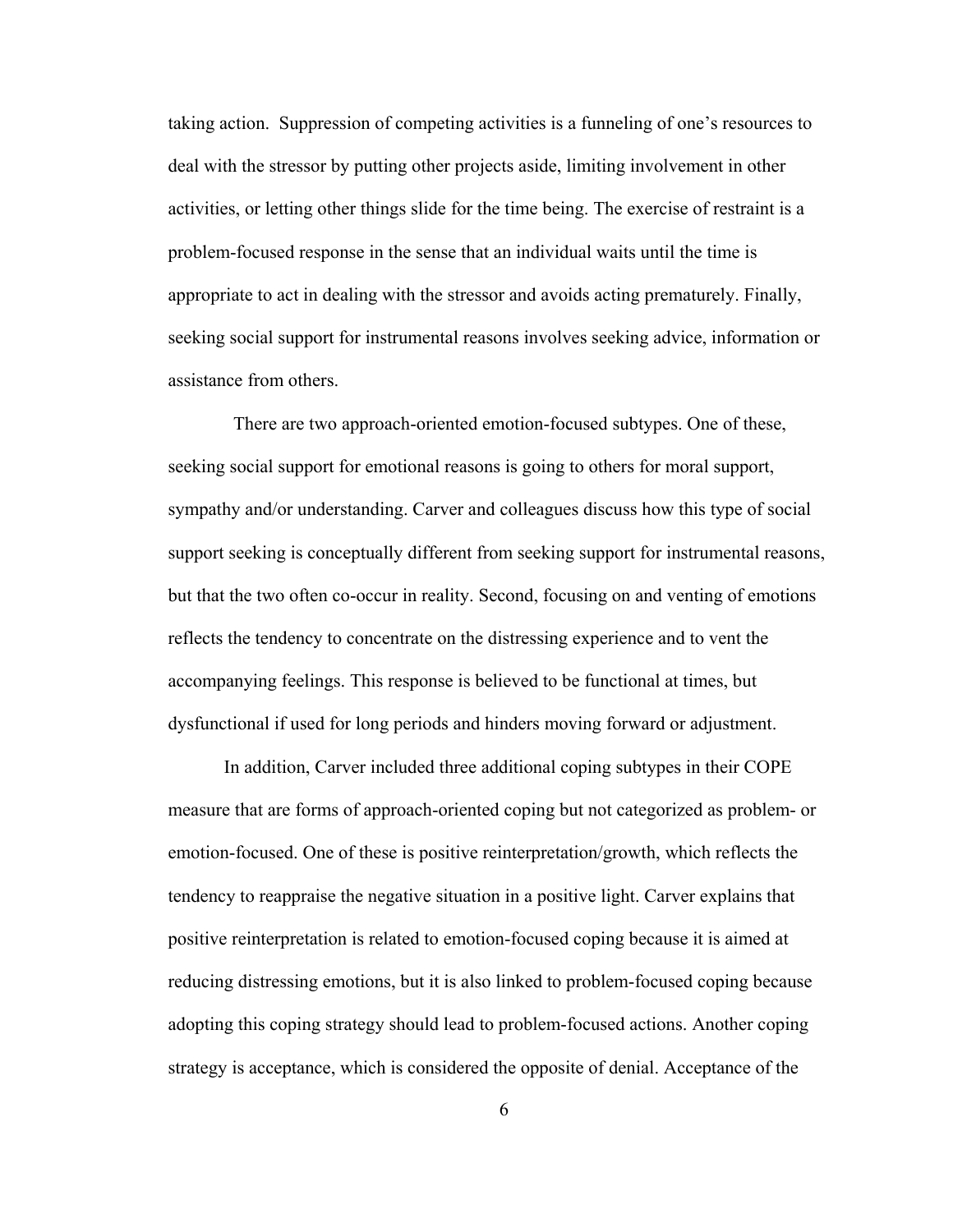taking action. Suppression of competing activities is a funneling of one's resources to deal with the stressor by putting other projects aside, limiting involvement in other activities, or letting other things slide for the time being. The exercise of restraint is a problem-focused response in the sense that an individual waits until the time is appropriate to act in dealing with the stressor and avoids acting prematurely. Finally, seeking social support for instrumental reasons involves seeking advice, information or assistance from others.

There are two approach-oriented emotion-focused subtypes. One of these, seeking social support for emotional reasons is going to others for moral support, sympathy and/or understanding. Carver and colleagues discuss how this type of social support seeking is conceptually different from seeking support for instrumental reasons, but that the two often co-occur in reality. Second, focusing on and venting of emotions reflects the tendency to concentrate on the distressing experience and to vent the accompanying feelings. This response is believed to be functional at times, but dysfunctional if used for long periods and hinders moving forward or adjustment.

In addition, Carver included three additional coping subtypes in their COPE measure that are forms of approach-oriented coping but not categorized as problem- or emotion-focused. One of these is positive reinterpretation/growth, which reflects the tendency to reappraise the negative situation in a positive light. Carver explains that positive reinterpretation is related to emotion-focused coping because it is aimed at reducing distressing emotions, but it is also linked to problem-focused coping because adopting this coping strategy should lead to problem-focused actions. Another coping strategy is acceptance, which is considered the opposite of denial. Acceptance of the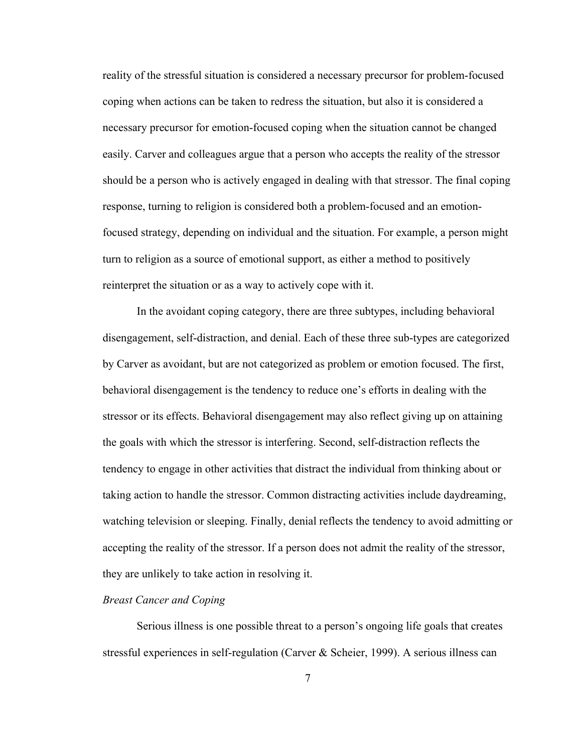reality of the stressful situation is considered a necessary precursor for problem-focused coping when actions can be taken to redress the situation, but also it is considered a necessary precursor for emotion-focused coping when the situation cannot be changed easily. Carver and colleagues argue that a person who accepts the reality of the stressor should be a person who is actively engaged in dealing with that stressor. The final coping response, turning to religion is considered both a problem-focused and an emotion-focused strategy, depending on individual and the situation. For example, a person might turn to religion as a source of emotional support, as either a method to positively reinterpret the situation or as a way to actively cope with it.

In the avoidant coping category, there are three subtypes, including behavioral disengagement, self-distraction, and denial. Each of these three sub-types are categorized by Carver as avoidant, but are not categorized as problem or emotion focused. The first, behavioral disengagement is the tendency to reduce one's efforts in dealing with the stressor or its effects. Behavioral disengagement may also reflect giving up on attaining the goals with which the stressor is interfering. Second, self-distraction reflects the tendency to engage in other activities that distract the individual from thinking about or taking action to handle the stressor. Common distracting activities include daydreaming, watching television or sleeping. Finally, denial reflects the tendency to avoid admitting or accepting the reality of the stressor. If a person does not admit the reality of the stressor, they are unlikely to take action in resolving it.

*Breast Cancer and Coping*

Serious illness is one possible threat to a person's ongoing life goals that creates stressful experiences in self-regulation (Carver & Scheier, 1999). A serious illness can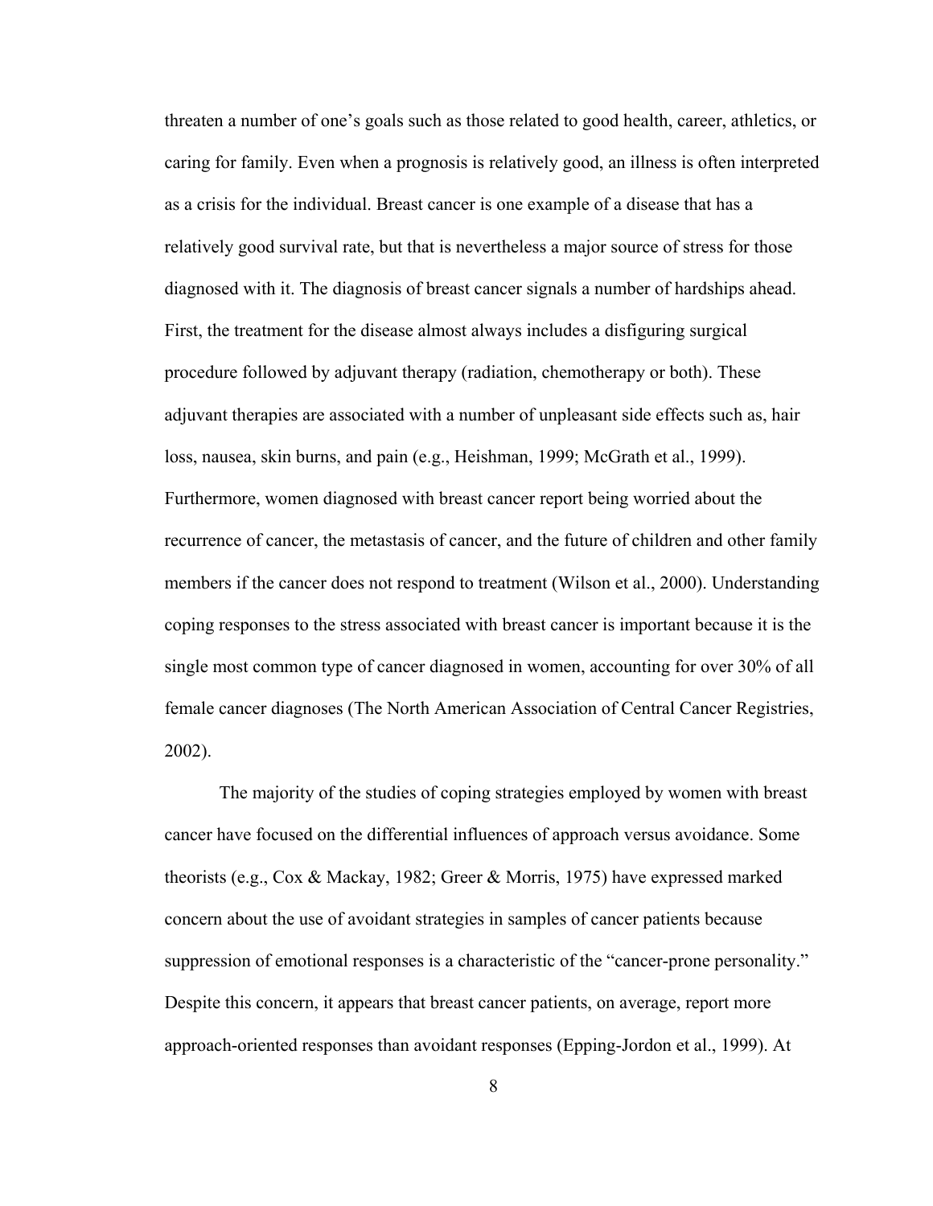threaten a number of one's goals such as those related to good health, career, athletics, or caring for family. Even when a prognosis is relatively good, an illness is often interpreted as a crisis for the individual. Breast cancer is one example of a disease that has a relatively good survival rate, but that is nevertheless a major source of stress for those diagnosed with it. The diagnosis of breast cancer signals a number of hardships ahead. First, the treatment for the disease almost always includes a disfiguring surgical procedure followed by adjuvant therapy (radiation, chemotherapy or both). These adjuvant therapies are associated with a number of unpleasant side effects such as, hair loss, nausea, skin burns, and pain (e.g., Heishman, 1999; McGrath et al., 1999). Furthermore, women diagnosed with breast cancer report being worried about the recurrence of cancer, the metastasis of cancer, and the future of children and other family members if the cancer does not respond to treatment (Wilson et al., 2000). Understanding coping responses to the stress associated with breast cancer is important because it is the single most common type of cancer diagnosed in women, accounting for over 30% of all female cancer diagnoses (The North American Association of Central Cancer Registries, 2002).

The majority of the studies of coping strategies employed by women with breast cancer have focused on the differential influences of approach versus avoidance. Some theorists (e.g., Cox & Mackay, 1982; Greer & Morris, 1975) have expressed marked concern about the use of avoidant strategies in samples of cancer patients because suppression of emotional responses is a characteristic of the "cancer-prone personality." Despite this concern, it appears that breast cancer patients, on average, report more approach-oriented responses than avoidant responses (Epping-Jordon et al., 1999). At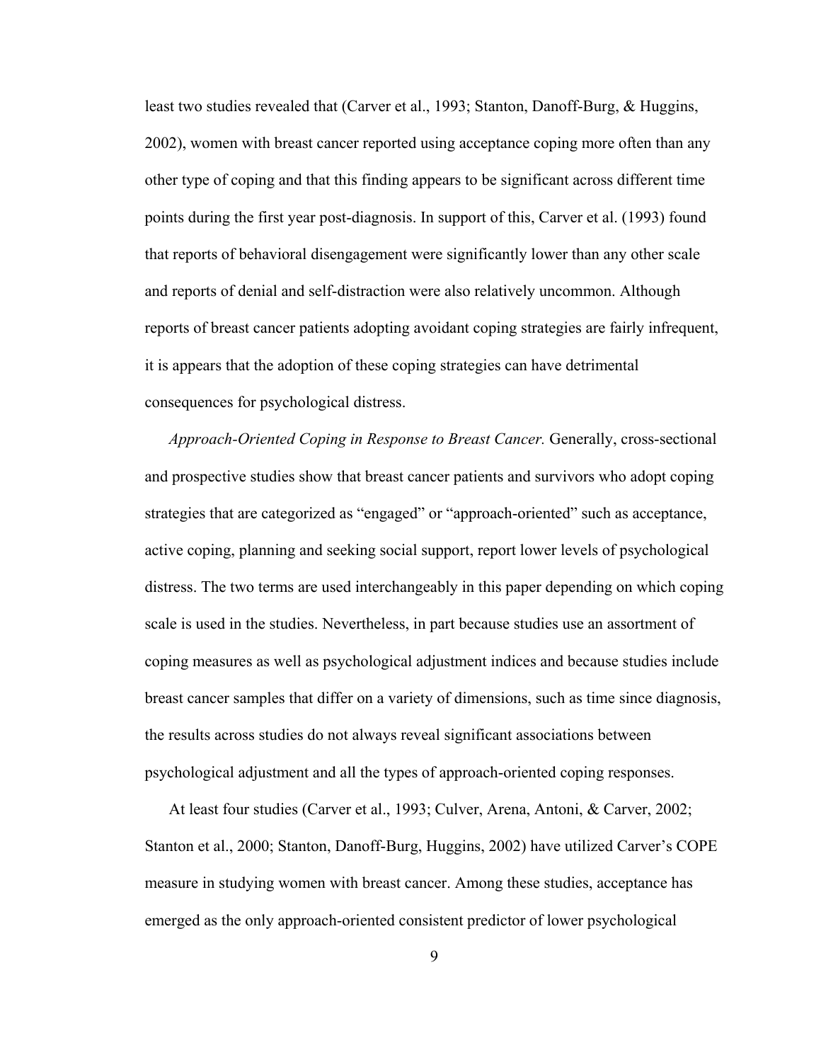least two studies revealed that (Carver et al., 1993; Stanton, Danoff-Burg, & Huggins, 2002), women with breast cancer reported using acceptance coping more often than any other type of coping and that this finding appears to be significant across different time points during the first year post-diagnosis. In support of this, Carver et al. (1993) found that reports of behavioral disengagement were significantly lower than any other scale and reports of denial and self-distraction were also relatively uncommon. Although reports of breast cancer patients adopting avoidant coping strategies are fairly infrequent, it is appears that the adoption of these coping strategies can have detrimental consequences for psychological distress.

*Approach-Oriented Coping in Response to Breast Cancer.* Generally, cross-sectional and prospective studies show that breast cancer patients and survivors who adopt coping strategies that are categorized as "engaged" or "approach-oriented" such as acceptance, active coping, planning and seeking social support, report lower levels of psychological distress. The two terms are used interchangeably in this paper depending on which coping scale is used in the studies. Nevertheless, in part because studies use an assortment of coping measures as well as psychological adjustment indices and because studies include breast cancer samples that differ on a variety of dimensions, such as time since diagnosis, the results across studies do not always reveal significant associations between psychological adjustment and all the types of approach-oriented coping responses.

At least four studies (Carver et al., 1993; Culver, Arena, Antoni, & Carver, 2002; Stanton et al., 2000; Stanton, Danoff-Burg, Huggins, 2002) have utilized Carver's COPE measure in studying women with breast cancer. Among these studies, acceptance has emerged as the only approach-oriented consistent predictor of lower psychological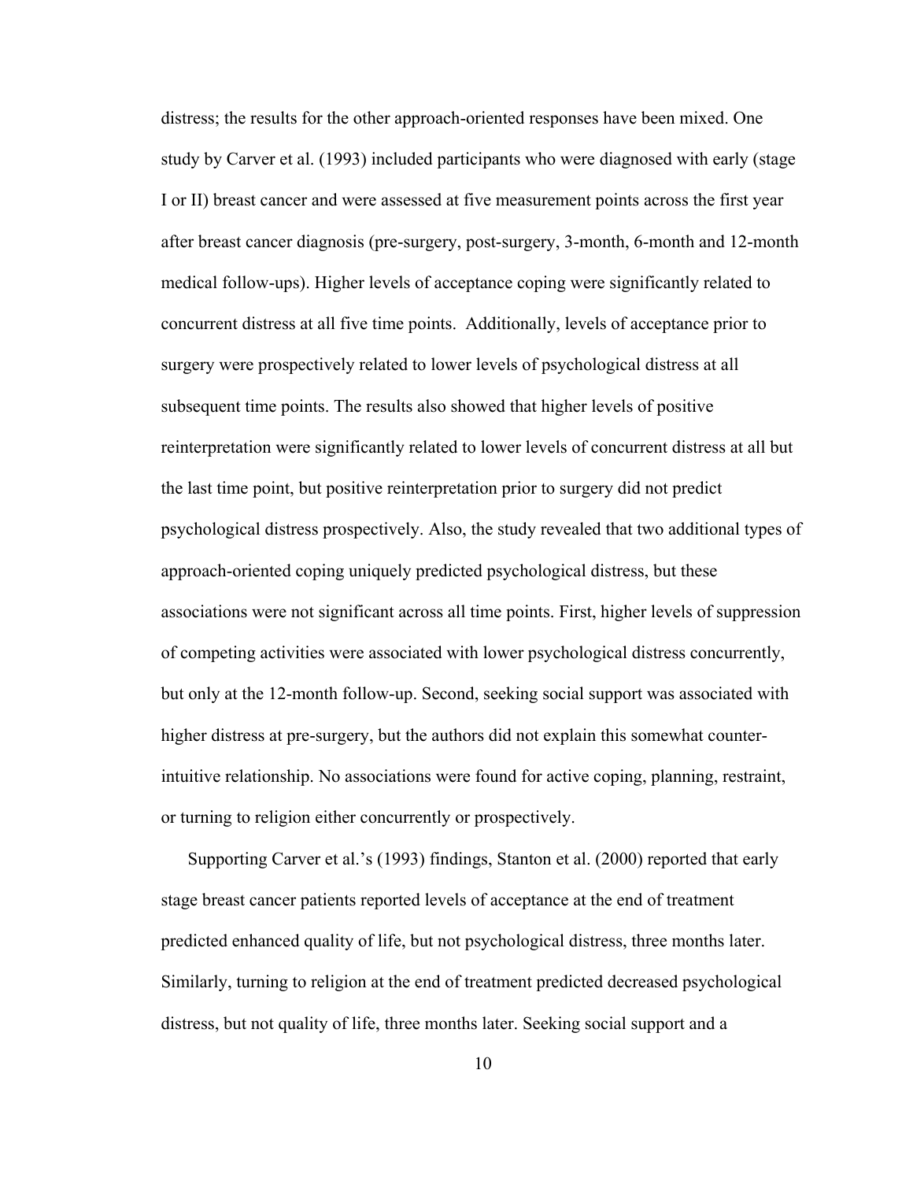distress; the results for the other approach-oriented responses have been mixed. One study by Carver et al. (1993) included participants who were diagnosed with early (stage I or II) breast cancer and were assessed at five measurement points across the first year after breast cancer diagnosis (pre-surgery, post-surgery, 3-month, 6-month and 12-month medical follow-ups). Higher levels of acceptance coping were significantly related to concurrent distress at all five time points. Additionally, levels of acceptance prior to surgery were prospectively related to lower levels of psychological distress at all subsequent time points. The results also showed that higher levels of positive reinterpretation were significantly related to lower levels of concurrent distress at all but the last time point, but positive reinterpretation prior to surgery did not predict psychological distress prospectively. Also, the study revealed that two additional types of approach-oriented coping uniquely predicted psychological distress, but these associations were not significant across all time points. First, higher levels of suppression of competing activities were associated with lower psychological distress concurrently, but only at the 12-month follow-up. Second, seeking social support was associated with higher distress at pre-surgery, but the authors did not explain this somewhat counter-intuitive relationship. No associations were found for active coping, planning, restraint, or turning to religion either concurrently or prospectively.

Supporting Carver et al.'s (1993) findings, Stanton et al. (2000) reported that early stage breast cancer patients reported levels of acceptance at the end of treatment predicted enhanced quality of life, but not psychological distress, three months later. Similarly, turning to religion at the end of treatment predicted decreased psychological distress, but not quality of life, three months later. Seeking social support and a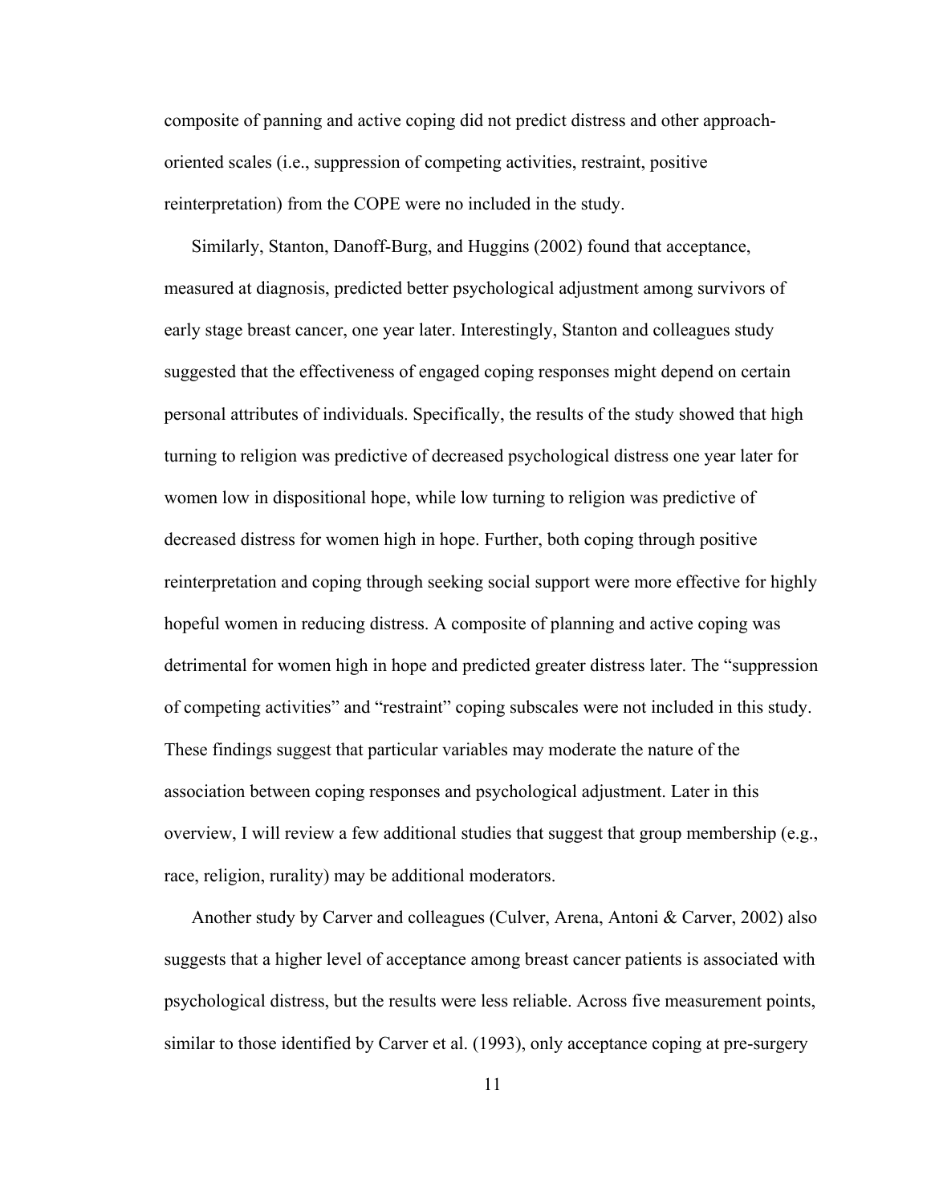composite of panning and active coping did not predict distress and other approach-oriented scales (i.e., suppression of competing activities, restraint, positive reinterpretation) from the COPE were no included in the study.

Similarly, Stanton, Danoff-Burg, and Huggins (2002) found that acceptance, measured at diagnosis, predicted better psychological adjustment among survivors of early stage breast cancer, one year later. Interestingly, Stanton and colleagues study suggested that the effectiveness of engaged coping responses might depend on certain personal attributes of individuals. Specifically, the results of the study showed that high turning to religion was predictive of decreased psychological distress one year later for women low in dispositional hope, while low turning to religion was predictive of decreased distress for women high in hope. Further, both coping through positive reinterpretation and coping through seeking social support were more effective for highly hopeful women in reducing distress. A composite of planning and active coping was detrimental for women high in hope and predicted greater distress later. The "suppression of competing activities" and "restraint" coping subscales were not included in this study. These findings suggest that particular variables may moderate the nature of the association between coping responses and psychological adjustment. Later in this overview, I will review a few additional studies that suggest that group membership (e.g., race, religion, rurality) may be additional moderators.

Another study by Carver and colleagues (Culver, Arena, Antoni & Carver, 2002) also suggests that a higher level of acceptance among breast cancer patients is associated with psychological distress, but the results were less reliable. Across five measurement points, similar to those identified by Carver et al. (1993), only acceptance coping at pre-surgery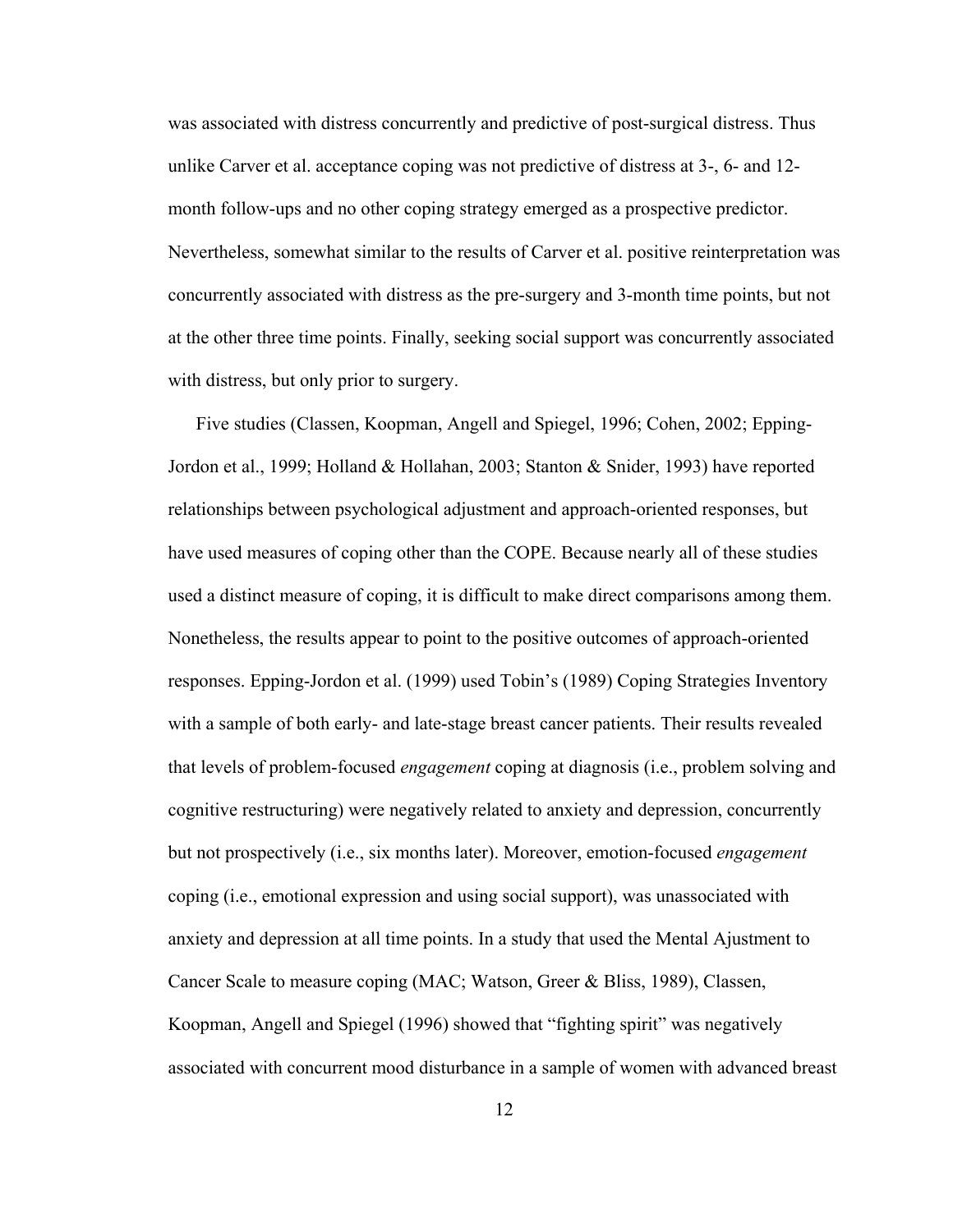was associated with distress concurrently and predictive of post-surgical distress. Thus unlike Carver et al. acceptance coping was not predictive of distress at 3-, 6- and 12-month follow-ups and no other coping strategy emerged as a prospective predictor. Nevertheless, somewhat similar to the results of Carver et al. positive reinterpretation was concurrently associated with distress as the pre-surgery and 3-month time points, but not at the other three time points. Finally, seeking social support was concurrently associated with distress, but only prior to surgery.

Five studies (Classen, Koopman, Angell and Spiegel, 1996; Cohen, 2002; Epping-Jordon et al., 1999; Holland & Hollahan, 2003; Stanton & Snider, 1993) have reported relationships between psychological adjustment and approach-oriented responses, but have used measures of coping other than the COPE. Because nearly all of these studies used a distinct measure of coping, it is difficult to make direct comparisons among them. Nonetheless, the results appear to point to the positive outcomes of approach-oriented responses. Epping-Jordon et al. (1999) used Tobin's (1989) Coping Strategies Inventory with a sample of both early- and late-stage breast cancer patients. Their results revealed that levels of problem-focused *engagement* coping at diagnosis (i.e., problem solving and cognitive restructuring) were negatively related to anxiety and depression, concurrently but not prospectively (i.e., six months later). Moreover, emotion-focused *engagement* coping (i.e., emotional expression and using social support), was unassociated with anxiety and depression at all time points. In a study that used the Mental Ajustment to Cancer Scale to measure coping (MAC; Watson, Greer & Bliss, 1989), Classen, Koopman, Angell and Spiegel (1996) showed that "fighting spirit" was negatively associated with concurrent mood disturbance in a sample of women with advanced breast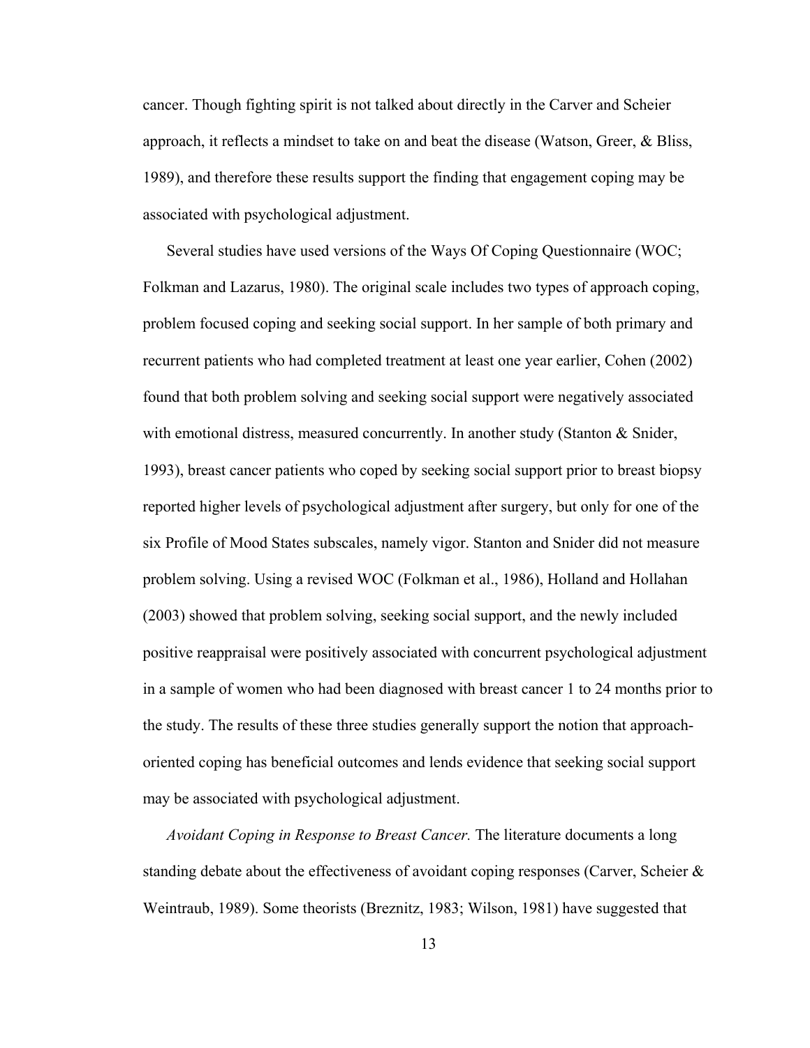cancer. Though fighting spirit is not talked about directly in the Carver and Scheier approach, it reflects a mindset to take on and beat the disease (Watson, Greer, & Bliss, 1989), and therefore these results support the finding that engagement coping may be associated with psychological adjustment.

Several studies have used versions of the Ways Of Coping Questionnaire (WOC; Folkman and Lazarus, 1980). The original scale includes two types of approach coping, problem focused coping and seeking social support. In her sample of both primary and recurrent patients who had completed treatment at least one year earlier, Cohen (2002) found that both problem solving and seeking social support were negatively associated with emotional distress, measured concurrently. In another study (Stanton & Snider, 1993), breast cancer patients who coped by seeking social support prior to breast biopsy reported higher levels of psychological adjustment after surgery, but only for one of the six Profile of Mood States subscales, namely vigor. Stanton and Snider did not measure problem solving. Using a revised WOC (Folkman et al., 1986), Holland and Hollahan (2003) showed that problem solving, seeking social support, and the newly included positive reappraisal were positively associated with concurrent psychological adjustment in a sample of women who had been diagnosed with breast cancer 1 to 24 months prior to the study. The results of these three studies generally support the notion that approach-oriented coping has beneficial outcomes and lends evidence that seeking social support may be associated with psychological adjustment.

*Avoidant Coping in Response to Breast Cancer.* The literature documents a long standing debate about the effectiveness of avoidant coping responses (Carver, Scheier & Weintraub, 1989). Some theorists (Breznitz, 1983; Wilson, 1981) have suggested that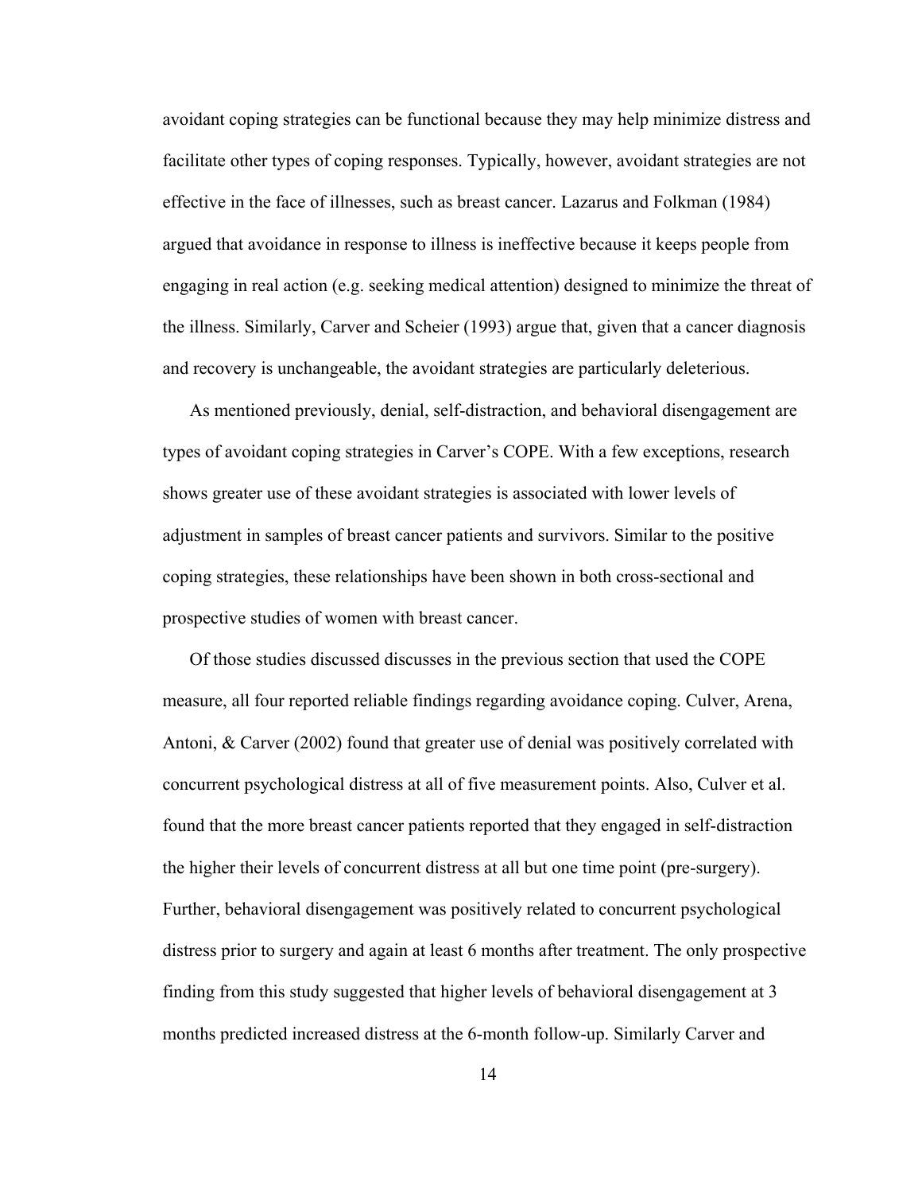avoidant coping strategies can be functional because they may help minimize distress and facilitate other types of coping responses. Typically, however, avoidant strategies are not effective in the face of illnesses, such as breast cancer. Lazarus and Folkman (1984) argued that avoidance in response to illness is ineffective because it keeps people from engaging in real action (e.g. seeking medical attention) designed to minimize the threat of the illness. Similarly, Carver and Scheier (1993) argue that, given that a cancer diagnosis and recovery is unchangeable, the avoidant strategies are particularly deleterious.

As mentioned previously, denial, self-distraction, and behavioral disengagement are types of avoidant coping strategies in Carver's COPE. With a few exceptions, research shows greater use of these avoidant strategies is associated with lower levels of adjustment in samples of breast cancer patients and survivors. Similar to the positive coping strategies, these relationships have been shown in both cross-sectional and prospective studies of women with breast cancer.

Of those studies discussed discusses in the previous section that used the COPE measure, all four reported reliable findings regarding avoidance coping. Culver, Arena, Antoni, & Carver (2002) found that greater use of denial was positively correlated with concurrent psychological distress at all of five measurement points. Also, Culver et al. found that the more breast cancer patients reported that they engaged in self-distraction the higher their levels of concurrent distress at all but one time point (pre-surgery). Further, behavioral disengagement was positively related to concurrent psychological distress prior to surgery and again at least 6 months after treatment. The only prospective finding from this study suggested that higher levels of behavioral disengagement at 3 months predicted increased distress at the 6-month follow-up. Similarly Carver and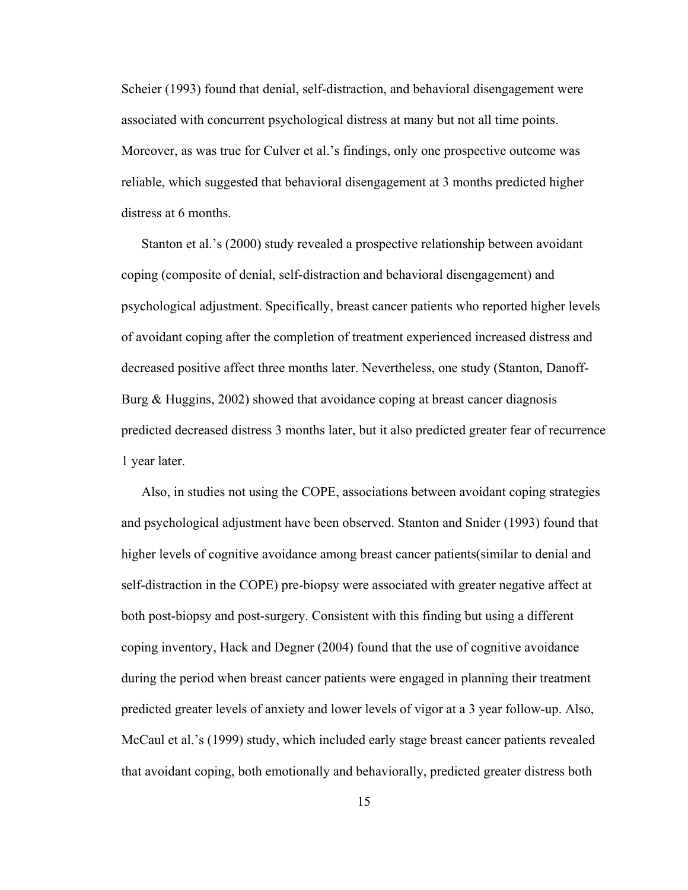Scheier (1993) found that denial, self-distraction, and behavioral disengagement were associated with concurrent psychological distress at many but not all time points. Moreover, as was true for Culver et al.'s findings, only one prospective outcome was reliable, which suggested that behavioral disengagement at 3 months predicted higher distress at 6 months.

Stanton et al.'s (2000) study revealed a prospective relationship between avoidant coping (composite of denial, self-distraction and behavioral disengagement) and psychological adjustment. Specifically, breast cancer patients who reported higher levels of avoidant coping after the completion of treatment experienced increased distress and decreased positive affect three months later. Nevertheless, one study (Stanton, Danoff-Burg & Huggins, 2002) showed that avoidance coping at breast cancer diagnosis predicted decreased distress 3 months later, but it also predicted greater fear of recurrence 1 year later.

Also, in studies not using the COPE, associations between avoidant coping strategies and psychological adjustment have been observed. Stanton and Snider (1993) found that higher levels of cognitive avoidance among breast cancer patients(similar to denial and self-distraction in the COPE) pre-biopsy were associated with greater negative affect at both post-biopsy and post-surgery. Consistent with this finding but using a different coping inventory, Hack and Degner (2004) found that the use of cognitive avoidance during the period when breast cancer patients were engaged in planning their treatment predicted greater levels of anxiety and lower levels of vigor at a 3 year follow-up. Also, McCaul et al.'s (1999) study, which included early stage breast cancer patients revealed that avoidant coping, both emotionally and behaviorally, predicted greater distress both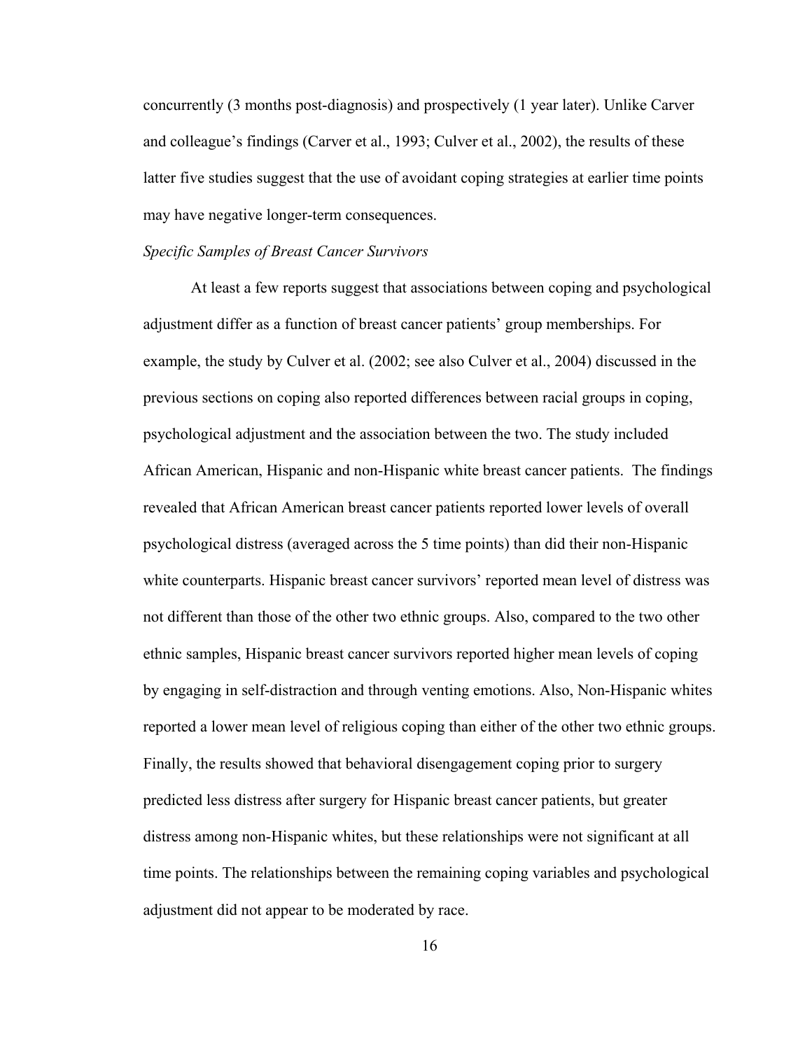concurrently (3 months post-diagnosis) and prospectively (1 year later). Unlike Carver and colleague's findings (Carver et al., 1993; Culver et al., 2002), the results of these latter five studies suggest that the use of avoidant coping strategies at earlier time points may have negative longer-term consequences.

### *Specific Samples of Breast Cancer Survivors*

At least a few reports suggest that associations between coping and psychological adjustment differ as a function of breast cancer patients' group memberships. For example, the study by Culver et al. (2002; see also Culver et al., 2004) discussed in the previous sections on coping also reported differences between racial groups in coping, psychological adjustment and the association between the two. The study included African American, Hispanic and non-Hispanic white breast cancer patients. The findings revealed that African American breast cancer patients reported lower levels of overall psychological distress (averaged across the 5 time points) than did their non-Hispanic white counterparts. Hispanic breast cancer survivors' reported mean level of distress was not different than those of the other two ethnic groups. Also, compared to the two other ethnic samples, Hispanic breast cancer survivors reported higher mean levels of coping by engaging in self-distraction and through venting emotions. Also, Non-Hispanic whites reported a lower mean level of religious coping than either of the other two ethnic groups. Finally, the results showed that behavioral disengagement coping prior to surgery predicted less distress after surgery for Hispanic breast cancer patients, but greater distress among non-Hispanic whites, but these relationships were not significant at all time points. The relationships between the remaining coping variables and psychological adjustment did not appear to be moderated by race.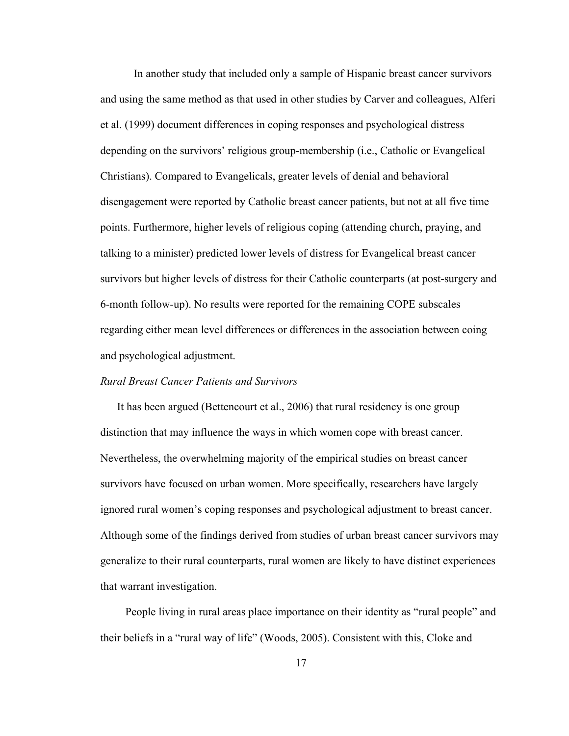In another study that included only a sample of Hispanic breast cancer survivors and using the same method as that used in other studies by Carver and colleagues, Alferi et al. (1999) document differences in coping responses and psychological distress depending on the survivors' religious group-membership (i.e., Catholic or Evangelical Christians). Compared to Evangelicals, greater levels of denial and behavioral disengagement were reported by Catholic breast cancer patients, but not at all five time points. Furthermore, higher levels of religious coping (attending church, praying, and talking to a minister) predicted lower levels of distress for Evangelical breast cancer survivors but higher levels of distress for their Catholic counterparts (at post-surgery and 6-month follow-up). No results were reported for the remaining COPE subscales regarding either mean level differences or differences in the association between coing and psychological adjustment.

*Rural Breast Cancer Patients and Survivors*

It has been argued (Bettencourt et al., 2006) that rural residency is one group distinction that may influence the ways in which women cope with breast cancer. Nevertheless, the overwhelming majority of the empirical studies on breast cancer survivors have focused on urban women. More specifically, researchers have largely ignored rural women's coping responses and psychological adjustment to breast cancer. Although some of the findings derived from studies of urban breast cancer survivors may generalize to their rural counterparts, rural women are likely to have distinct experiences that warrant investigation.

People living in rural areas place importance on their identity as "rural people" and their beliefs in a "rural way of life" (Woods, 2005). Consistent with this, Cloke and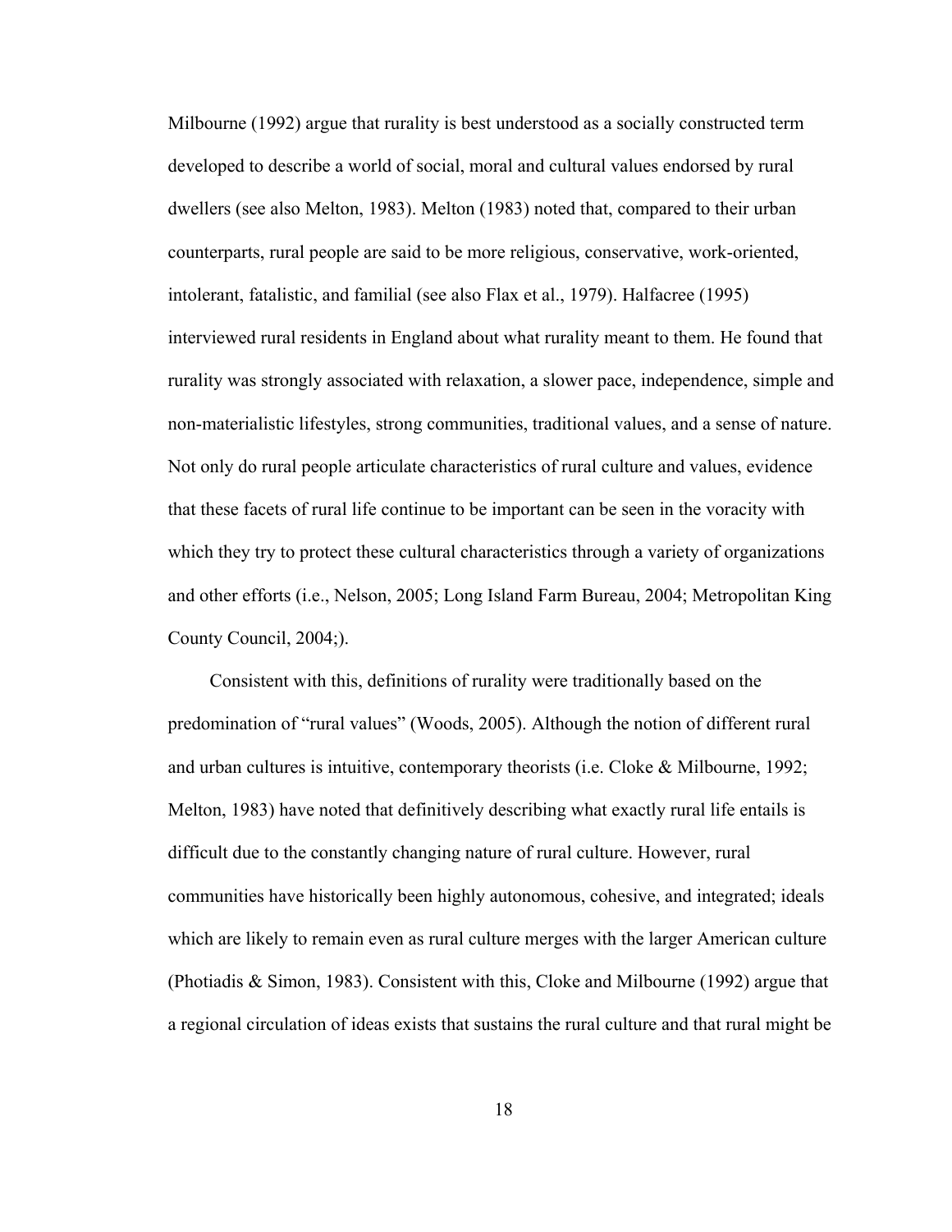Milbourne (1992) argue that rurality is best understood as a socially constructed term developed to describe a world of social, moral and cultural values endorsed by rural dwellers (see also Melton, 1983). Melton (1983) noted that, compared to their urban counterparts, rural people are said to be more religious, conservative, work-oriented, intolerant, fatalistic, and familial (see also Flax et al., 1979). Halfacree (1995) interviewed rural residents in England about what rurality meant to them. He found that rurality was strongly associated with relaxation, a slower pace, independence, simple and non-materialistic lifestyles, strong communities, traditional values, and a sense of nature. Not only do rural people articulate characteristics of rural culture and values, evidence that these facets of rural life continue to be important can be seen in the voracity with which they try to protect these cultural characteristics through a variety of organizations and other efforts (i.e., Nelson, 2005; Long Island Farm Bureau, 2004; Metropolitan King County Council, 2004;).

Consistent with this, definitions of rurality were traditionally based on the predomination of "rural values" (Woods, 2005). Although the notion of different rural and urban cultures is intuitive, contemporary theorists (i.e. Cloke & Milbourne, 1992; Melton, 1983) have noted that definitively describing what exactly rural life entails is difficult due to the constantly changing nature of rural culture. However, rural communities have historically been highly autonomous, cohesive, and integrated; ideals which are likely to remain even as rural culture merges with the larger American culture (Photiadis & Simon, 1983). Consistent with this, Cloke and Milbourne (1992) argue that a regional circulation of ideas exists that sustains the rural culture and that rural might be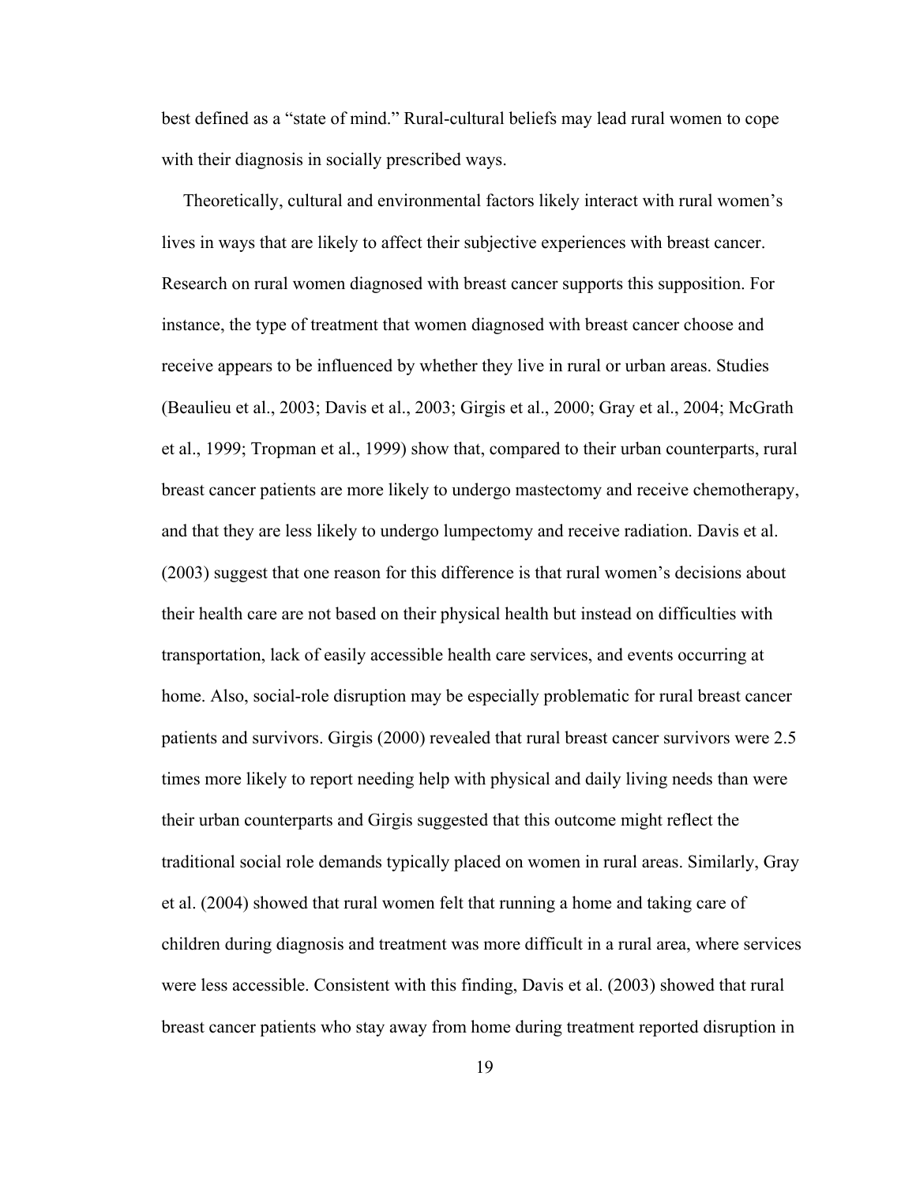best defined as a "state of mind." Rural-cultural beliefs may lead rural women to cope with their diagnosis in socially prescribed ways.

Theoretically, cultural and environmental factors likely interact with rural women's lives in ways that are likely to affect their subjective experiences with breast cancer. Research on rural women diagnosed with breast cancer supports this supposition. For instance, the type of treatment that women diagnosed with breast cancer choose and receive appears to be influenced by whether they live in rural or urban areas. Studies (Beaulieu et al., 2003; Davis et al., 2003; Girgis et al., 2000; Gray et al., 2004; McGrath et al., 1999; Tropman et al., 1999) show that, compared to their urban counterparts, rural breast cancer patients are more likely to undergo mastectomy and receive chemotherapy, and that they are less likely to undergo lumpectomy and receive radiation. Davis et al. (2003) suggest that one reason for this difference is that rural women's decisions about their health care are not based on their physical health but instead on difficulties with transportation, lack of easily accessible health care services, and events occurring at home. Also, social-role disruption may be especially problematic for rural breast cancer patients and survivors. Girgis (2000) revealed that rural breast cancer survivors were 2.5 times more likely to report needing help with physical and daily living needs than were their urban counterparts and Girgis suggested that this outcome might reflect the traditional social role demands typically placed on women in rural areas. Similarly, Gray et al. (2004) showed that rural women felt that running a home and taking care of children during diagnosis and treatment was more difficult in a rural area, where services were less accessible. Consistent with this finding, Davis et al. (2003) showed that rural breast cancer patients who stay away from home during treatment reported disruption in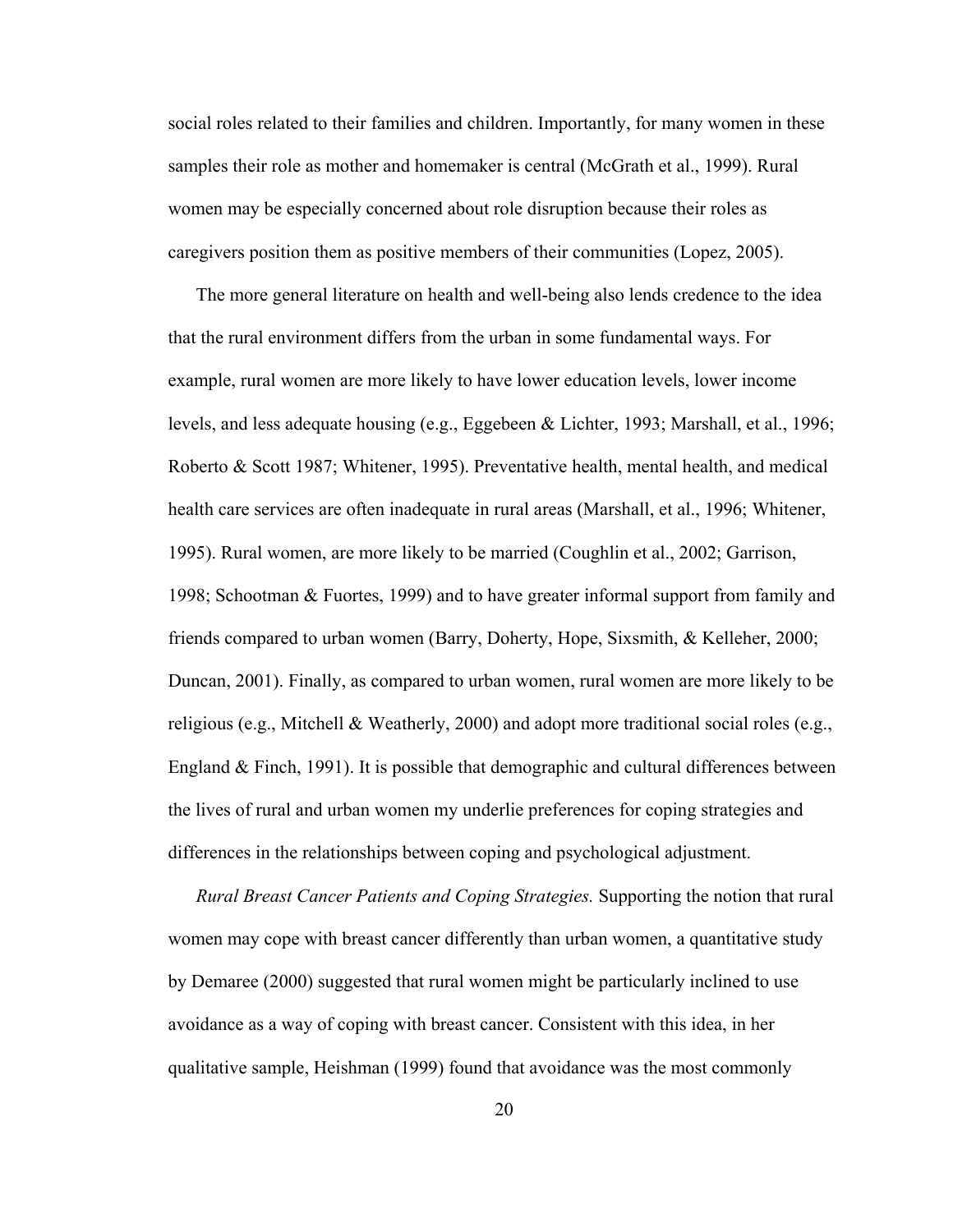social roles related to their families and children. Importantly, for many women in these samples their role as mother and homemaker is central (McGrath et al., 1999). Rural women may be especially concerned about role disruption because their roles as caregivers position them as positive members of their communities (Lopez, 2005).

The more general literature on health and well-being also lends credence to the idea that the rural environment differs from the urban in some fundamental ways. For example, rural women are more likely to have lower education levels, lower income levels, and less adequate housing (e.g., Eggebeen & Lichter, 1993; Marshall, et al., 1996; Roberto & Scott 1987; Whitener, 1995). Preventative health, mental health, and medical health care services are often inadequate in rural areas (Marshall, et al., 1996; Whitener, 1995). Rural women, are more likely to be married (Coughlin et al., 2002; Garrison, 1998; Schootman & Fuortes, 1999) and to have greater informal support from family and friends compared to urban women (Barry, Doherty, Hope, Sixsmith, & Kelleher, 2000; Duncan, 2001). Finally, as compared to urban women, rural women are more likely to be religious (e.g., Mitchell & Weatherly, 2000) and adopt more traditional social roles (e.g., England & Finch, 1991). It is possible that demographic and cultural differences between the lives of rural and urban women my underlie preferences for coping strategies and differences in the relationships between coping and psychological adjustment.

*Rural Breast Cancer Patients and Coping Strategies.* Supporting the notion that rural women may cope with breast cancer differently than urban women, a quantitative study by Demaree (2000) suggested that rural women might be particularly inclined to use avoidance as a way of coping with breast cancer. Consistent with this idea, in her qualitative sample, Heishman (1999) found that avoidance was the most commonly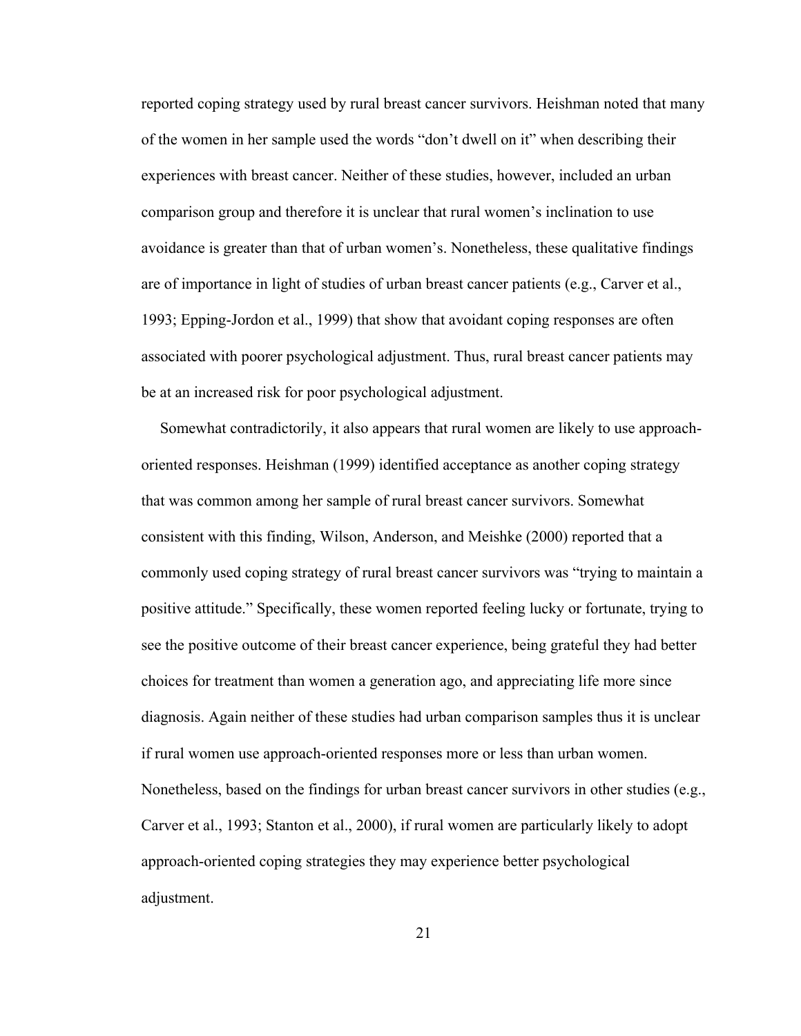reported coping strategy used by rural breast cancer survivors. Heishman noted that many of the women in her sample used the words "don't dwell on it" when describing their experiences with breast cancer. Neither of these studies, however, included an urban comparison group and therefore it is unclear that rural women's inclination to use avoidance is greater than that of urban women's. Nonetheless, these qualitative findings are of importance in light of studies of urban breast cancer patients (e.g., Carver et al., 1993; Epping-Jordon et al., 1999) that show that avoidant coping responses are often associated with poorer psychological adjustment. Thus, rural breast cancer patients may be at an increased risk for poor psychological adjustment.

Somewhat contradictorily, it also appears that rural women are likely to use approach-oriented responses. Heishman (1999) identified acceptance as another coping strategy that was common among her sample of rural breast cancer survivors. Somewhat consistent with this finding, Wilson, Anderson, and Meishke (2000) reported that a commonly used coping strategy of rural breast cancer survivors was "trying to maintain a positive attitude." Specifically, these women reported feeling lucky or fortunate, trying to see the positive outcome of their breast cancer experience, being grateful they had better choices for treatment than women a generation ago, and appreciating life more since diagnosis. Again neither of these studies had urban comparison samples thus it is unclear if rural women use approach-oriented responses more or less than urban women. Nonetheless, based on the findings for urban breast cancer survivors in other studies (e.g., Carver et al., 1993; Stanton et al., 2000), if rural women are particularly likely to adopt approach-oriented coping strategies they may experience better psychological adjustment.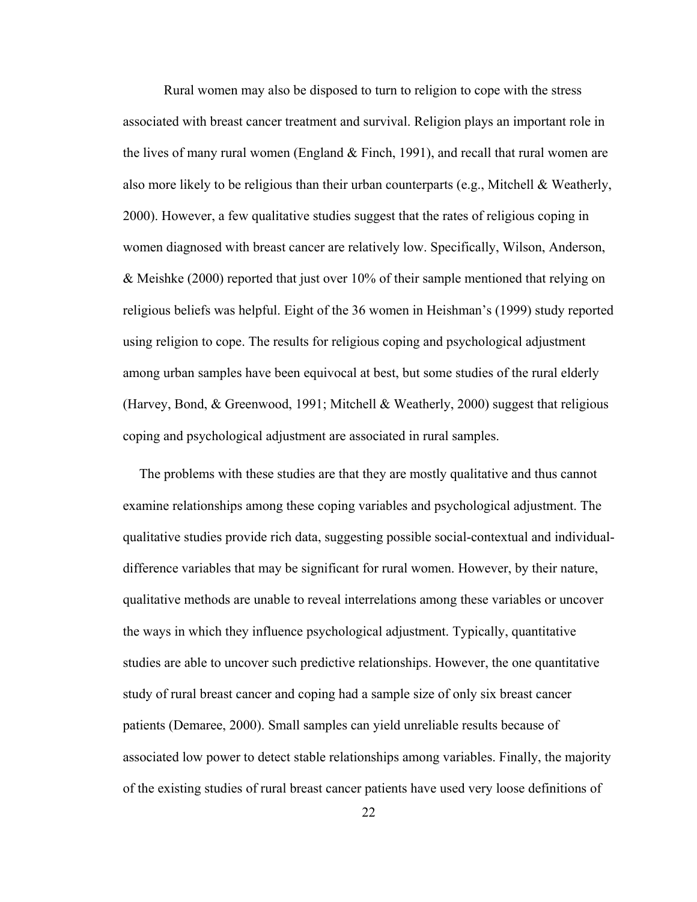Rural women may also be disposed to turn to religion to cope with the stress associated with breast cancer treatment and survival. Religion plays an important role in the lives of many rural women (England & Finch, 1991), and recall that rural women are also more likely to be religious than their urban counterparts (e.g., Mitchell & Weatherly, 2000). However, a few qualitative studies suggest that the rates of religious coping in women diagnosed with breast cancer are relatively low. Specifically, Wilson, Anderson, & Meishke (2000) reported that just over 10% of their sample mentioned that relying on religious beliefs was helpful. Eight of the 36 women in Heishman's (1999) study reported using religion to cope. The results for religious coping and psychological adjustment among urban samples have been equivocal at best, but some studies of the rural elderly (Harvey, Bond, & Greenwood, 1991; Mitchell & Weatherly, 2000) suggest that religious coping and psychological adjustment are associated in rural samples.

The problems with these studies are that they are mostly qualitative and thus cannot examine relationships among these coping variables and psychological adjustment. The qualitative studies provide rich data, suggesting possible social-contextual and individual-difference variables that may be significant for rural women. However, by their nature, qualitative methods are unable to reveal interrelations among these variables or uncover the ways in which they influence psychological adjustment. Typically, quantitative studies are able to uncover such predictive relationships. However, the one quantitative study of rural breast cancer and coping had a sample size of only six breast cancer patients (Demaree, 2000). Small samples can yield unreliable results because of associated low power to detect stable relationships among variables. Finally, the majority of the existing studies of rural breast cancer patients have used very loose definitions of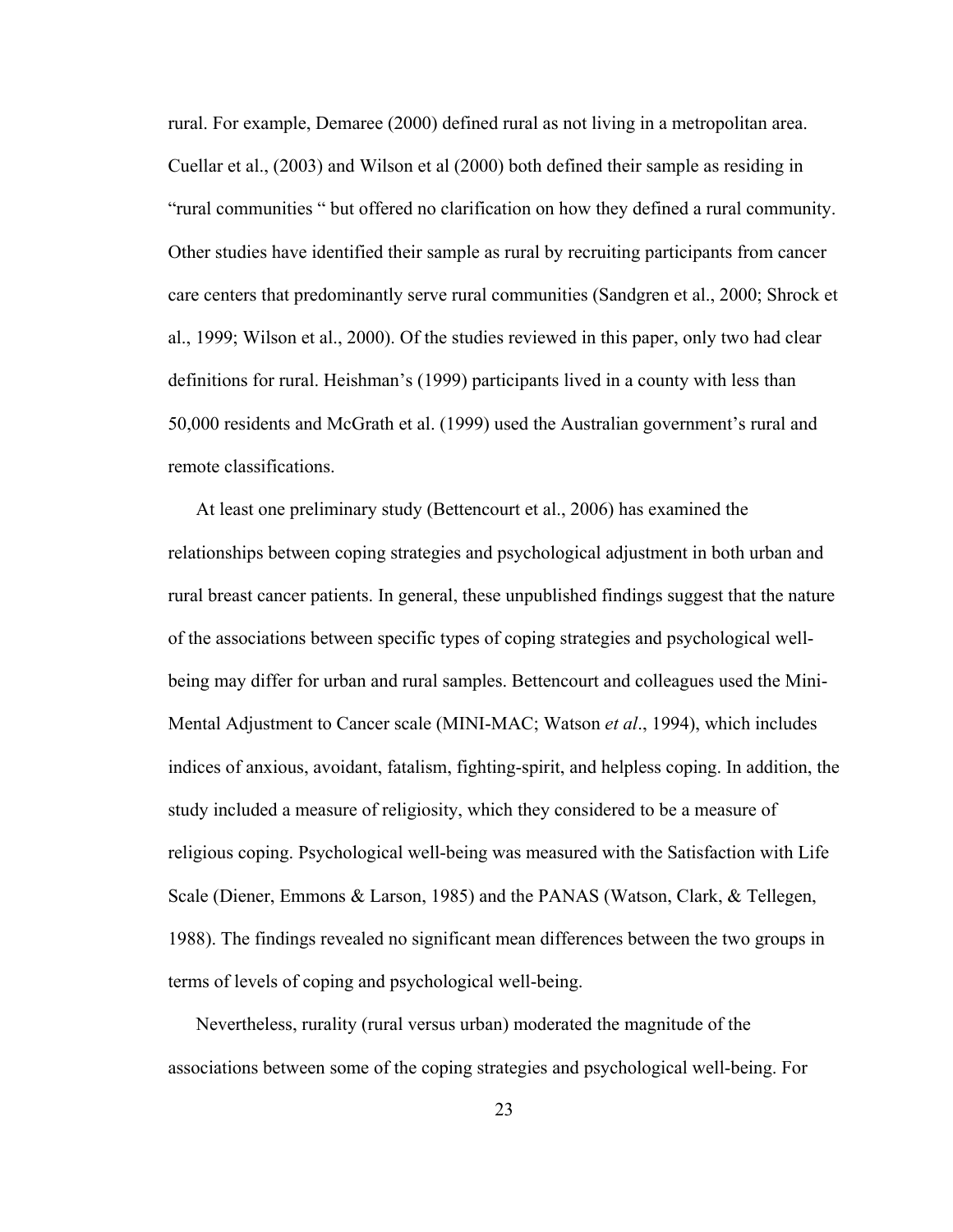rural. For example, Demaree (2000) defined rural as not living in a metropolitan area. Cuellar et al., (2003) and Wilson et al (2000) both defined their sample as residing in "rural communities " but offered no clarification on how they defined a rural community. Other studies have identified their sample as rural by recruiting participants from cancer care centers that predominantly serve rural communities (Sandgren et al., 2000; Shrock et al., 1999; Wilson et al., 2000). Of the studies reviewed in this paper, only two had clear definitions for rural. Heishman's (1999) participants lived in a county with less than 50,000 residents and McGrath et al. (1999) used the Australian government's rural and remote classifications.

At least one preliminary study (Bettencourt et al., 2006) has examined the relationships between coping strategies and psychological adjustment in both urban and rural breast cancer patients. In general, these unpublished findings suggest that the nature of the associations between specific types of coping strategies and psychological well-being may differ for urban and rural samples. Bettencourt and colleagues used the Mini-Mental Adjustment to Cancer scale (MINI-MAC; Watson *et al*., 1994), which includes indices of anxious, avoidant, fatalism, fighting-spirit, and helpless coping. In addition, the study included a measure of religiosity, which they considered to be a measure of religious coping. Psychological well-being was measured with the Satisfaction with Life Scale (Diener, Emmons & Larson, 1985) and the PANAS (Watson, Clark, & Tellegen, 1988). The findings revealed no significant mean differences between the two groups in terms of levels of coping and psychological well-being.

Nevertheless, rurality (rural versus urban) moderated the magnitude of the associations between some of the coping strategies and psychological well-being. For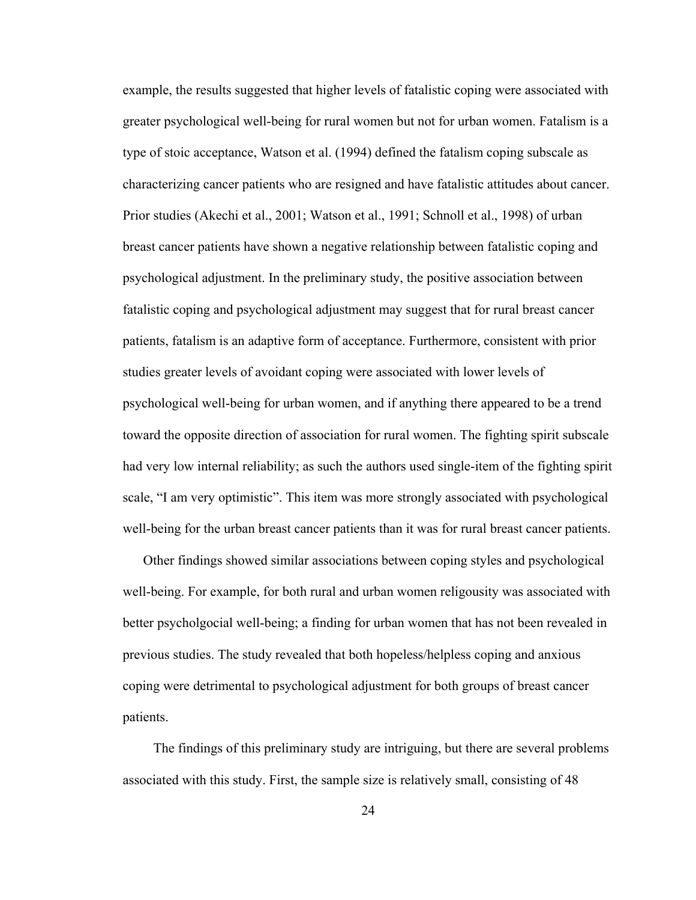example, the results suggested that higher levels of fatalistic coping were associated with greater psychological well-being for rural women but not for urban women. Fatalism is a type of stoic acceptance, Watson et al. (1994) defined the fatalism coping subscale as characterizing cancer patients who are resigned and have fatalistic attitudes about cancer. Prior studies (Akechi et al., 2001; Watson et al., 1991; Schnoll et al., 1998) of urban breast cancer patients have shown a negative relationship between fatalistic coping and psychological adjustment. In the preliminary study, the positive association between fatalistic coping and psychological adjustment may suggest that for rural breast cancer patients, fatalism is an adaptive form of acceptance. Furthermore, consistent with prior studies greater levels of avoidant coping were associated with lower levels of psychological well-being for urban women, and if anything there appeared to be a trend toward the opposite direction of association for rural women. The fighting spirit subscale had very low internal reliability; as such the authors used single-item of the fighting spirit scale, "I am very optimistic". This item was more strongly associated with psychological well-being for the urban breast cancer patients than it was for rural breast cancer patients.

Other findings showed similar associations between coping styles and psychological well-being. For example, for both rural and urban women religousity was associated with better psycholgocial well-being; a finding for urban women that has not been revealed in previous studies. The study revealed that both hopeless/helpless coping and anxious coping were detrimental to psychological adjustment for both groups of breast cancer patients.

The findings of this preliminary study are intriguing, but there are several problems associated with this study. First, the sample size is relatively small, consisting of 48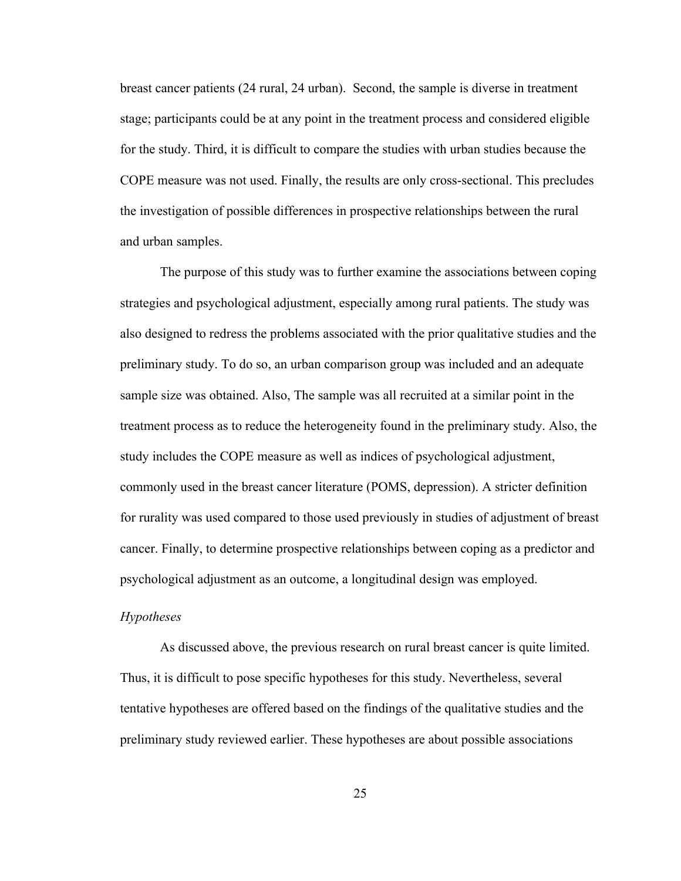breast cancer patients (24 rural, 24 urban). Second, the sample is diverse in treatment stage; participants could be at any point in the treatment process and considered eligible for the study. Third, it is difficult to compare the studies with urban studies because the COPE measure was not used. Finally, the results are only cross-sectional. This precludes the investigation of possible differences in prospective relationships between the rural and urban samples.

The purpose of this study was to further examine the associations between coping strategies and psychological adjustment, especially among rural patients. The study was also designed to redress the problems associated with the prior qualitative studies and the preliminary study. To do so, an urban comparison group was included and an adequate sample size was obtained. Also, The sample was all recruited at a similar point in the treatment process as to reduce the heterogeneity found in the preliminary study. Also, the study includes the COPE measure as well as indices of psychological adjustment, commonly used in the breast cancer literature (POMS, depression). A stricter definition for rurality was used compared to those used previously in studies of adjustment of breast cancer. Finally, to determine prospective relationships between coping as a predictor and psychological adjustment as an outcome, a longitudinal design was employed.

*Hypotheses*

As discussed above, the previous research on rural breast cancer is quite limited. Thus, it is difficult to pose specific hypotheses for this study. Nevertheless, several tentative hypotheses are offered based on the findings of the qualitative studies and the preliminary study reviewed earlier. These hypotheses are about possible associations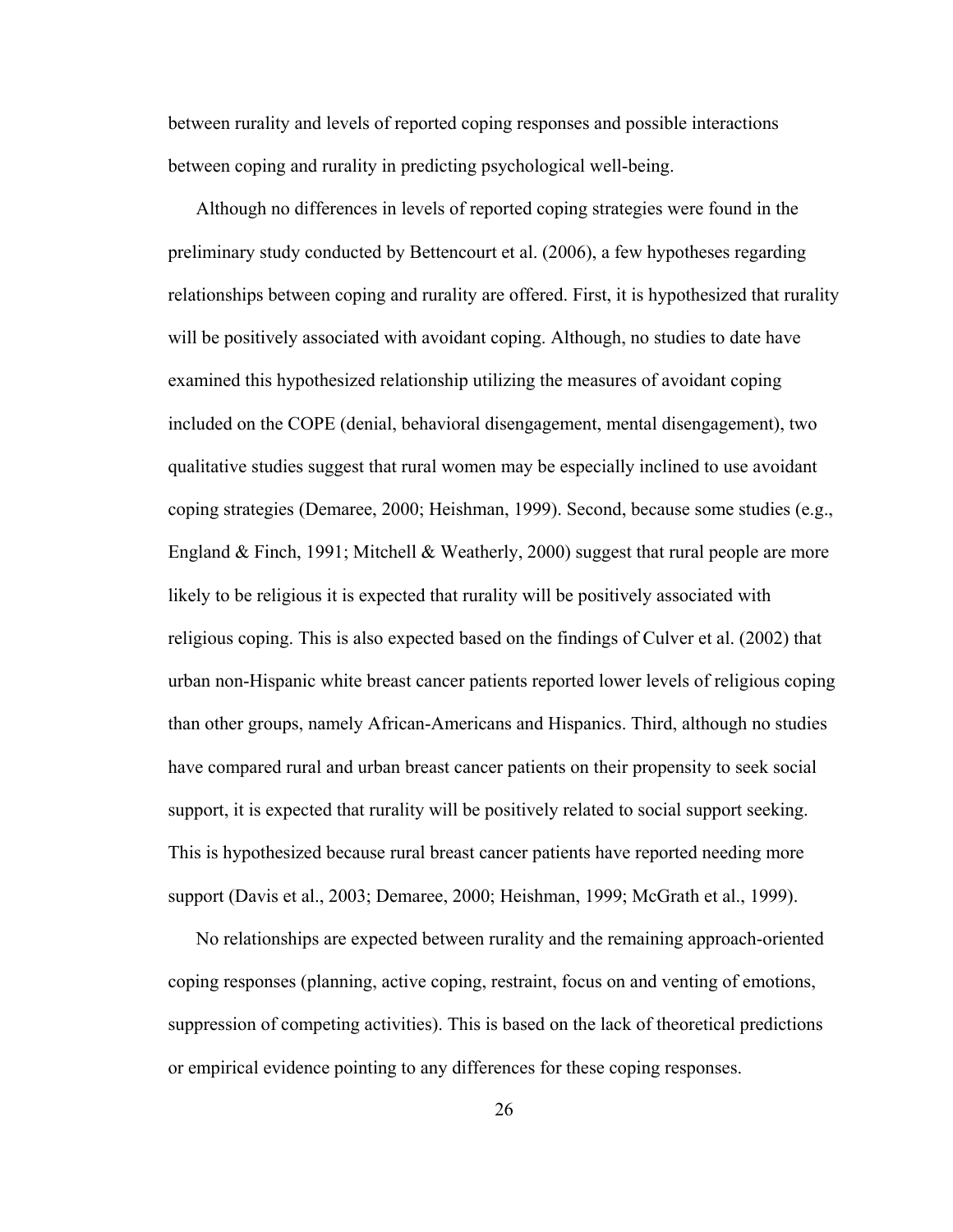between rurality and levels of reported coping responses and possible interactions between coping and rurality in predicting psychological well-being.

Although no differences in levels of reported coping strategies were found in the preliminary study conducted by Bettencourt et al. (2006), a few hypotheses regarding relationships between coping and rurality are offered. First, it is hypothesized that rurality will be positively associated with avoidant coping. Although, no studies to date have examined this hypothesized relationship utilizing the measures of avoidant coping included on the COPE (denial, behavioral disengagement, mental disengagement), two qualitative studies suggest that rural women may be especially inclined to use avoidant coping strategies (Demaree, 2000; Heishman, 1999). Second, because some studies (e.g., England & Finch, 1991; Mitchell & Weatherly, 2000) suggest that rural people are more likely to be religious it is expected that rurality will be positively associated with religious coping. This is also expected based on the findings of Culver et al. (2002) that urban non-Hispanic white breast cancer patients reported lower levels of religious coping than other groups, namely African-Americans and Hispanics. Third, although no studies have compared rural and urban breast cancer patients on their propensity to seek social support, it is expected that rurality will be positively related to social support seeking. This is hypothesized because rural breast cancer patients have reported needing more support (Davis et al., 2003; Demaree, 2000; Heishman, 1999; McGrath et al., 1999).

No relationships are expected between rurality and the remaining approach-oriented coping responses (planning, active coping, restraint, focus on and venting of emotions, suppression of competing activities). This is based on the lack of theoretical predictions or empirical evidence pointing to any differences for these coping responses.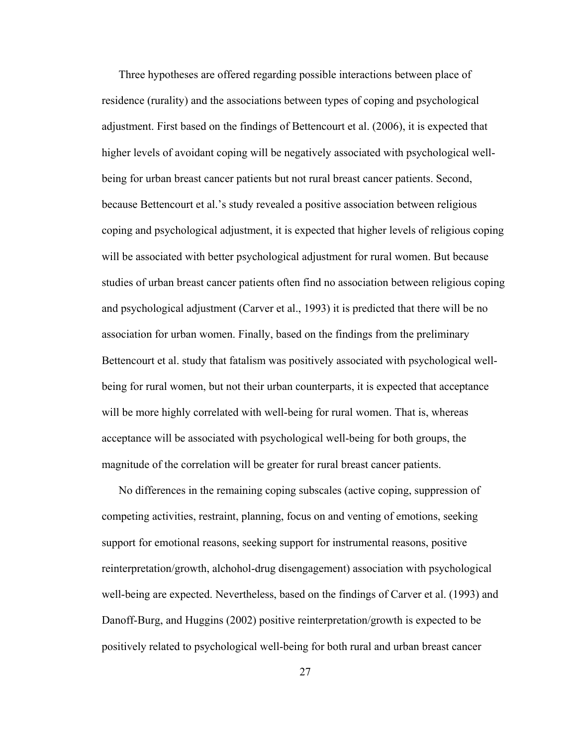Three hypotheses are offered regarding possible interactions between place of residence (rurality) and the associations between types of coping and psychological adjustment. First based on the findings of Bettencourt et al. (2006), it is expected that higher levels of avoidant coping will be negatively associated with psychological well-being for urban breast cancer patients but not rural breast cancer patients. Second, because Bettencourt et al.'s study revealed a positive association between religious coping and psychological adjustment, it is expected that higher levels of religious coping will be associated with better psychological adjustment for rural women. But because studies of urban breast cancer patients often find no association between religious coping and psychological adjustment (Carver et al., 1993) it is predicted that there will be no association for urban women. Finally, based on the findings from the preliminary Bettencourt et al. study that fatalism was positively associated with psychological well-being for rural women, but not their urban counterparts, it is expected that acceptance will be more highly correlated with well-being for rural women. That is, whereas acceptance will be associated with psychological well-being for both groups, the magnitude of the correlation will be greater for rural breast cancer patients.

No differences in the remaining coping subscales (active coping, suppression of competing activities, restraint, planning, focus on and venting of emotions, seeking support for emotional reasons, seeking support for instrumental reasons, positive reinterpretation/growth, alchohol-drug disengagement) association with psychological well-being are expected. Nevertheless, based on the findings of Carver et al. (1993) and Danoff-Burg, and Huggins (2002) positive reinterpretation/growth is expected to be positively related to psychological well-being for both rural and urban breast cancer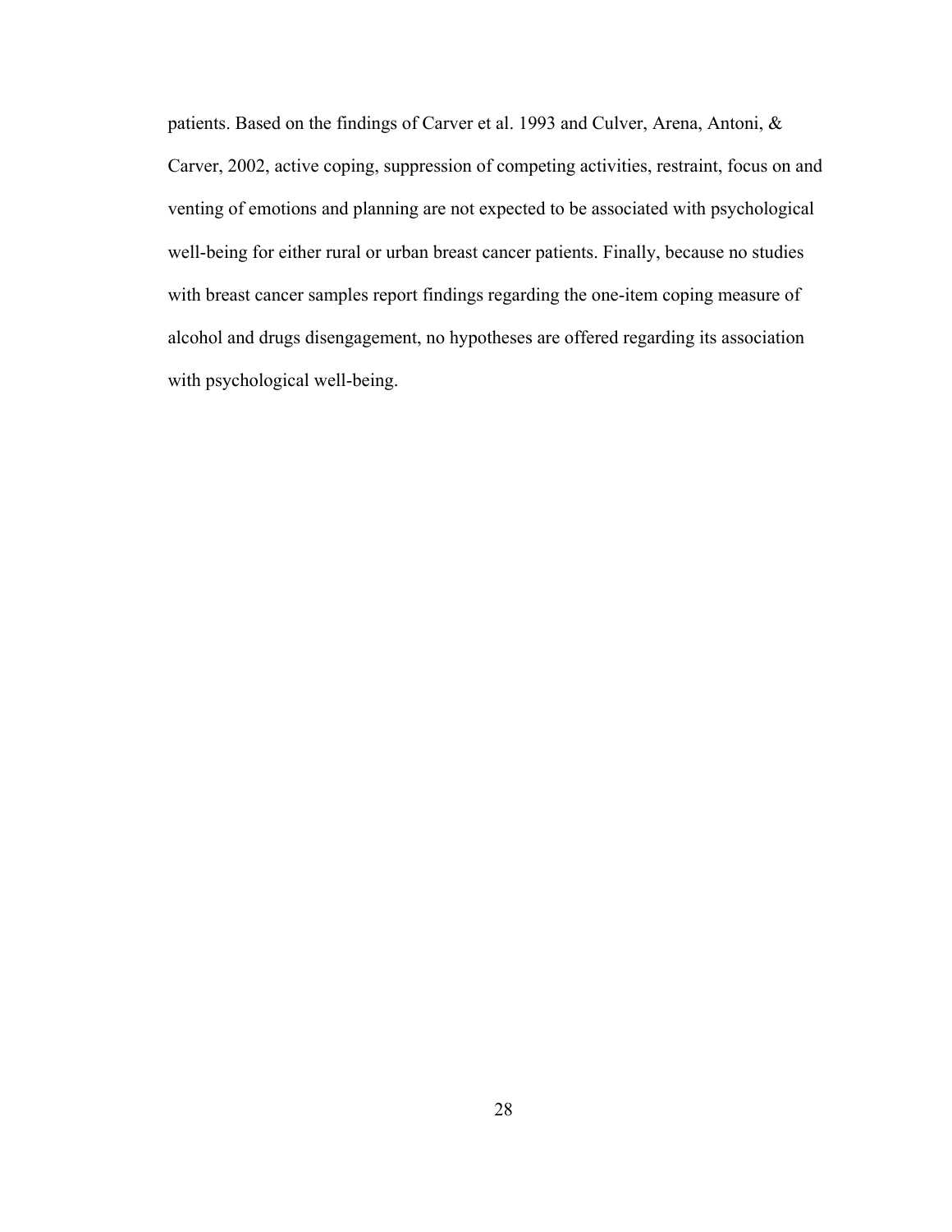patients. Based on the findings of Carver et al. 1993 and Culver, Arena, Antoni, & Carver, 2002, active coping, suppression of competing activities, restraint, focus on and venting of emotions and planning are not expected to be associated with psychological well-being for either rural or urban breast cancer patients. Finally, because no studies with breast cancer samples report findings regarding the one-item coping measure of alcohol and drugs disengagement, no hypotheses are offered regarding its association with psychological well-being.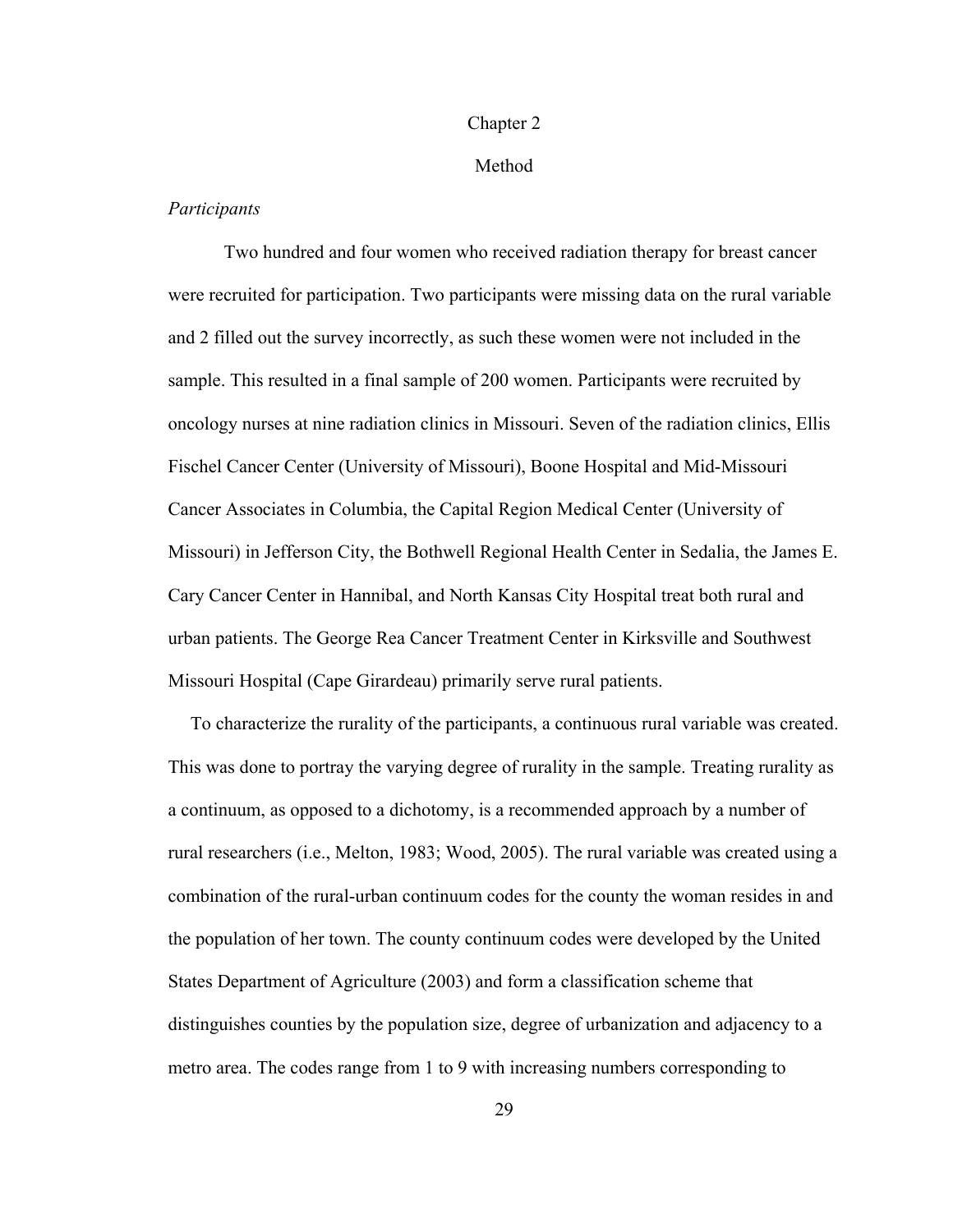# Chapter 2

## Method

*Participants*

Two hundred and four women who received radiation therapy for breast cancer were recruited for participation. Two participants were missing data on the rural variable and 2 filled out the survey incorrectly, as such these women were not included in the sample. This resulted in a final sample of 200 women. Participants were recruited by oncology nurses at nine radiation clinics in Missouri. Seven of the radiation clinics, Ellis Fischel Cancer Center (University of Missouri), Boone Hospital and Mid-Missouri Cancer Associates in Columbia, the Capital Region Medical Center (University of Missouri) in Jefferson City, the Bothwell Regional Health Center in Sedalia, the James E. Cary Cancer Center in Hannibal, and North Kansas City Hospital treat both rural and urban patients. The George Rea Cancer Treatment Center in Kirksville and Southwest Missouri Hospital (Cape Girardeau) primarily serve rural patients.

To characterize the rurality of the participants, a continuous rural variable was created. This was done to portray the varying degree of rurality in the sample. Treating rurality as a continuum, as opposed to a dichotomy, is a recommended approach by a number of rural researchers (i.e., Melton, 1983; Wood, 2005). The rural variable was created using a combination of the rural-urban continuum codes for the county the woman resides in and the population of her town. The county continuum codes were developed by the United States Department of Agriculture (2003) and form a classification scheme that distinguishes counties by the population size, degree of urbanization and adjacency to a metro area. The codes range from 1 to 9 with increasing numbers corresponding to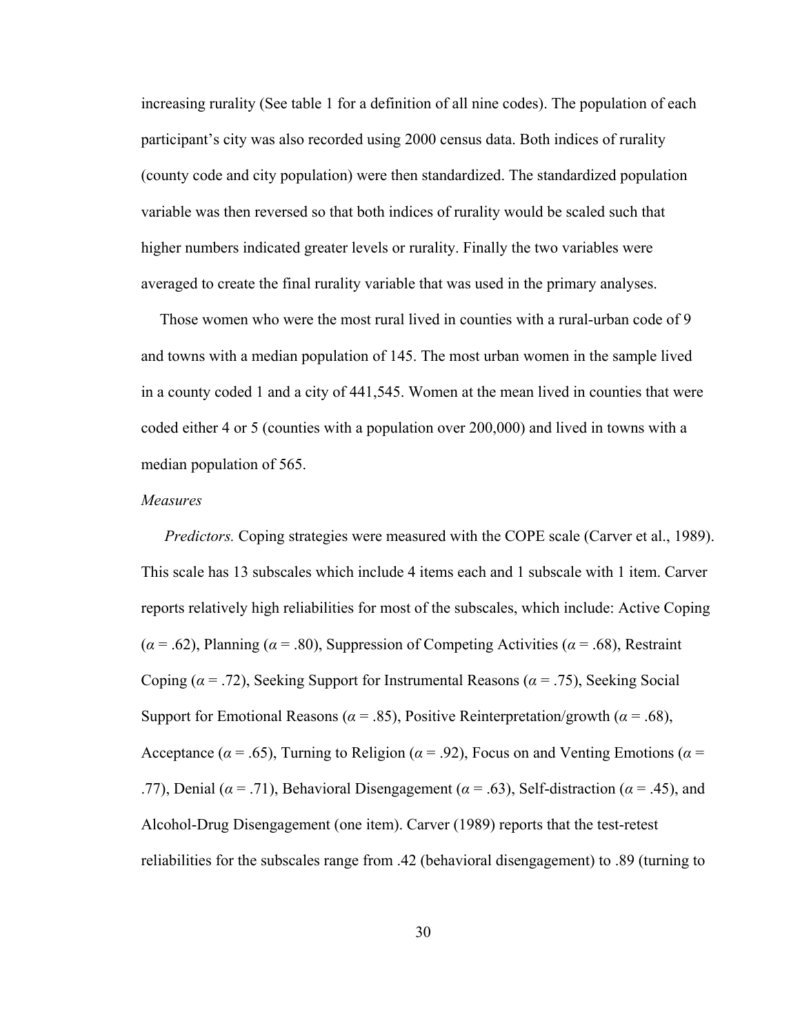increasing rurality (See table 1 for a definition of all nine codes). The population of each participant's city was also recorded using 2000 census data. Both indices of rurality (county code and city population) were then standardized. The standardized population variable was then reversed so that both indices of rurality would be scaled such that higher numbers indicated greater levels or rurality. Finally the two variables were averaged to create the final rurality variable that was used in the primary analyses.

Those women who were the most rural lived in counties with a rural-urban code of 9 and towns with a median population of 145. The most urban women in the sample lived in a county coded 1 and a city of 441,545. Women at the mean lived in counties that were coded either 4 or 5 (counties with a population over 200,000) and lived in towns with a median population of 565.

*Measures*

*Predictors.* Coping strategies were measured with the COPE scale (Carver et al., 1989). This scale has 13 subscales which include 4 items each and 1 subscale with 1 item. Carver reports relatively high reliabilities for most of the subscales, which include: Active Coping ($\alpha$ = .62), Planning ($\alpha$ = .80), Suppression of Competing Activities ($\alpha$ = .68), Restraint Coping ($\alpha$ = .72), Seeking Support for Instrumental Reasons ($\alpha$ = .75), Seeking Social Support for Emotional Reasons ($\alpha$ = .85), Positive Reinterpretation/growth ($\alpha$ = .68), Acceptance ($\alpha$ = .65), Turning to Religion ($\alpha$ = .92), Focus on and Venting Emotions ($\alpha$ = .77), Denial ($\alpha$ = .71), Behavioral Disengagement ($\alpha$ = .63), Self-distraction ($\alpha$ = .45), and Alcohol-Drug Disengagement (one item). Carver (1989) reports that the test-retest reliabilities for the subscales range from .42 (behavioral disengagement) to .89 (turning to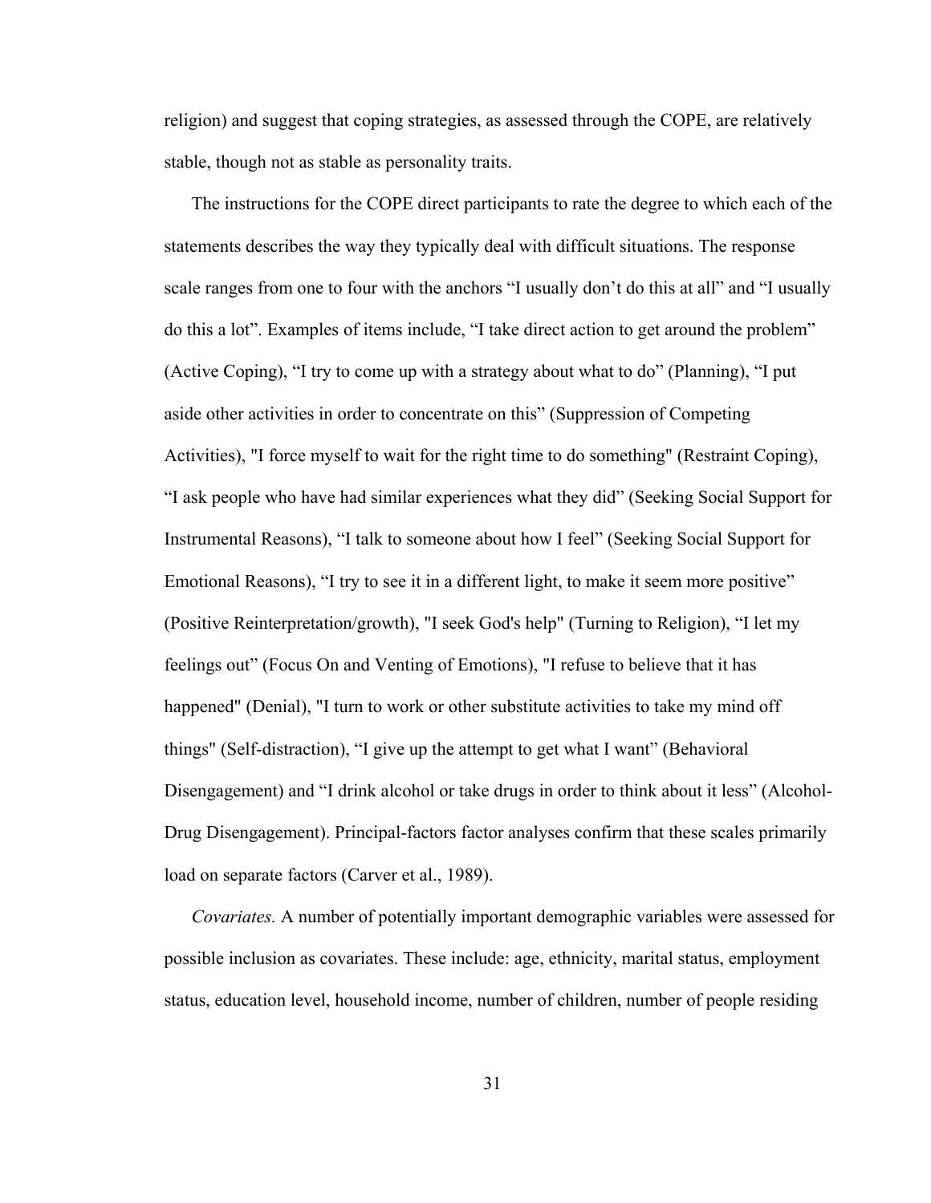religion) and suggest that coping strategies, as assessed through the COPE, are relatively stable, though not as stable as personality traits.

The instructions for the COPE direct participants to rate the degree to which each of the statements describes the way they typically deal with difficult situations. The response scale ranges from one to four with the anchors “I usually don’t do this at all” and “I usually do this a lot”. Examples of items include, “I take direct action to get around the problem” (Active Coping), “I try to come up with a strategy about what to do” (Planning), “I put aside other activities in order to concentrate on this” (Suppression of Competing Activities), "I force myself to wait for the right time to do something" (Restraint Coping), “I ask people who have had similar experiences what they did” (Seeking Social Support for Instrumental Reasons), “I talk to someone about how I feel” (Seeking Social Support for Emotional Reasons), “I try to see it in a different light, to make it seem more positive” (Positive Reinterpretation/growth), "I seek God's help" (Turning to Religion), “I let my feelings out” (Focus On and Venting of Emotions), "I refuse to believe that it has happened" (Denial), "I turn to work or other substitute activities to take my mind off things" (Self-distraction), “I give up the attempt to get what I want” (Behavioral Disengagement) and “I drink alcohol or take drugs in order to think about it less” (Alcohol-Drug Disengagement). Principal-factors factor analyses confirm that these scales primarily load on separate factors (Carver et al., 1989).

*Covariates.* A number of potentially important demographic variables were assessed for possible inclusion as covariates. These include: age, ethnicity, marital status, employment status, education level, household income, number of children, number of people residing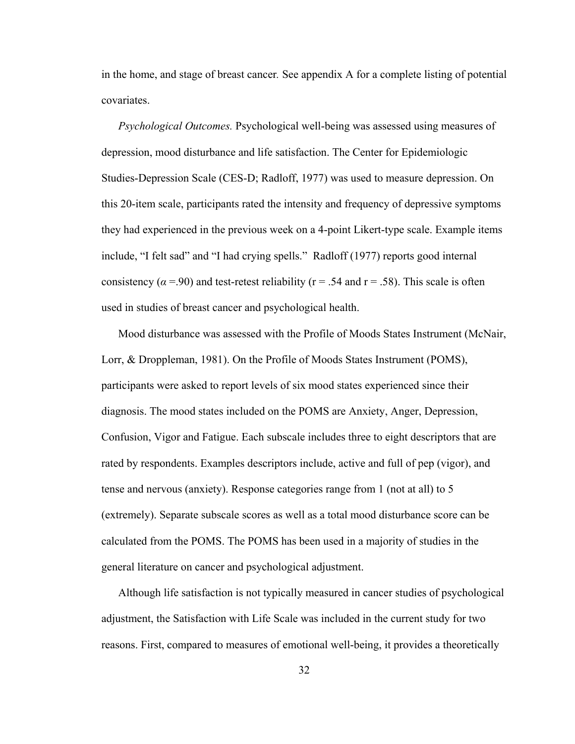in the home, and stage of breast cancer. See appendix A for a complete listing of potential covariates.

*Psychological Outcomes.* Psychological well-being was assessed using measures of depression, mood disturbance and life satisfaction. The Center for Epidemiologic Studies-Depression Scale (CES-D; Radloff, 1977) was used to measure depression. On this 20-item scale, participants rated the intensity and frequency of depressive symptoms they had experienced in the previous week on a 4-point Likert-type scale. Example items include, "I felt sad" and "I had crying spells." Radloff (1977) reports good internal consistency ($\alpha$ =.90) and test-retest reliability (r = .54 and r = .58). This scale is often used in studies of breast cancer and psychological health.

Mood disturbance was assessed with the Profile of Moods States Instrument (McNair, Lorr, & Droppleman, 1981). On the Profile of Moods States Instrument (POMS), participants were asked to report levels of six mood states experienced since their diagnosis. The mood states included on the POMS are Anxiety, Anger, Depression, Confusion, Vigor and Fatigue. Each subscale includes three to eight descriptors that are rated by respondents. Examples descriptors include, active and full of pep (vigor), and tense and nervous (anxiety). Response categories range from 1 (not at all) to 5 (extremely). Separate subscale scores as well as a total mood disturbance score can be calculated from the POMS. The POMS has been used in a majority of studies in the general literature on cancer and psychological adjustment.

Although life satisfaction is not typically measured in cancer studies of psychological adjustment, the Satisfaction with Life Scale was included in the current study for two reasons. First, compared to measures of emotional well-being, it provides a theoretically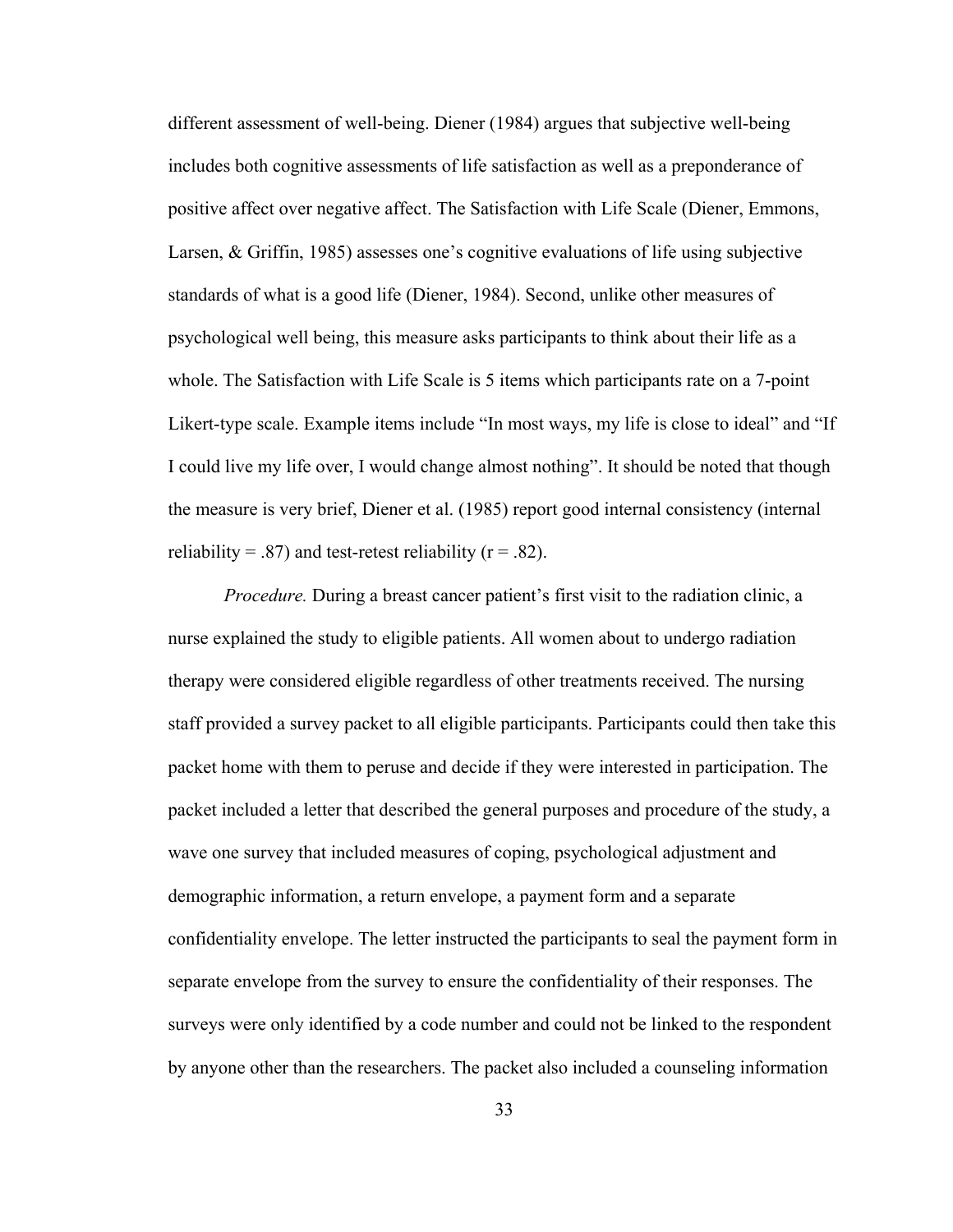different assessment of well-being. Diener (1984) argues that subjective well-being includes both cognitive assessments of life satisfaction as well as a preponderance of positive affect over negative affect. The Satisfaction with Life Scale (Diener, Emmons, Larsen, & Griffin, 1985) assesses one's cognitive evaluations of life using subjective standards of what is a good life (Diener, 1984). Second, unlike other measures of psychological well being, this measure asks participants to think about their life as a whole. The Satisfaction with Life Scale is 5 items which participants rate on a 7-point Likert-type scale. Example items include "In most ways, my life is close to ideal" and "If I could live my life over, I would change almost nothing". It should be noted that though the measure is very brief, Diener et al. (1985) report good internal consistency (internal reliability = .87) and test-retest reliability ($r = .82$).

*Procedure.* During a breast cancer patient's first visit to the radiation clinic, a nurse explained the study to eligible patients. All women about to undergo radiation therapy were considered eligible regardless of other treatments received. The nursing staff provided a survey packet to all eligible participants. Participants could then take this packet home with them to peruse and decide if they were interested in participation. The packet included a letter that described the general purposes and procedure of the study, a wave one survey that included measures of coping, psychological adjustment and demographic information, a return envelope, a payment form and a separate confidentiality envelope. The letter instructed the participants to seal the payment form in separate envelope from the survey to ensure the confidentiality of their responses. The surveys were only identified by a code number and could not be linked to the respondent by anyone other than the researchers. The packet also included a counseling information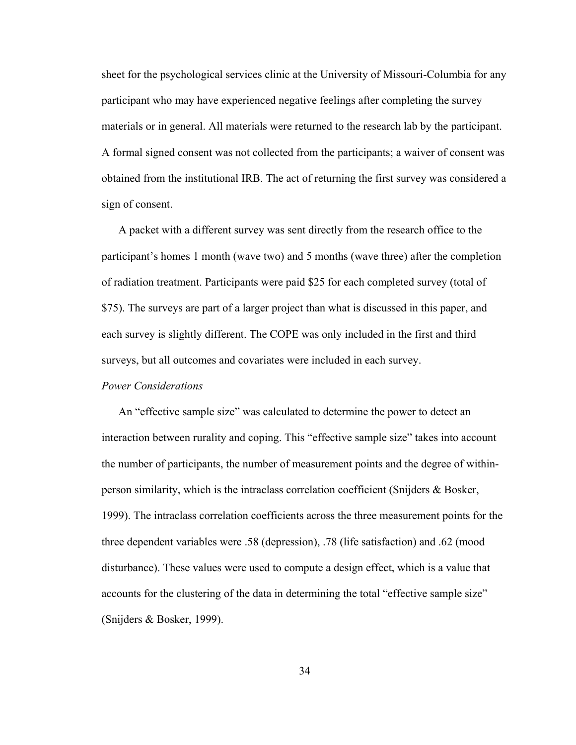sheet for the psychological services clinic at the University of Missouri-Columbia for any participant who may have experienced negative feelings after completing the survey materials or in general. All materials were returned to the research lab by the participant. A formal signed consent was not collected from the participants; a waiver of consent was obtained from the institutional IRB. The act of returning the first survey was considered a sign of consent.

A packet with a different survey was sent directly from the research office to the participant's homes 1 month (wave two) and 5 months (wave three) after the completion of radiation treatment. Participants were paid $25 for each completed survey (total of $75). The surveys are part of a larger project than what is discussed in this paper, and each survey is slightly different. The COPE was only included in the first and third surveys, but all outcomes and covariates were included in each survey.

*Power Considerations*

An "effective sample size" was calculated to determine the power to detect an interaction between rurality and coping. This "effective sample size" takes into account the number of participants, the number of measurement points and the degree of within-person similarity, which is the intraclass correlation coefficient (Snijders & Bosker, 1999). The intraclass correlation coefficients across the three measurement points for the three dependent variables were .58 (depression), .78 (life satisfaction) and .62 (mood disturbance). These values were used to compute a design effect, which is a value that accounts for the clustering of the data in determining the total "effective sample size" (Snijders & Bosker, 1999).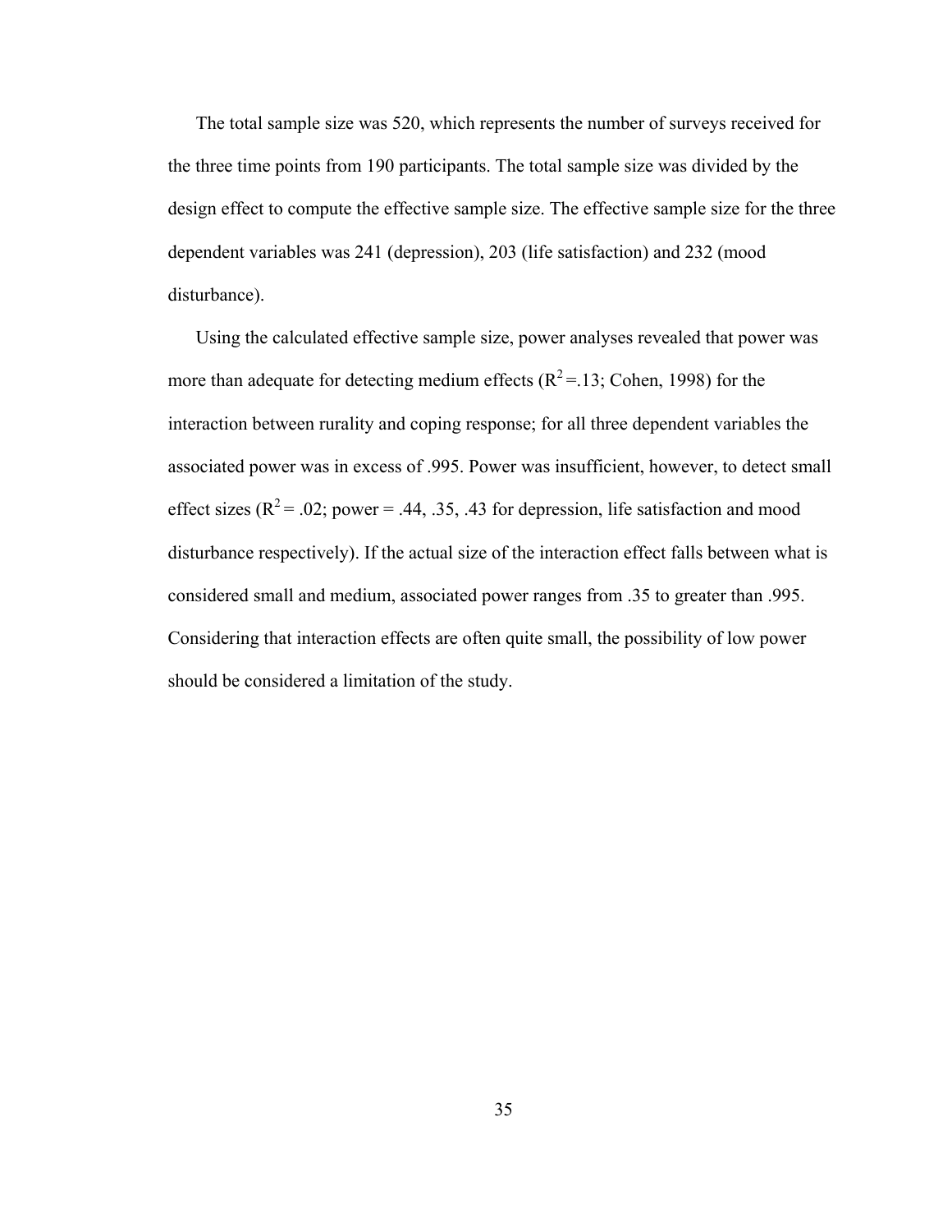The total sample size was 520, which represents the number of surveys received for the three time points from 190 participants. The total sample size was divided by the design effect to compute the effective sample size. The effective sample size for the three dependent variables was 241 (depression), 203 (life satisfaction) and 232 (mood disturbance).

Using the calculated effective sample size, power analyses revealed that power was more than adequate for detecting medium effects ($R^2$ =.13; Cohen, 1998) for the interaction between rurality and coping response; for all three dependent variables the associated power was in excess of .995. Power was insufficient, however, to detect small effect sizes ($R^2$ = .02; power = .44, .35, .43 for depression, life satisfaction and mood disturbance respectively). If the actual size of the interaction effect falls between what is considered small and medium, associated power ranges from .35 to greater than .995. Considering that interaction effects are often quite small, the possibility of low power should be considered a limitation of the study.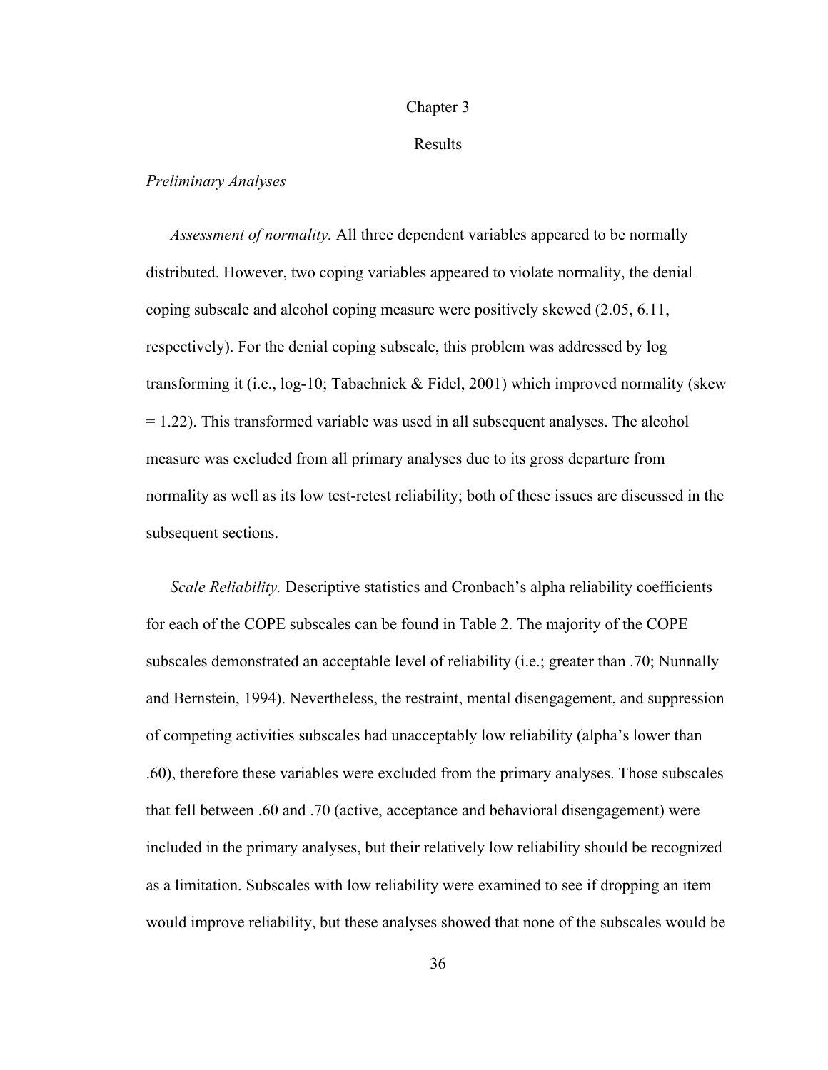# Chapter 3

# Results

## *Preliminary Analyses*

*Assessment of normality.* All three dependent variables appeared to be normally distributed. However, two coping variables appeared to violate normality, the denial coping subscale and alcohol coping measure were positively skewed (2.05, 6.11, respectively). For the denial coping subscale, this problem was addressed by log transforming it (i.e., log-10; Tabachnick & Fidel, 2001) which improved normality (skew = 1.22). This transformed variable was used in all subsequent analyses. The alcohol measure was excluded from all primary analyses due to its gross departure from normality as well as its low test-retest reliability; both of these issues are discussed in the subsequent sections.

*Scale Reliability.* Descriptive statistics and Cronbach's alpha reliability coefficients for each of the COPE subscales can be found in Table 2. The majority of the COPE subscales demonstrated an acceptable level of reliability (i.e.; greater than .70; Nunnally and Bernstein, 1994). Nevertheless, the restraint, mental disengagement, and suppression of competing activities subscales had unacceptably low reliability (alpha's lower than .60), therefore these variables were excluded from the primary analyses. Those subscales that fell between .60 and .70 (active, acceptance and behavioral disengagement) were included in the primary analyses, but their relatively low reliability should be recognized as a limitation. Subscales with low reliability were examined to see if dropping an item would improve reliability, but these analyses showed that none of the subscales would be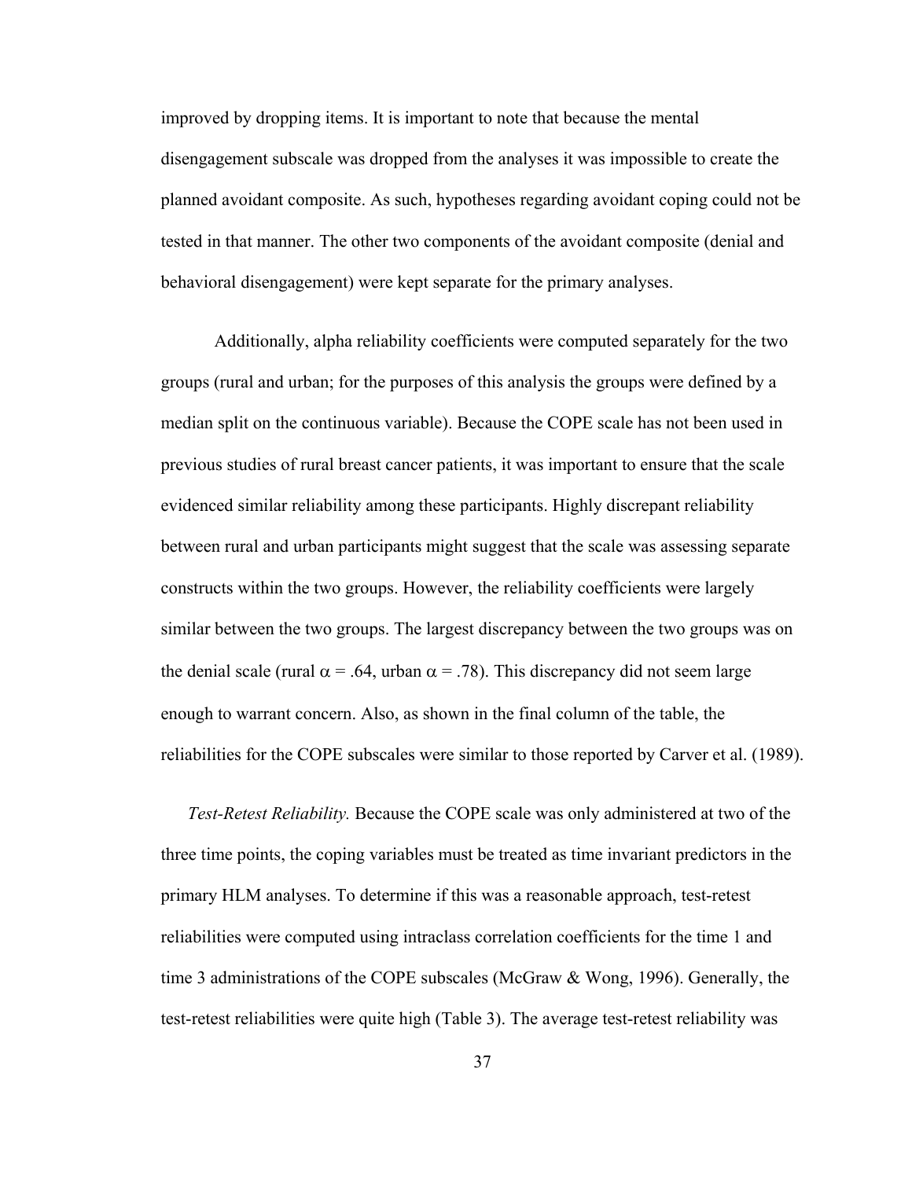improved by dropping items. It is important to note that because the mental disengagement subscale was dropped from the analyses it was impossible to create the planned avoidant composite. As such, hypotheses regarding avoidant coping could not be tested in that manner. The other two components of the avoidant composite (denial and behavioral disengagement) were kept separate for the primary analyses.

Additionally, alpha reliability coefficients were computed separately for the two groups (rural and urban; for the purposes of this analysis the groups were defined by a median split on the continuous variable). Because the COPE scale has not been used in previous studies of rural breast cancer patients, it was important to ensure that the scale evidenced similar reliability among these participants. Highly discrepant reliability between rural and urban participants might suggest that the scale was assessing separate constructs within the two groups. However, the reliability coefficients were largely similar between the two groups. The largest discrepancy between the two groups was on the denial scale (rural $\alpha$ = .64, urban $\alpha$ = .78). This discrepancy did not seem large enough to warrant concern. Also, as shown in the final column of the table, the reliabilities for the COPE subscales were similar to those reported by Carver et al. (1989).

*Test-Retest Reliability.* Because the COPE scale was only administered at two of the three time points, the coping variables must be treated as time invariant predictors in the primary HLM analyses. To determine if this was a reasonable approach, test-retest reliabilities were computed using intraclass correlation coefficients for the time 1 and time 3 administrations of the COPE subscales (McGraw & Wong, 1996). Generally, the test-retest reliabilities were quite high (Table 3). The average test-retest reliability was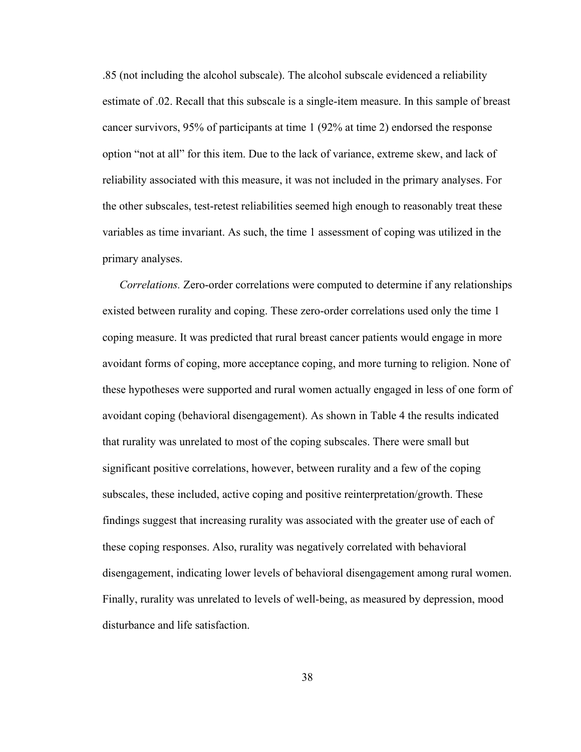.85 (not including the alcohol subscale). The alcohol subscale evidenced a reliability estimate of .02. Recall that this subscale is a single-item measure. In this sample of breast cancer survivors, 95% of participants at time 1 (92% at time 2) endorsed the response option "not at all" for this item. Due to the lack of variance, extreme skew, and lack of reliability associated with this measure, it was not included in the primary analyses. For the other subscales, test-retest reliabilities seemed high enough to reasonably treat these variables as time invariant. As such, the time 1 assessment of coping was utilized in the primary analyses.

*Correlations.* Zero-order correlations were computed to determine if any relationships existed between rurality and coping. These zero-order correlations used only the time 1 coping measure. It was predicted that rural breast cancer patients would engage in more avoidant forms of coping, more acceptance coping, and more turning to religion. None of these hypotheses were supported and rural women actually engaged in less of one form of avoidant coping (behavioral disengagement). As shown in Table 4 the results indicated that rurality was unrelated to most of the coping subscales. There were small but significant positive correlations, however, between rurality and a few of the coping subscales, these included, active coping and positive reinterpretation/growth. These findings suggest that increasing rurality was associated with the greater use of each of these coping responses. Also, rurality was negatively correlated with behavioral disengagement, indicating lower levels of behavioral disengagement among rural women. Finally, rurality was unrelated to levels of well-being, as measured by depression, mood disturbance and life satisfaction.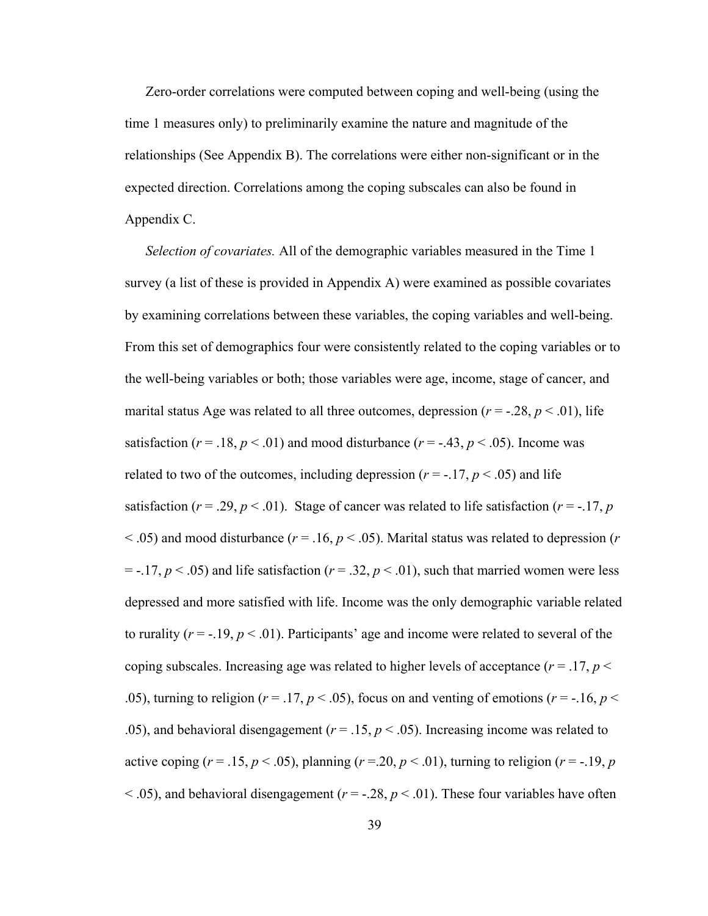Zero-order correlations were computed between coping and well-being (using the time 1 measures only) to preliminarily examine the nature and magnitude of the relationships (See Appendix B). The correlations were either non-significant or in the expected direction. Correlations among the coping subscales can also be found in Appendix C.

*Selection of covariates.* All of the demographic variables measured in the Time 1 survey (a list of these is provided in Appendix A) were examined as possible covariates by examining correlations between these variables, the coping variables and well-being. From this set of demographics four were consistently related to the coping variables or to the well-being variables or both; those variables were age, income, stage of cancer, and marital status Age was related to all three outcomes, depression ($r$ = -.28, $p$ < .01), life satisfaction ($r$ = .18, $p$ < .01) and mood disturbance ($r$ = -.43, $p$ < .05). Income was related to two of the outcomes, including depression ($r$ = -.17, $p$ < .05) and life satisfaction ($r$ = .29, $p$ < .01). Stage of cancer was related to life satisfaction ($r$ = -.17, $p$ < .05) and mood disturbance ($r$ = .16, $p$ < .05). Marital status was related to depression ($r$ = -.17, $p$ < .05) and life satisfaction ($r$ = .32, $p$ < .01), such that married women were less depressed and more satisfied with life. Income was the only demographic variable related to rurality ($r$ = -.19, $p$ < .01). Participants' age and income were related to several of the coping subscales. Increasing age was related to higher levels of acceptance ($r$ = .17, $p$ < .05), turning to religion ($r$ = .17, $p$ < .05), focus on and venting of emotions ($r$ = -.16, $p$ < .05), and behavioral disengagement ($r$ = .15, $p$ < .05). Increasing income was related to active coping ($r$ = .15, $p$ < .05), planning ($r$ =.20, $p$ < .01), turning to religion ($r$ = -.19, $p$ < .05), and behavioral disengagement ($r$ = -.28, $p$ < .01). These four variables have often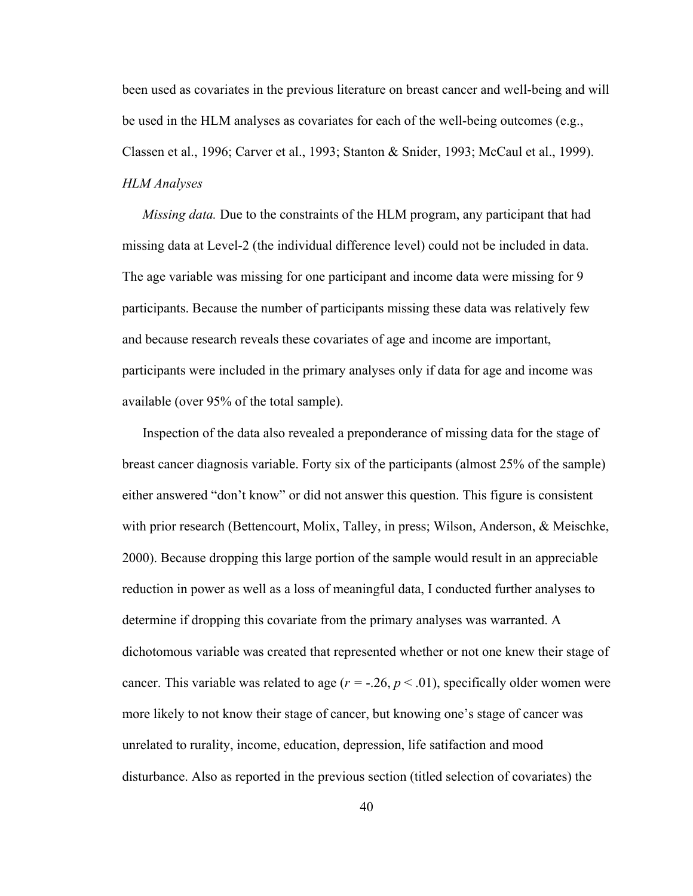been used as covariates in the previous literature on breast cancer and well-being and will be used in the HLM analyses as covariates for each of the well-being outcomes (e.g., Classen et al., 1996; Carver et al., 1993; Stanton & Snider, 1993; McCaul et al., 1999).

*HLM Analyses*

*Missing data.* Due to the constraints of the HLM program, any participant that had missing data at Level-2 (the individual difference level) could not be included in data. The age variable was missing for one participant and income data were missing for 9 participants. Because the number of participants missing these data was relatively few and because research reveals these covariates of age and income are important, participants were included in the primary analyses only if data for age and income was available (over 95% of the total sample).

Inspection of the data also revealed a preponderance of missing data for the stage of breast cancer diagnosis variable. Forty six of the participants (almost 25% of the sample) either answered "don't know" or did not answer this question. This figure is consistent with prior research (Bettencourt, Molix, Talley, in press; Wilson, Anderson, & Meischke, 2000). Because dropping this large portion of the sample would result in an appreciable reduction in power as well as a loss of meaningful data, I conducted further analyses to determine if dropping this covariate from the primary analyses was warranted. A dichotomous variable was created that represented whether or not one knew their stage of cancer. This variable was related to age ($r$ = -.26, $p$ < .01), specifically older women were more likely to not know their stage of cancer, but knowing one's stage of cancer was unrelated to rurality, income, education, depression, life satifaction and mood disturbance. Also as reported in the previous section (titled selection of covariates) the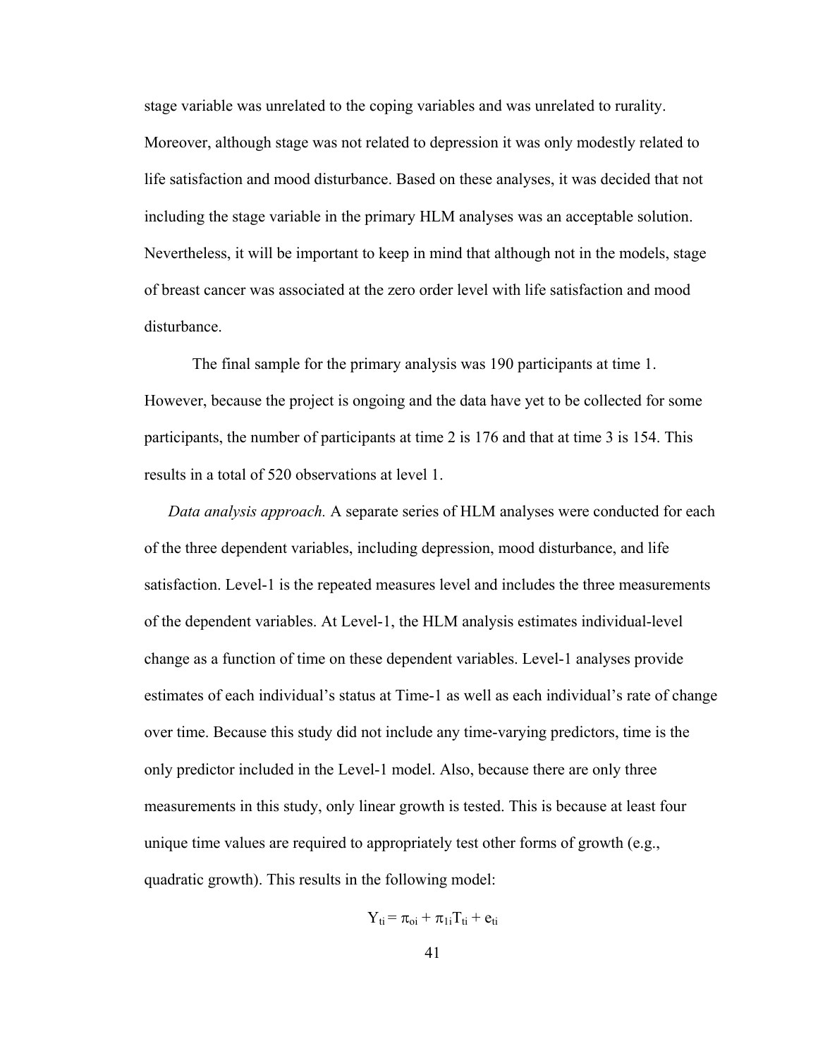stage variable was unrelated to the coping variables and was unrelated to rurality. Moreover, although stage was not related to depression it was only modestly related to life satisfaction and mood disturbance. Based on these analyses, it was decided that not including the stage variable in the primary HLM analyses was an acceptable solution. Nevertheless, it will be important to keep in mind that although not in the models, stage of breast cancer was associated at the zero order level with life satisfaction and mood disturbance.

The final sample for the primary analysis was 190 participants at time 1. However, because the project is ongoing and the data have yet to be collected for some participants, the number of participants at time 2 is 176 and that at time 3 is 154. This results in a total of 520 observations at level 1.

*Data analysis approach.* A separate series of HLM analyses were conducted for each of the three dependent variables, including depression, mood disturbance, and life satisfaction. Level-1 is the repeated measures level and includes the three measurements of the dependent variables. At Level-1, the HLM analysis estimates individual-level change as a function of time on these dependent variables. Level-1 analyses provide estimates of each individual's status at Time-1 as well as each individual's rate of change over time. Because this study did not include any time-varying predictors, time is the only predictor included in the Level-1 model. Also, because there are only three measurements in this study, only linear growth is tested. This is because at least four unique time values are required to appropriately test other forms of growth (e.g., quadratic growth). This results in the following model:

$$Y_{ti} = \pi_{oi} + \pi_{1i}T_{ti} + e_{ti}$$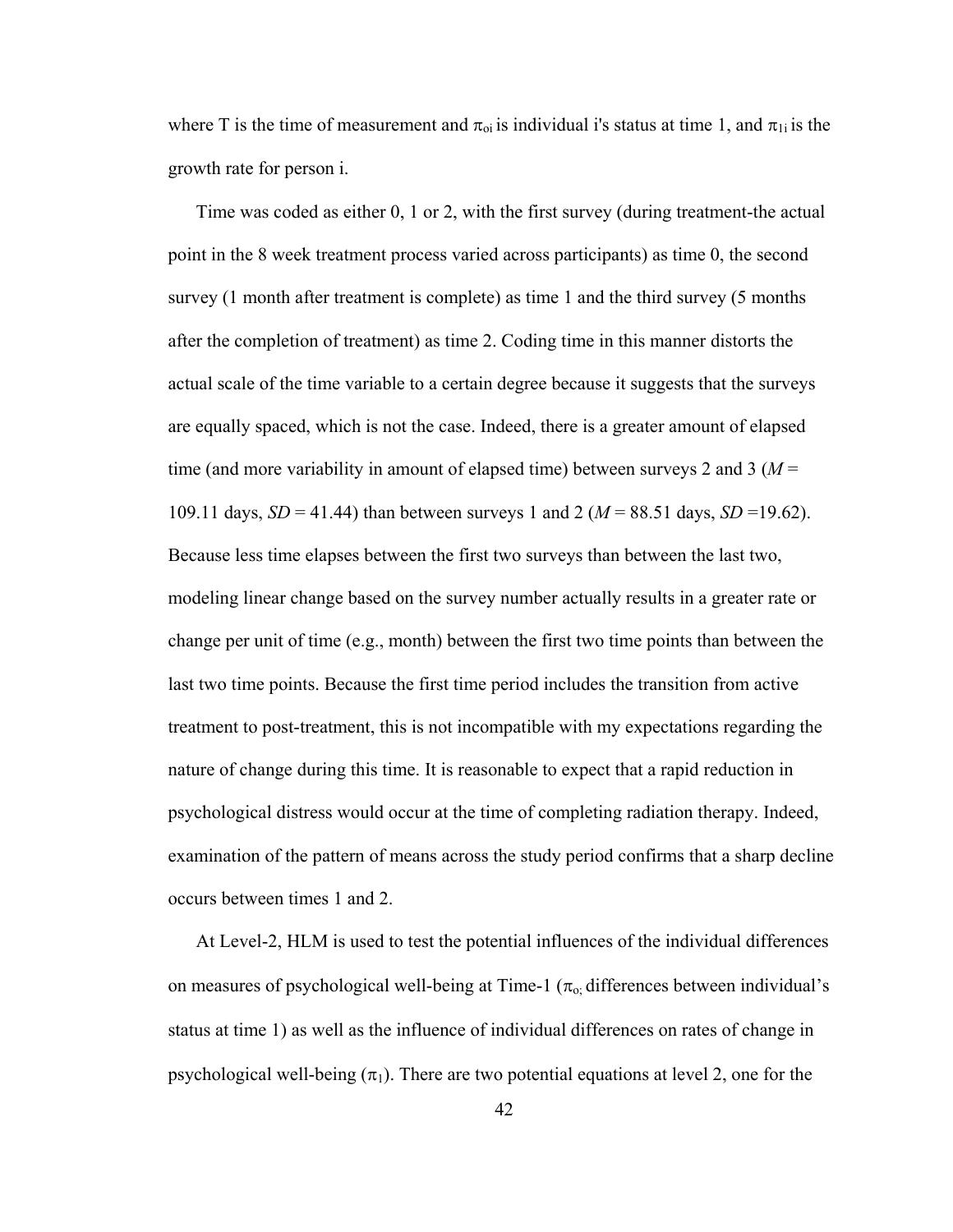where T is the time of measurement and $\pi_{oi}$ is individual i's status at time 1, and $\pi_{1i}$ is the growth rate for person i.

Time was coded as either 0, 1 or 2, with the first survey (during treatment-the actual point in the 8 week treatment process varied across participants) as time 0, the second survey (1 month after treatment is complete) as time 1 and the third survey (5 months after the completion of treatment) as time 2. Coding time in this manner distorts the actual scale of the time variable to a certain degree because it suggests that the surveys are equally spaced, which is not the case. Indeed, there is a greater amount of elapsed time (and more variability in amount of elapsed time) between surveys 2 and 3 ($M$ = 109.11 days, $SD$ = 41.44) than between surveys 1 and 2 ($M$ = 88.51 days, $SD$ =19.62). Because less time elapses between the first two surveys than between the last two, modeling linear change based on the survey number actually results in a greater rate or change per unit of time (e.g., month) between the first two time points than between the last two time points. Because the first time period includes the transition from active treatment to post-treatment, this is not incompatible with my expectations regarding the nature of change during this time. It is reasonable to expect that a rapid reduction in psychological distress would occur at the time of completing radiation therapy. Indeed, examination of the pattern of means across the study period confirms that a sharp decline occurs between times 1 and 2.

At Level-2, HLM is used to test the potential influences of the individual differences on measures of psychological well-being at Time-1 ($\pi_{o;}$ differences between individual's status at time 1) as well as the influence of individual differences on rates of change in psychological well-being ($\pi_1$). There are two potential equations at level 2, one for the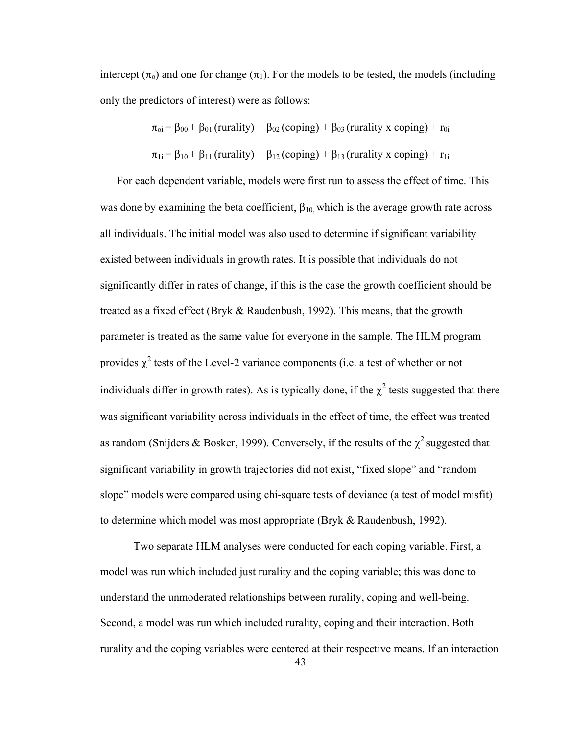intercept ($\pi_o$) and one for change ($\pi_1$). For the models to be tested, the models (including only the predictors of interest) were as follows:

$$\pi_{oi} = \beta_{00} + \beta_{01}\,(\text{rurality}) + \beta_{02}\,(\text{coping}) + \beta_{03}\,(\text{rurality x coping}) + r_{0i}$$

$$\pi_{1i} = \beta_{10} + \beta_{11}\,(\text{rurality}) + \beta_{12}\,(\text{coping}) + \beta_{13}\,(\text{rurality x coping}) + r_{1i}$$

For each dependent variable, models were first run to assess the effect of time. This was done by examining the beta coefficient, $\beta_{10,}$ which is the average growth rate across all individuals. The initial model was also used to determine if significant variability existed between individuals in growth rates. It is possible that individuals do not significantly differ in rates of change, if this is the case the growth coefficient should be treated as a fixed effect (Bryk & Raudenbush, 1992). This means, that the growth parameter is treated as the same value for everyone in the sample. The HLM program provides $\chi^2$ tests of the Level-2 variance components (i.e. a test of whether or not individuals differ in growth rates). As is typically done, if the $\chi^2$ tests suggested that there was significant variability across individuals in the effect of time, the effect was treated as random (Snijders & Bosker, 1999). Conversely, if the results of the $\chi^2$ suggested that significant variability in growth trajectories did not exist, "fixed slope" and "random slope" models were compared using chi-square tests of deviance (a test of model misfit) to determine which model was most appropriate (Bryk & Raudenbush, 1992).

Two separate HLM analyses were conducted for each coping variable. First, a model was run which included just rurality and the coping variable; this was done to understand the unmoderated relationships between rurality, coping and well-being. Second, a model was run which included rurality, coping and their interaction. Both rurality and the coping variables were centered at their respective means. If an interaction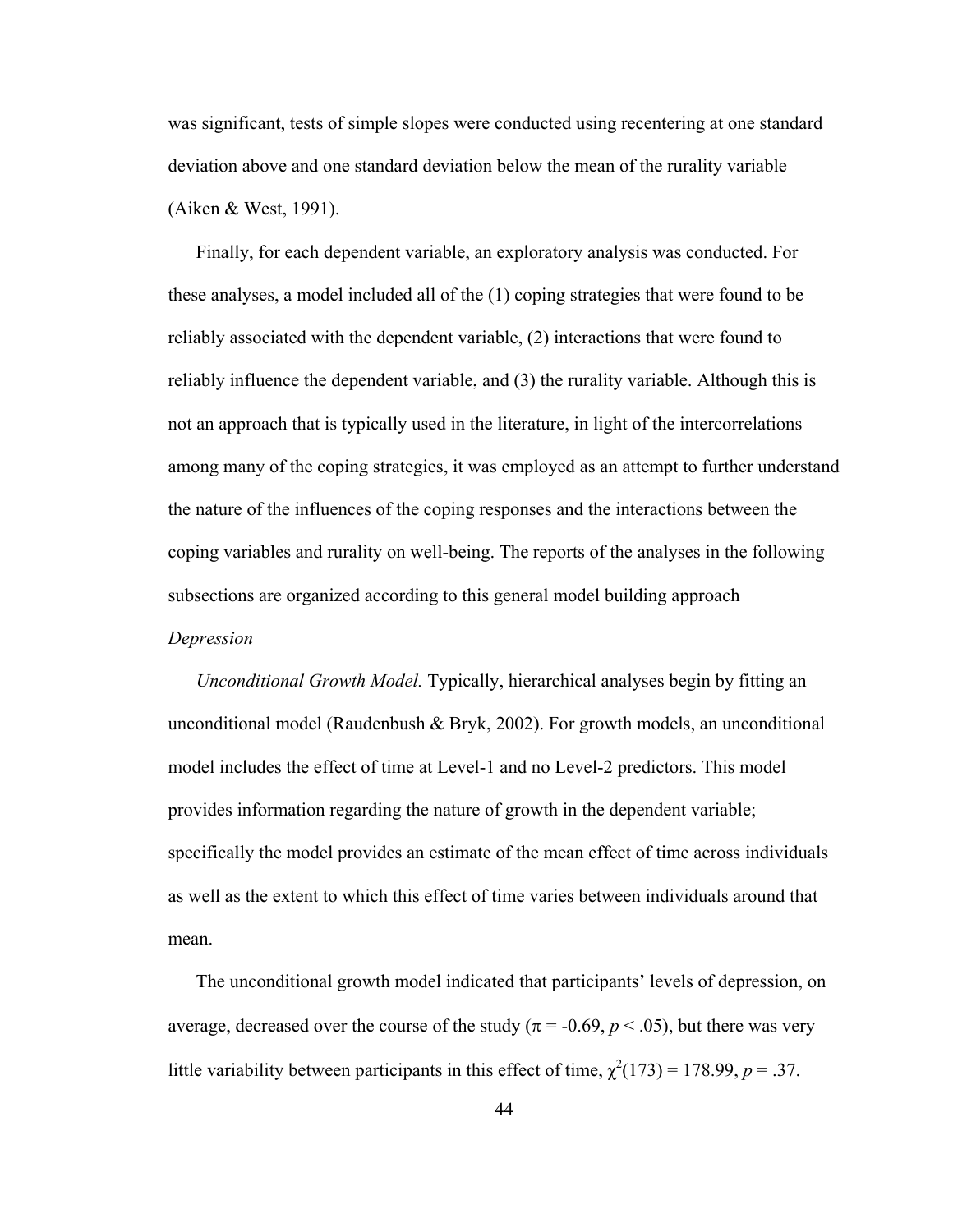was significant, tests of simple slopes were conducted using recentering at one standard deviation above and one standard deviation below the mean of the rurality variable (Aiken & West, 1991).

Finally, for each dependent variable, an exploratory analysis was conducted. For these analyses, a model included all of the (1) coping strategies that were found to be reliably associated with the dependent variable, (2) interactions that were found to reliably influence the dependent variable, and (3) the rurality variable. Although this is not an approach that is typically used in the literature, in light of the intercorrelations among many of the coping strategies, it was employed as an attempt to further understand the nature of the influences of the coping responses and the interactions between the coping variables and rurality on well-being. The reports of the analyses in the following subsections are organized according to this general model building approach

*Depression*

*Unconditional Growth Model.* Typically, hierarchical analyses begin by fitting an unconditional model (Raudenbush & Bryk, 2002). For growth models, an unconditional model includes the effect of time at Level-1 and no Level-2 predictors. This model provides information regarding the nature of growth in the dependent variable; specifically the model provides an estimate of the mean effect of time across individuals as well as the extent to which this effect of time varies between individuals around that mean.

The unconditional growth model indicated that participants' levels of depression, on average, decreased over the course of the study ($\pi = -0.69$, $p < .05$), but there was very little variability between participants in this effect of time, $\chi^2(173) = 178.99$, $p = .37$.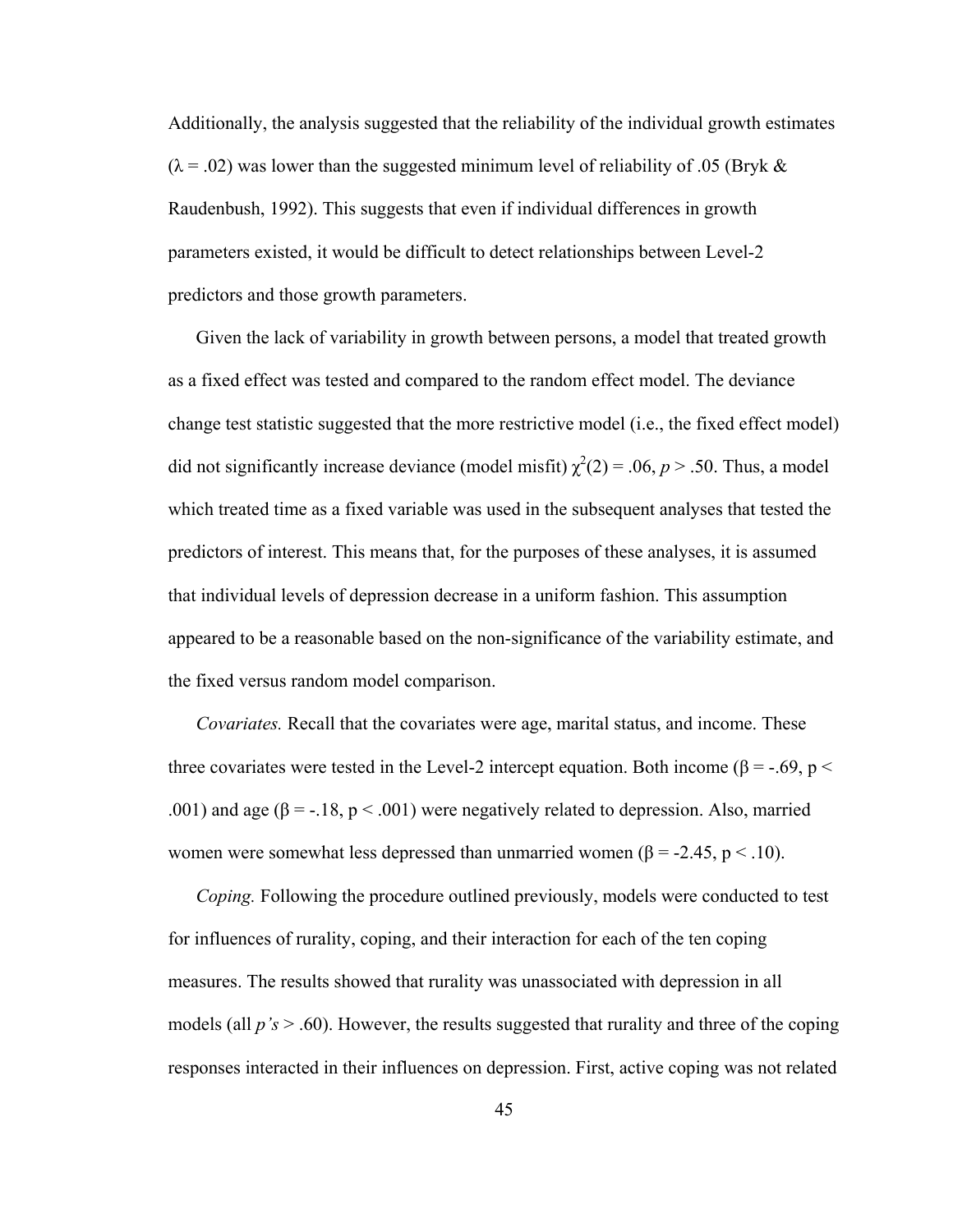Additionally, the analysis suggested that the reliability of the individual growth estimates ($\lambda = .02$) was lower than the suggested minimum level of reliability of .05 (Bryk & Raudenbush, 1992). This suggests that even if individual differences in growth parameters existed, it would be difficult to detect relationships between Level-2 predictors and those growth parameters.

Given the lack of variability in growth between persons, a model that treated growth as a fixed effect was tested and compared to the random effect model. The deviance change test statistic suggested that the more restrictive model (i.e., the fixed effect model) did not significantly increase deviance (model misfit) $\chi^2(2) = .06$, $p > .50$. Thus, a model which treated time as a fixed variable was used in the subsequent analyses that tested the predictors of interest. This means that, for the purposes of these analyses, it is assumed that individual levels of depression decrease in a uniform fashion. This assumption appeared to be a reasonable based on the non-significance of the variability estimate, and the fixed versus random model comparison.

*Covariates.* Recall that the covariates were age, marital status, and income. These three covariates were tested in the Level-2 intercept equation. Both income ($\beta = -.69$, $p < .001$) and age ($\beta = -.18$, $p < .001$) were negatively related to depression. Also, married women were somewhat less depressed than unmarried women ($\beta = -2.45$, $p < .10$).

*Coping.* Following the procedure outlined previously, models were conducted to test for influences of rurality, coping, and their interaction for each of the ten coping measures. The results showed that rurality was unassociated with depression in all models (all *p's* > .60). However, the results suggested that rurality and three of the coping responses interacted in their influences on depression. First, active coping was not related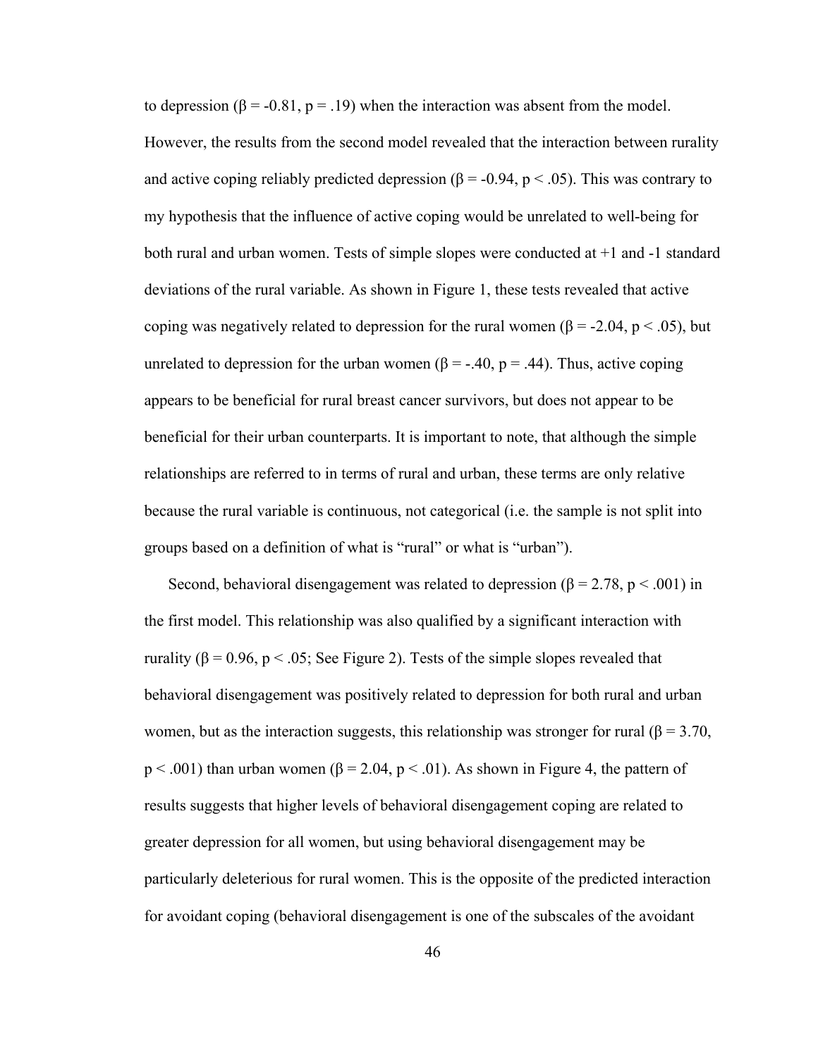to depression ($\beta = -0.81$, $p = .19$) when the interaction was absent from the model. However, the results from the second model revealed that the interaction between rurality and active coping reliably predicted depression ($\beta = -0.94$, $p < .05$). This was contrary to my hypothesis that the influence of active coping would be unrelated to well-being for both rural and urban women. Tests of simple slopes were conducted at +1 and -1 standard deviations of the rural variable. As shown in Figure 1, these tests revealed that active coping was negatively related to depression for the rural women ($\beta = -2.04$, $p < .05$), but unrelated to depression for the urban women ($\beta = -.40$, $p = .44$). Thus, active coping appears to be beneficial for rural breast cancer survivors, but does not appear to be beneficial for their urban counterparts. It is important to note, that although the simple relationships are referred to in terms of rural and urban, these terms are only relative because the rural variable is continuous, not categorical (i.e. the sample is not split into groups based on a definition of what is "rural" or what is "urban").

Second, behavioral disengagement was related to depression ($\beta = 2.78$, $p < .001$) in the first model. This relationship was also qualified by a significant interaction with rurality ($\beta = 0.96$, $p < .05$; See Figure 2). Tests of the simple slopes revealed that behavioral disengagement was positively related to depression for both rural and urban women, but as the interaction suggests, this relationship was stronger for rural ($\beta = 3.70$, $p < .001$) than urban women ($\beta = 2.04$, $p < .01$). As shown in Figure 4, the pattern of results suggests that higher levels of behavioral disengagement coping are related to greater depression for all women, but using behavioral disengagement may be particularly deleterious for rural women. This is the opposite of the predicted interaction for avoidant coping (behavioral disengagement is one of the subscales of the avoidant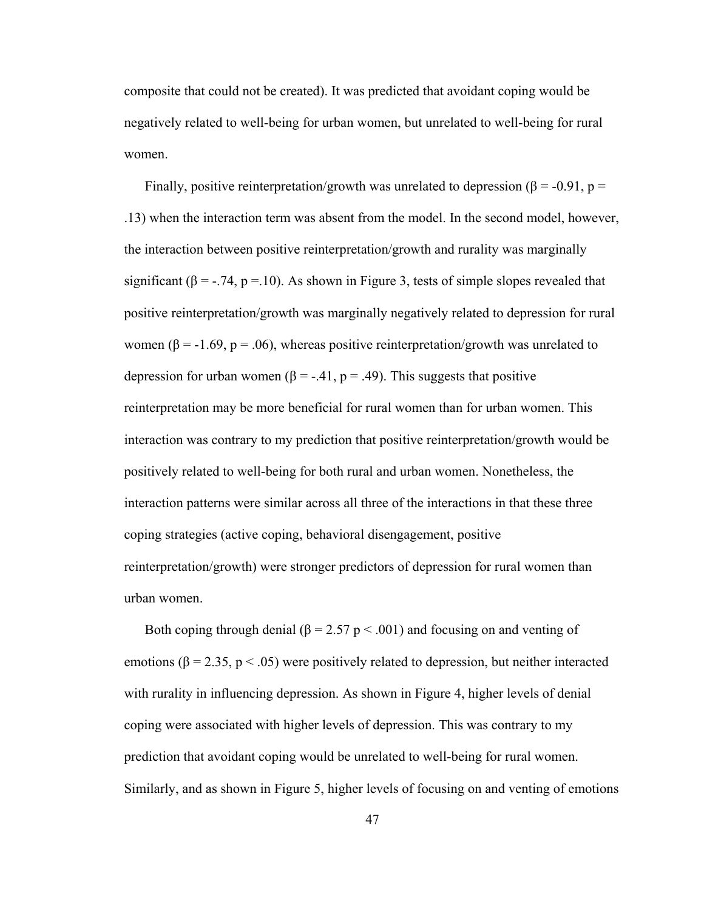composite that could not be created). It was predicted that avoidant coping would be negatively related to well-being for urban women, but unrelated to well-being for rural women.

Finally, positive reinterpretation/growth was unrelated to depression ($\beta = -0.91$, $p = .13$) when the interaction term was absent from the model. In the second model, however, the interaction between positive reinterpretation/growth and rurality was marginally significant ($\beta = -.74$, $p = .10$). As shown in Figure 3, tests of simple slopes revealed that positive reinterpretation/growth was marginally negatively related to depression for rural women ($\beta = -1.69$, $p = .06$), whereas positive reinterpretation/growth was unrelated to depression for urban women ($\beta = -.41$, $p = .49$). This suggests that positive reinterpretation may be more beneficial for rural women than for urban women. This interaction was contrary to my prediction that positive reinterpretation/growth would be positively related to well-being for both rural and urban women. Nonetheless, the interaction patterns were similar across all three of the interactions in that these three coping strategies (active coping, behavioral disengagement, positive reinterpretation/growth) were stronger predictors of depression for rural women than urban women.

Both coping through denial ($\beta = 2.57$ $p < .001$) and focusing on and venting of emotions ($\beta = 2.35$, $p < .05$) were positively related to depression, but neither interacted with rurality in influencing depression. As shown in Figure 4, higher levels of denial coping were associated with higher levels of depression. This was contrary to my prediction that avoidant coping would be unrelated to well-being for rural women. Similarly, and as shown in Figure 5, higher levels of focusing on and venting of emotions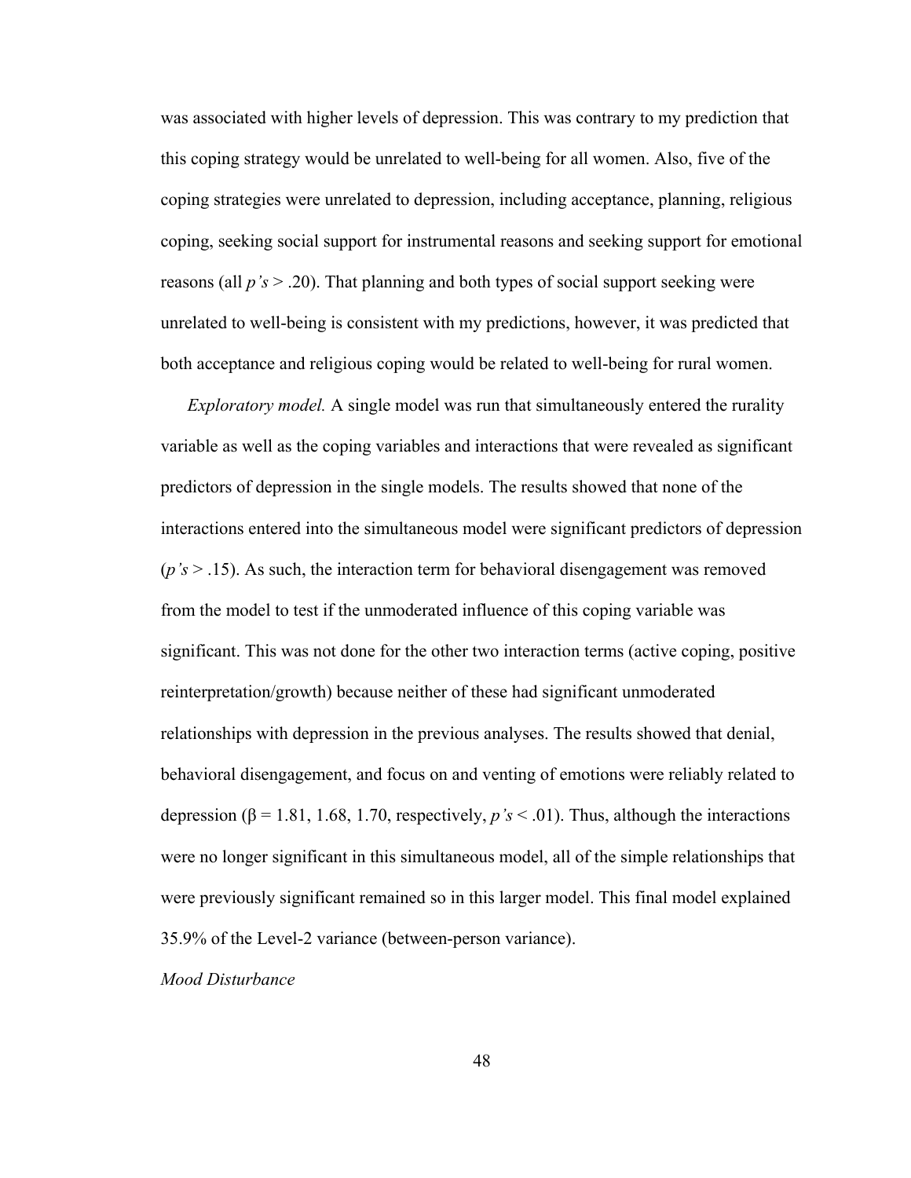was associated with higher levels of depression. This was contrary to my prediction that this coping strategy would be unrelated to well-being for all women. Also, five of the coping strategies were unrelated to depression, including acceptance, planning, religious coping, seeking social support for instrumental reasons and seeking support for emotional reasons (all *p's* > .20). That planning and both types of social support seeking were unrelated to well-being is consistent with my predictions, however, it was predicted that both acceptance and religious coping would be related to well-being for rural women.

*Exploratory model.* A single model was run that simultaneously entered the rurality variable as well as the coping variables and interactions that were revealed as significant predictors of depression in the single models. The results showed that none of the interactions entered into the simultaneous model were significant predictors of depression (*p's* > .15). As such, the interaction term for behavioral disengagement was removed from the model to test if the unmoderated influence of this coping variable was significant. This was not done for the other two interaction terms (active coping, positive reinterpretation/growth) because neither of these had significant unmoderated relationships with depression in the previous analyses. The results showed that denial, behavioral disengagement, and focus on and venting of emotions were reliably related to depression ($\beta = 1.81$, 1.68, 1.70, respectively, *p's* < .01). Thus, although the interactions were no longer significant in this simultaneous model, all of the simple relationships that were previously significant remained so in this larger model. This final model explained 35.9% of the Level-2 variance (between-person variance).

*Mood Disturbance*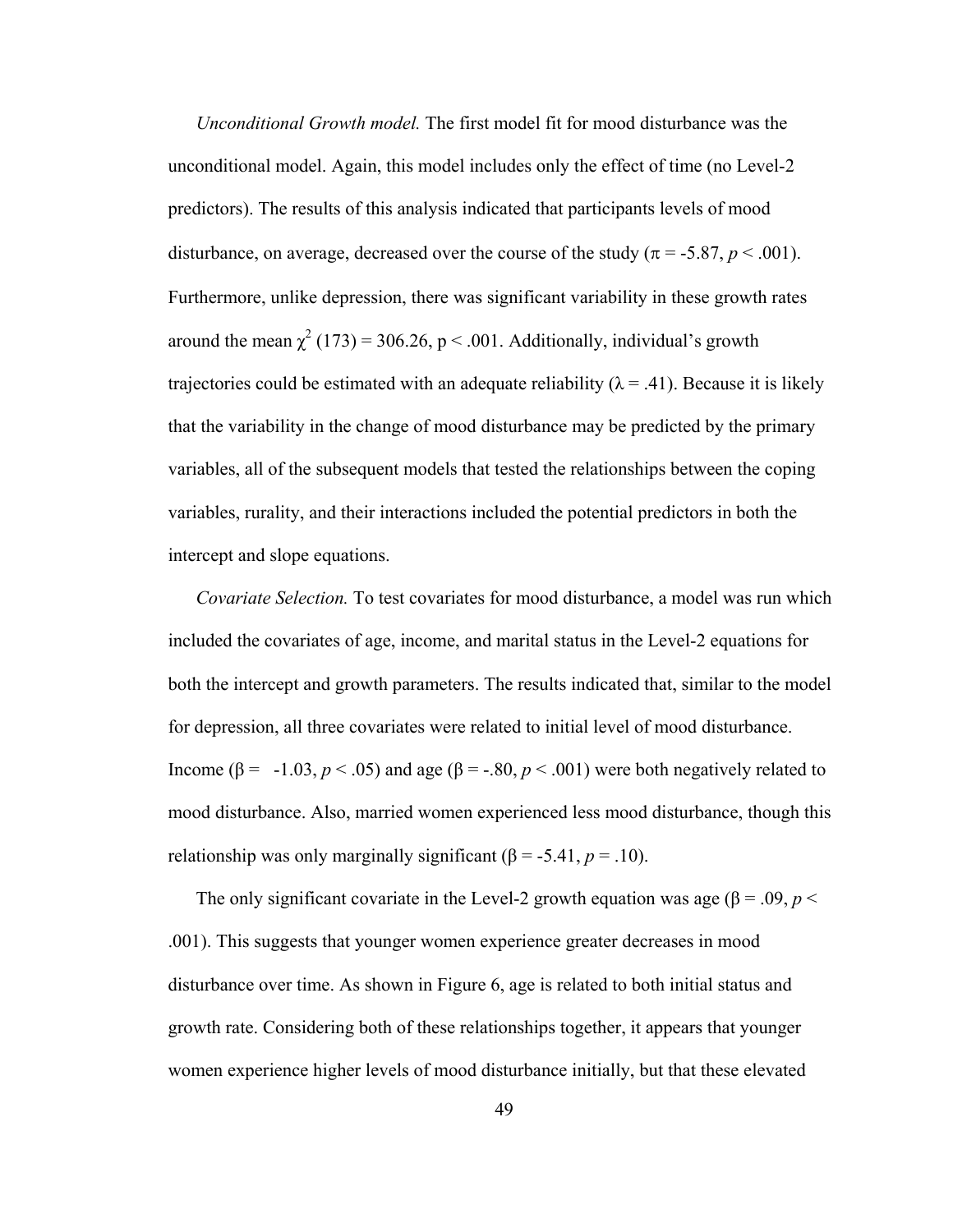*Unconditional Growth model.* The first model fit for mood disturbance was the unconditional model. Again, this model includes only the effect of time (no Level-2 predictors). The results of this analysis indicated that participants levels of mood disturbance, on average, decreased over the course of the study ($\pi$ = -5.87, $p$ < .001). Furthermore, unlike depression, there was significant variability in these growth rates around the mean $\chi^2$ (173) = 306.26, p < .001. Additionally, individual's growth trajectories could be estimated with an adequate reliability ($\lambda$ = .41). Because it is likely that the variability in the change of mood disturbance may be predicted by the primary variables, all of the subsequent models that tested the relationships between the coping variables, rurality, and their interactions included the potential predictors in both the intercept and slope equations.

*Covariate Selection.* To test covariates for mood disturbance, a model was run which included the covariates of age, income, and marital status in the Level-2 equations for both the intercept and growth parameters. The results indicated that, similar to the model for depression, all three covariates were related to initial level of mood disturbance. Income ($\beta$ = -1.03, $p$ < .05) and age ($\beta$ = -.80, $p$ < .001) were both negatively related to mood disturbance. Also, married women experienced less mood disturbance, though this relationship was only marginally significant ($\beta$ = -5.41, $p$ = .10).

The only significant covariate in the Level-2 growth equation was age ($\beta$ = .09, $p$ < .001). This suggests that younger women experience greater decreases in mood disturbance over time. As shown in Figure 6, age is related to both initial status and growth rate. Considering both of these relationships together, it appears that younger women experience higher levels of mood disturbance initially, but that these elevated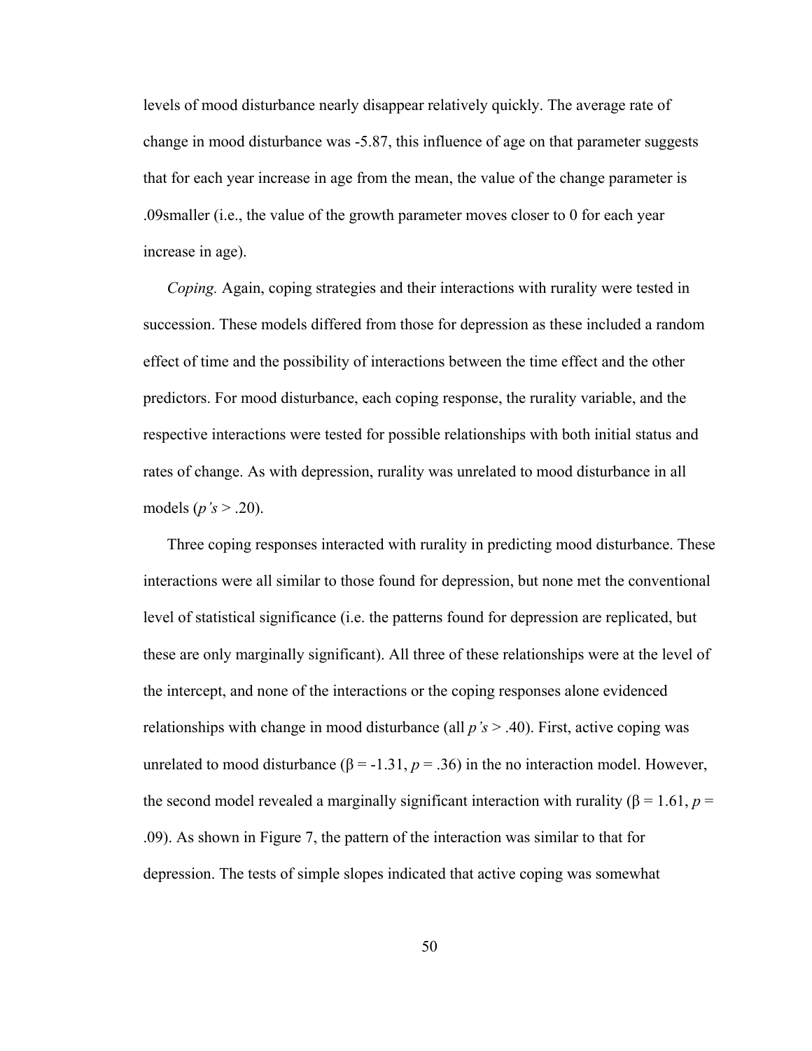levels of mood disturbance nearly disappear relatively quickly. The average rate of change in mood disturbance was -5.87, this influence of age on that parameter suggests that for each year increase in age from the mean, the value of the change parameter is .09smaller (i.e., the value of the growth parameter moves closer to 0 for each year increase in age).

*Coping.* Again, coping strategies and their interactions with rurality were tested in succession. These models differed from those for depression as these included a random effect of time and the possibility of interactions between the time effect and the other predictors. For mood disturbance, each coping response, the rurality variable, and the respective interactions were tested for possible relationships with both initial status and rates of change. As with depression, rurality was unrelated to mood disturbance in all models (*p's* > .20).

Three coping responses interacted with rurality in predicting mood disturbance. These interactions were all similar to those found for depression, but none met the conventional level of statistical significance (i.e. the patterns found for depression are replicated, but these are only marginally significant). All three of these relationships were at the level of the intercept, and none of the interactions or the coping responses alone evidenced relationships with change in mood disturbance (all *p's* > .40). First, active coping was unrelated to mood disturbance ($\beta = -1.31$, $p = .36$) in the no interaction model. However, the second model revealed a marginally significant interaction with rurality ($\beta = 1.61$, $p = .09$). As shown in Figure 7, the pattern of the interaction was similar to that for depression. The tests of simple slopes indicated that active coping was somewhat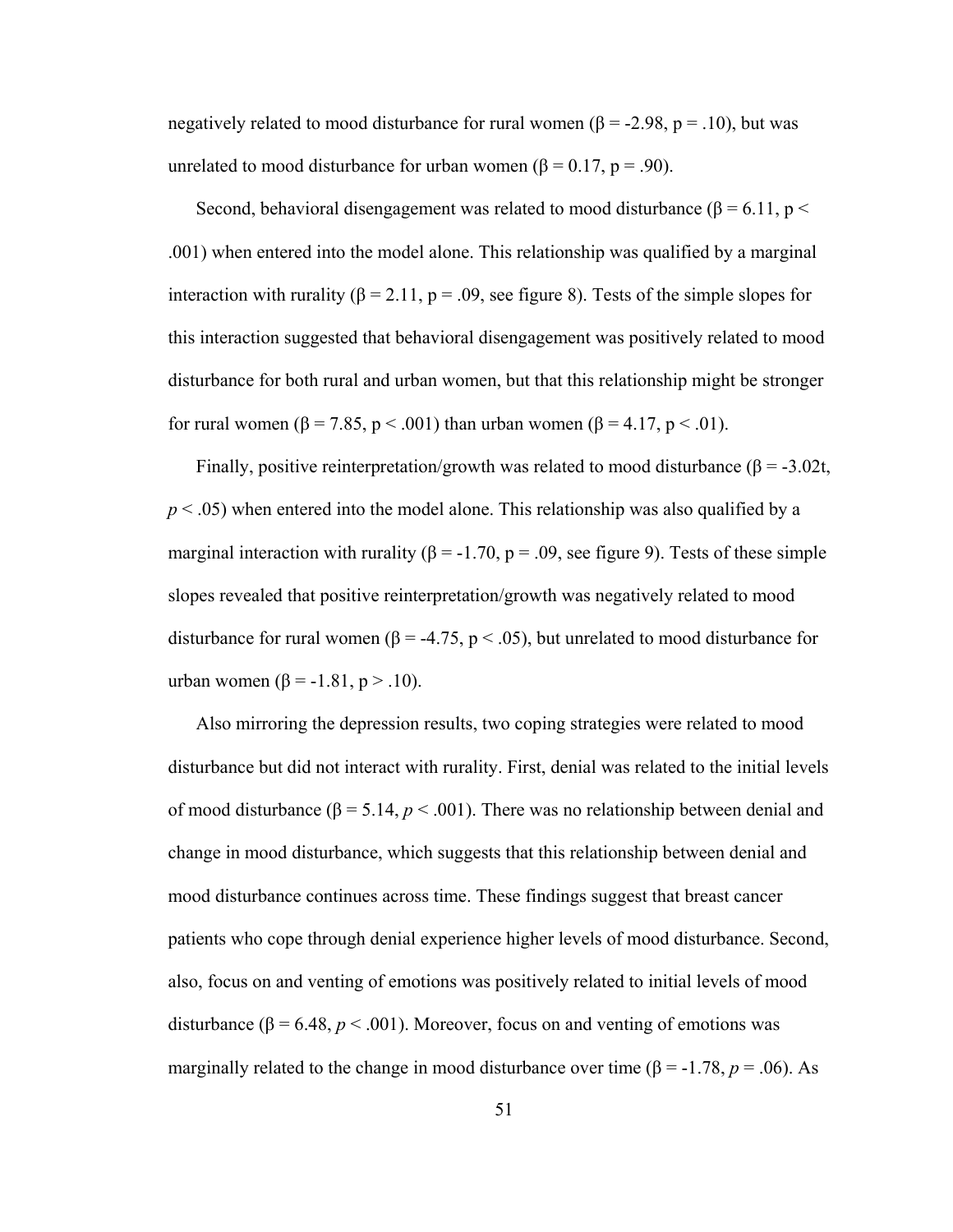negatively related to mood disturbance for rural women ($\beta = -2.98$, $p = .10$), but was unrelated to mood disturbance for urban women ($\beta = 0.17$, $p = .90$).

Second, behavioral disengagement was related to mood disturbance ($\beta = 6.11$, $p < .001$) when entered into the model alone. This relationship was qualified by a marginal interaction with rurality ($\beta = 2.11$, $p = .09$, see figure 8). Tests of the simple slopes for this interaction suggested that behavioral disengagement was positively related to mood disturbance for both rural and urban women, but that this relationship might be stronger for rural women ($\beta = 7.85$, $p < .001$) than urban women ($\beta = 4.17$, $p < .01$).

Finally, positive reinterpretation/growth was related to mood disturbance ($\beta = -3.02$t, $p < .05$) when entered into the model alone. This relationship was also qualified by a marginal interaction with rurality ($\beta = -1.70$, $p = .09$, see figure 9). Tests of these simple slopes revealed that positive reinterpretation/growth was negatively related to mood disturbance for rural women ($\beta = -4.75$, $p < .05$), but unrelated to mood disturbance for urban women ($\beta = -1.81$, $p > .10$).

Also mirroring the depression results, two coping strategies were related to mood disturbance but did not interact with rurality. First, denial was related to the initial levels of mood disturbance ($\beta = 5.14$, $p < .001$). There was no relationship between denial and change in mood disturbance, which suggests that this relationship between denial and mood disturbance continues across time. These findings suggest that breast cancer patients who cope through denial experience higher levels of mood disturbance. Second, also, focus on and venting of emotions was positively related to initial levels of mood disturbance ($\beta = 6.48$, $p < .001$). Moreover, focus on and venting of emotions was marginally related to the change in mood disturbance over time ($\beta = -1.78$, $p = .06$). As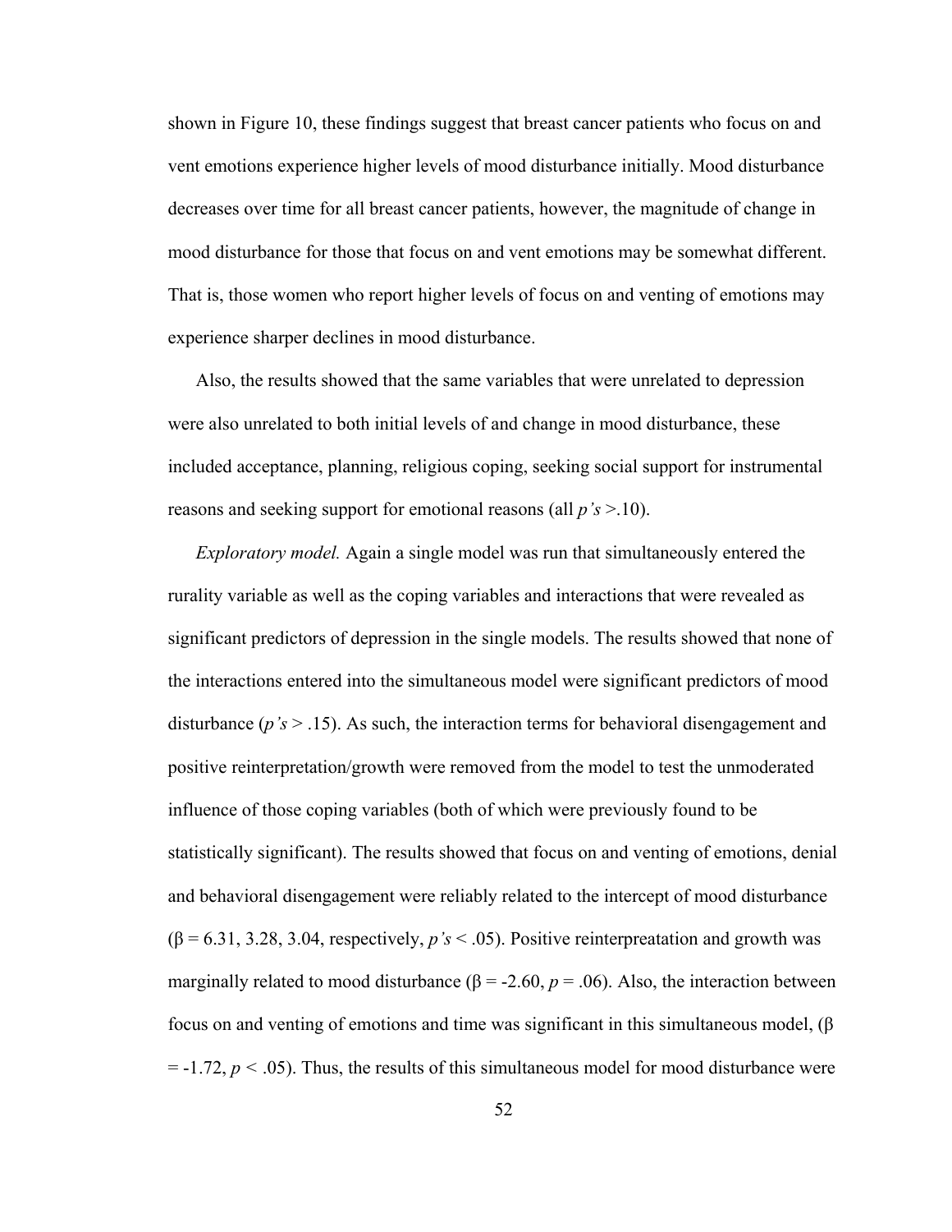shown in Figure 10, these findings suggest that breast cancer patients who focus on and vent emotions experience higher levels of mood disturbance initially. Mood disturbance decreases over time for all breast cancer patients, however, the magnitude of change in mood disturbance for those that focus on and vent emotions may be somewhat different. That is, those women who report higher levels of focus on and venting of emotions may experience sharper declines in mood disturbance.

Also, the results showed that the same variables that were unrelated to depression were also unrelated to both initial levels of and change in mood disturbance, these included acceptance, planning, religious coping, seeking social support for instrumental reasons and seeking support for emotional reasons (all *p's* >.10).

*Exploratory model.* Again a single model was run that simultaneously entered the rurality variable as well as the coping variables and interactions that were revealed as significant predictors of depression in the single models. The results showed that none of the interactions entered into the simultaneous model were significant predictors of mood disturbance (*p's* > .15). As such, the interaction terms for behavioral disengagement and positive reinterpretation/growth were removed from the model to test the unmoderated influence of those coping variables (both of which were previously found to be statistically significant). The results showed that focus on and venting of emotions, denial and behavioral disengagement were reliably related to the intercept of mood disturbance ($\beta = 6.31, 3.28, 3.04$, respectively, *p's* < .05). Positive reinterpreatation and growth was marginally related to mood disturbance ($\beta = -2.60$, $p = .06$). Also, the interaction between focus on and venting of emotions and time was significant in this simultaneous model, ($\beta = -1.72$, $p < .05$). Thus, the results of this simultaneous model for mood disturbance were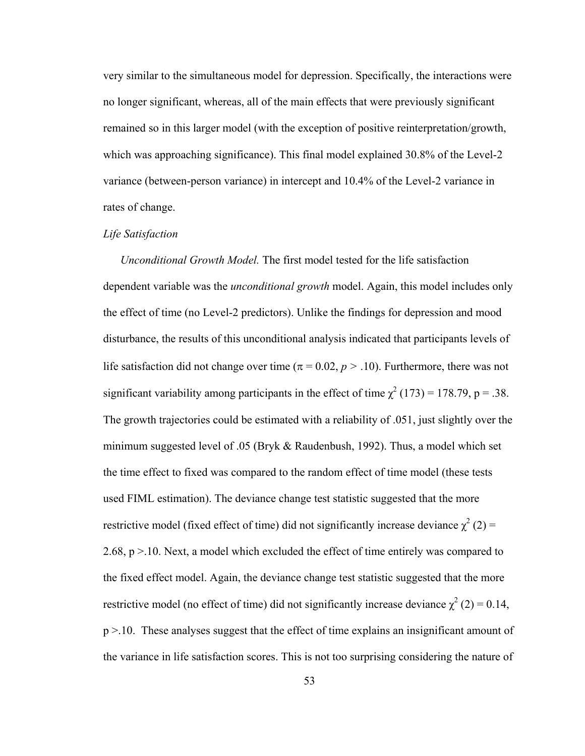very similar to the simultaneous model for depression. Specifically, the interactions were no longer significant, whereas, all of the main effects that were previously significant remained so in this larger model (with the exception of positive reinterpretation/growth, which was approaching significance). This final model explained 30.8% of the Level-2 variance (between-person variance) in intercept and 10.4% of the Level-2 variance in rates of change.

*Life Satisfaction*

*Unconditional Growth Model.* The first model tested for the life satisfaction dependent variable was the *unconditional growth* model. Again, this model includes only the effect of time (no Level-2 predictors). Unlike the findings for depression and mood disturbance, the results of this unconditional analysis indicated that participants levels of life satisfaction did not change over time ($\pi = 0.02$, $p > .10$). Furthermore, there was not significant variability among participants in the effect of time $\chi^2$ (173) = 178.79, p = .38. The growth trajectories could be estimated with a reliability of .051, just slightly over the minimum suggested level of .05 (Bryk & Raudenbush, 1992). Thus, a model which set the time effect to fixed was compared to the random effect of time model (these tests used FIML estimation). The deviance change test statistic suggested that the more restrictive model (fixed effect of time) did not significantly increase deviance $\chi^2$ (2) = 2.68, p >.10. Next, a model which excluded the effect of time entirely was compared to the fixed effect model. Again, the deviance change test statistic suggested that the more restrictive model (no effect of time) did not significantly increase deviance $\chi^2$ (2) = 0.14, p >.10. These analyses suggest that the effect of time explains an insignificant amount of the variance in life satisfaction scores. This is not too surprising considering the nature of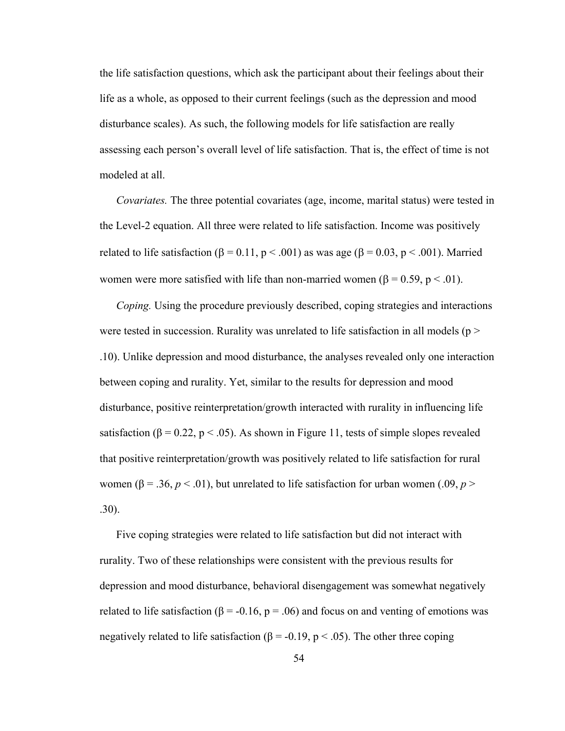the life satisfaction questions, which ask the participant about their feelings about their life as a whole, as opposed to their current feelings (such as the depression and mood disturbance scales). As such, the following models for life satisfaction are really assessing each person's overall level of life satisfaction. That is, the effect of time is not modeled at all.

*Covariates.* The three potential covariates (age, income, marital status) were tested in the Level-2 equation. All three were related to life satisfaction. Income was positively related to life satisfaction ($\beta = 0.11$, $p < .001$) as was age ($\beta = 0.03$, $p < .001$). Married women were more satisfied with life than non-married women ($\beta = 0.59$, $p < .01$).

*Coping.* Using the procedure previously described, coping strategies and interactions were tested in succession. Rurality was unrelated to life satisfaction in all models ($p > .10$). Unlike depression and mood disturbance, the analyses revealed only one interaction between coping and rurality. Yet, similar to the results for depression and mood disturbance, positive reinterpretation/growth interacted with rurality in influencing life satisfaction ($\beta = 0.22$, $p < .05$). As shown in Figure 11, tests of simple slopes revealed that positive reinterpretation/growth was positively related to life satisfaction for rural women ($\beta = .36$, $p < .01$), but unrelated to life satisfaction for urban women (.09, $p > .30$).

Five coping strategies were related to life satisfaction but did not interact with rurality. Two of these relationships were consistent with the previous results for depression and mood disturbance, behavioral disengagement was somewhat negatively related to life satisfaction ($\beta = -0.16$, $p = .06$) and focus on and venting of emotions was negatively related to life satisfaction ($\beta = -0.19$, $p < .05$). The other three coping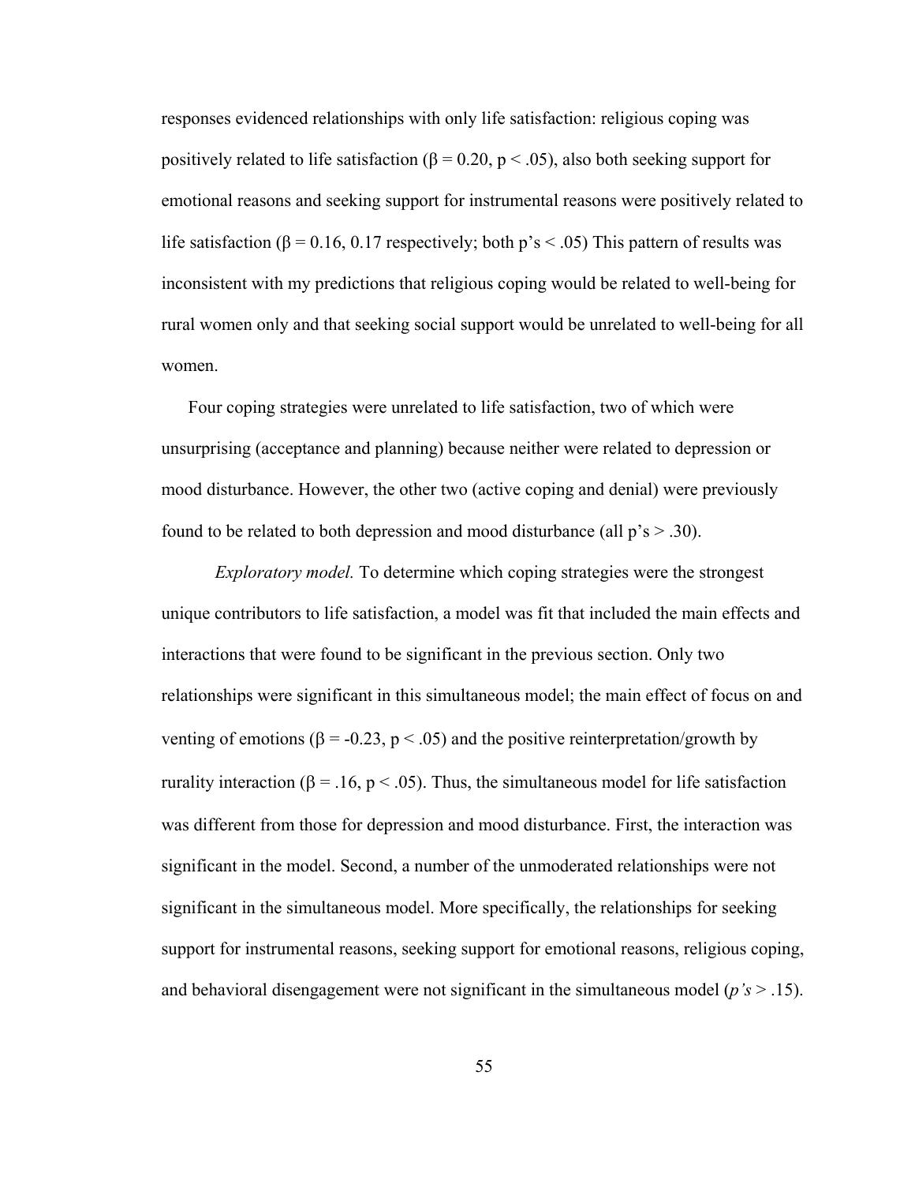responses evidenced relationships with only life satisfaction: religious coping was positively related to life satisfaction ($\beta = 0.20$, $p < .05$), also both seeking support for emotional reasons and seeking support for instrumental reasons were positively related to life satisfaction ($\beta = 0.16, 0.17$ respectively; both p's $< .05$) This pattern of results was inconsistent with my predictions that religious coping would be related to well-being for rural women only and that seeking social support would be unrelated to well-being for all women.

Four coping strategies were unrelated to life satisfaction, two of which were unsurprising (acceptance and planning) because neither were related to depression or mood disturbance. However, the other two (active coping and denial) were previously found to be related to both depression and mood disturbance (all p's $> .30$).

*Exploratory model.* To determine which coping strategies were the strongest unique contributors to life satisfaction, a model was fit that included the main effects and interactions that were found to be significant in the previous section. Only two relationships were significant in this simultaneous model; the main effect of focus on and venting of emotions ($\beta = -0.23$, $p < .05$) and the positive reinterpretation/growth by rurality interaction ($\beta = .16$, $p < .05$). Thus, the simultaneous model for life satisfaction was different from those for depression and mood disturbance. First, the interaction was significant in the model. Second, a number of the unmoderated relationships were not significant in the simultaneous model. More specifically, the relationships for seeking support for instrumental reasons, seeking support for emotional reasons, religious coping, and behavioral disengagement were not significant in the simultaneous model (*p's* $> .15$).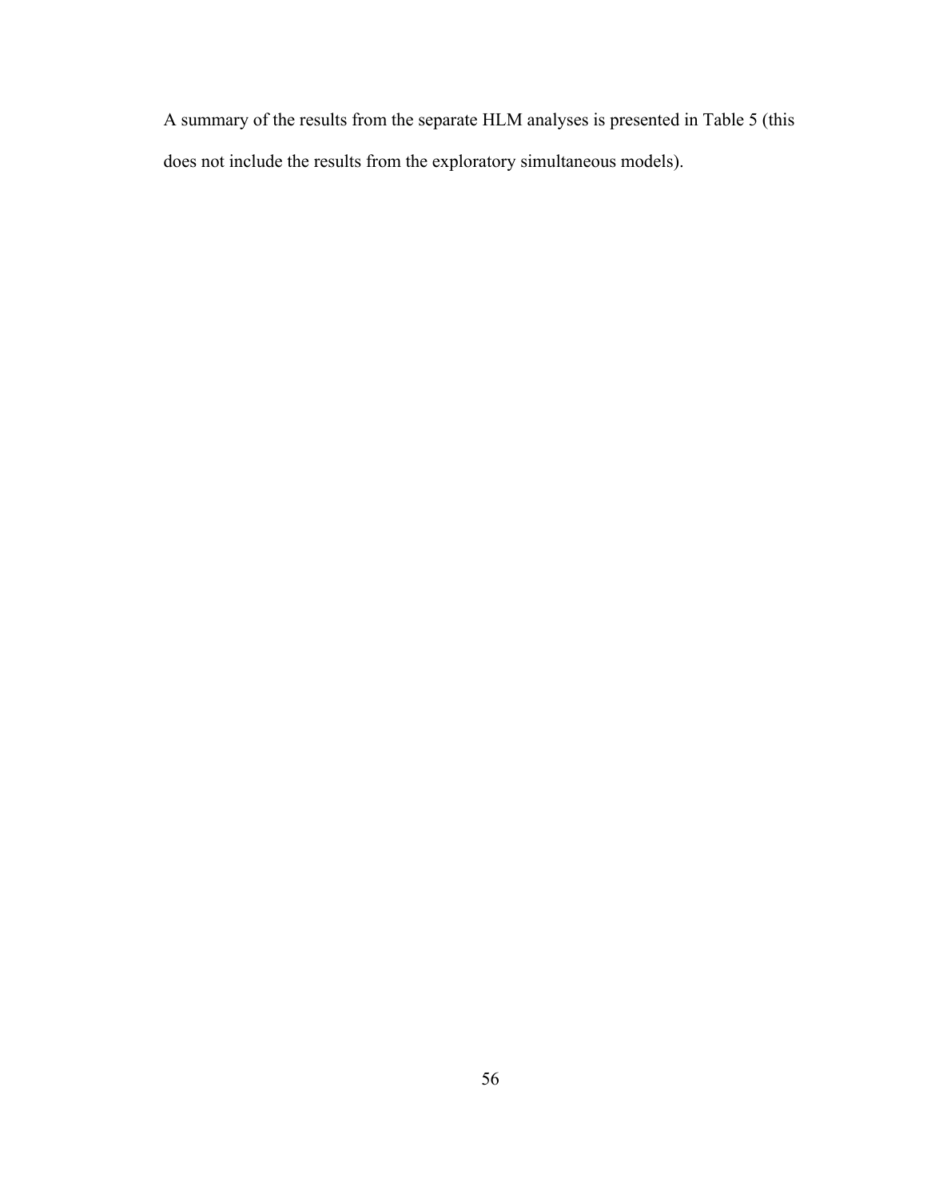A summary of the results from the separate HLM analyses is presented in Table 5 (this does not include the results from the exploratory simultaneous models).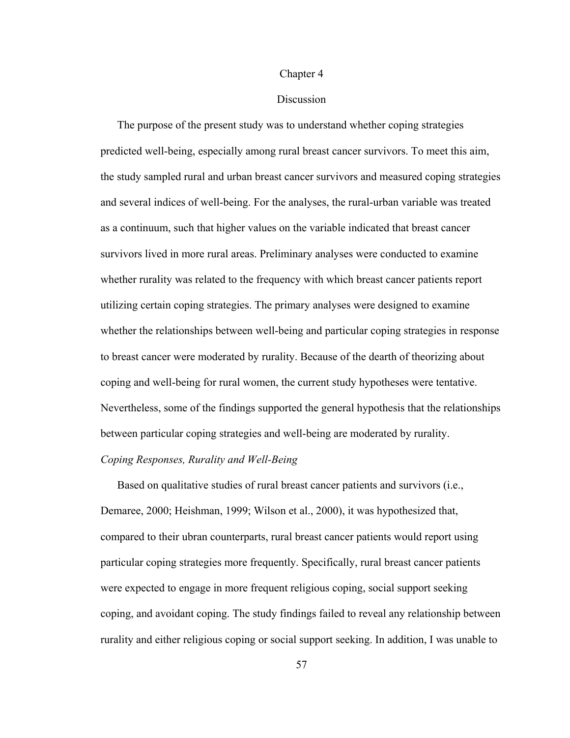# Chapter 4

## Discussion

The purpose of the present study was to understand whether coping strategies predicted well-being, especially among rural breast cancer survivors. To meet this aim, the study sampled rural and urban breast cancer survivors and measured coping strategies and several indices of well-being. For the analyses, the rural-urban variable was treated as a continuum, such that higher values on the variable indicated that breast cancer survivors lived in more rural areas. Preliminary analyses were conducted to examine whether rurality was related to the frequency with which breast cancer patients report utilizing certain coping strategies. The primary analyses were designed to examine whether the relationships between well-being and particular coping strategies in response to breast cancer were moderated by rurality. Because of the dearth of theorizing about coping and well-being for rural women, the current study hypotheses were tentative. Nevertheless, some of the findings supported the general hypothesis that the relationships between particular coping strategies and well-being are moderated by rurality.

*Coping Responses, Rurality and Well-Being*

Based on qualitative studies of rural breast cancer patients and survivors (i.e., Demaree, 2000; Heishman, 1999; Wilson et al., 2000), it was hypothesized that, compared to their ubran counterparts, rural breast cancer patients would report using particular coping strategies more frequently. Specifically, rural breast cancer patients were expected to engage in more frequent religious coping, social support seeking coping, and avoidant coping. The study findings failed to reveal any relationship between rurality and either religious coping or social support seeking. In addition, I was unable to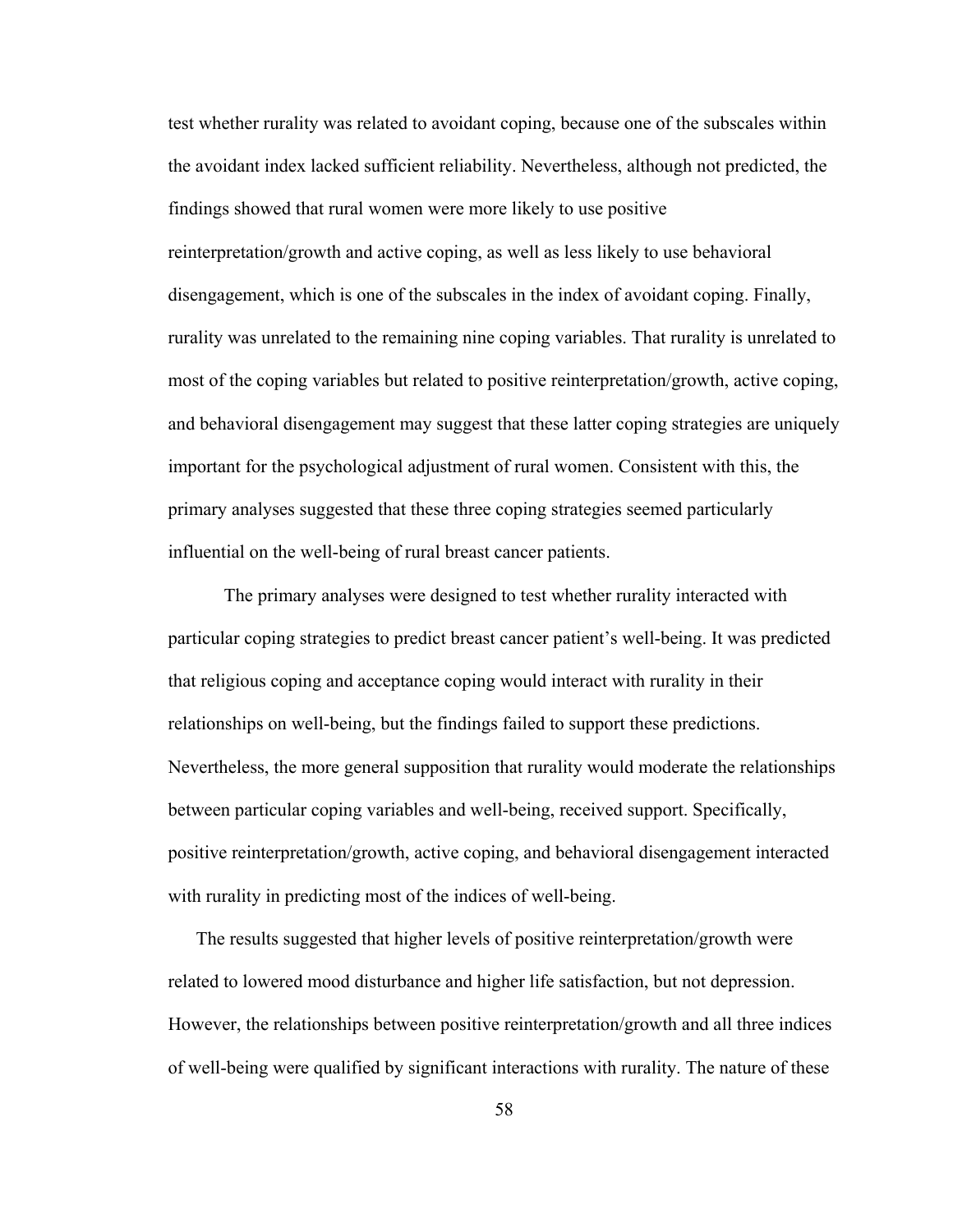test whether rurality was related to avoidant coping, because one of the subscales within the avoidant index lacked sufficient reliability. Nevertheless, although not predicted, the findings showed that rural women were more likely to use positive reinterpretation/growth and active coping, as well as less likely to use behavioral disengagement, which is one of the subscales in the index of avoidant coping. Finally, rurality was unrelated to the remaining nine coping variables. That rurality is unrelated to most of the coping variables but related to positive reinterpretation/growth, active coping, and behavioral disengagement may suggest that these latter coping strategies are uniquely important for the psychological adjustment of rural women. Consistent with this, the primary analyses suggested that these three coping strategies seemed particularly influential on the well-being of rural breast cancer patients.

The primary analyses were designed to test whether rurality interacted with particular coping strategies to predict breast cancer patient's well-being. It was predicted that religious coping and acceptance coping would interact with rurality in their relationships on well-being, but the findings failed to support these predictions. Nevertheless, the more general supposition that rurality would moderate the relationships between particular coping variables and well-being, received support. Specifically, positive reinterpretation/growth, active coping, and behavioral disengagement interacted with rurality in predicting most of the indices of well-being.

The results suggested that higher levels of positive reinterpretation/growth were related to lowered mood disturbance and higher life satisfaction, but not depression. However, the relationships between positive reinterpretation/growth and all three indices of well-being were qualified by significant interactions with rurality. The nature of these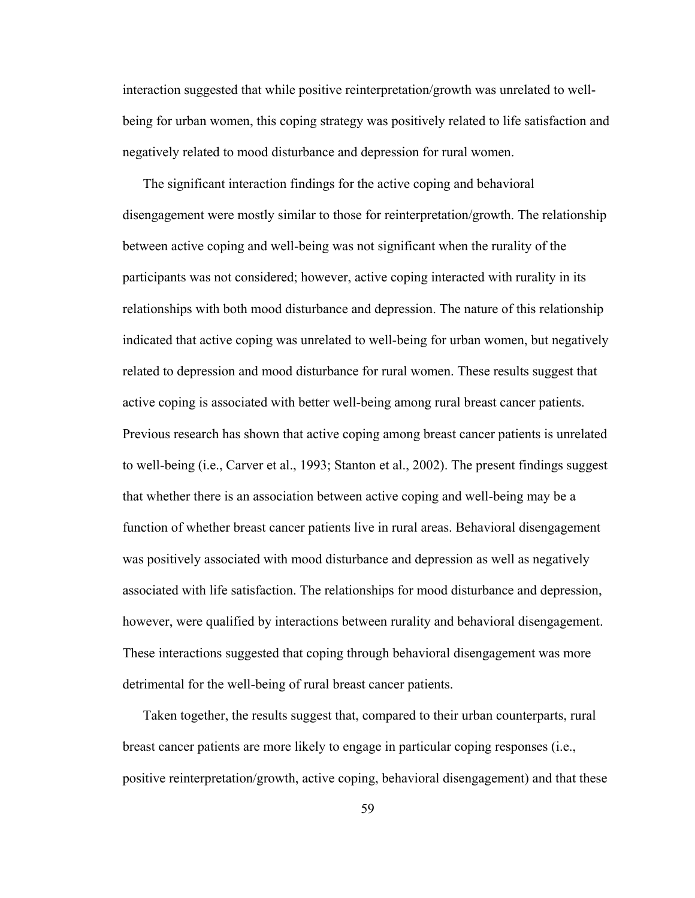interaction suggested that while positive reinterpretation/growth was unrelated to well-being for urban women, this coping strategy was positively related to life satisfaction and negatively related to mood disturbance and depression for rural women.

The significant interaction findings for the active coping and behavioral disengagement were mostly similar to those for reinterpretation/growth. The relationship between active coping and well-being was not significant when the rurality of the participants was not considered; however, active coping interacted with rurality in its relationships with both mood disturbance and depression. The nature of this relationship indicated that active coping was unrelated to well-being for urban women, but negatively related to depression and mood disturbance for rural women. These results suggest that active coping is associated with better well-being among rural breast cancer patients. Previous research has shown that active coping among breast cancer patients is unrelated to well-being (i.e., Carver et al., 1993; Stanton et al., 2002). The present findings suggest that whether there is an association between active coping and well-being may be a function of whether breast cancer patients live in rural areas. Behavioral disengagement was positively associated with mood disturbance and depression as well as negatively associated with life satisfaction. The relationships for mood disturbance and depression, however, were qualified by interactions between rurality and behavioral disengagement. These interactions suggested that coping through behavioral disengagement was more detrimental for the well-being of rural breast cancer patients.

Taken together, the results suggest that, compared to their urban counterparts, rural breast cancer patients are more likely to engage in particular coping responses (i.e., positive reinterpretation/growth, active coping, behavioral disengagement) and that these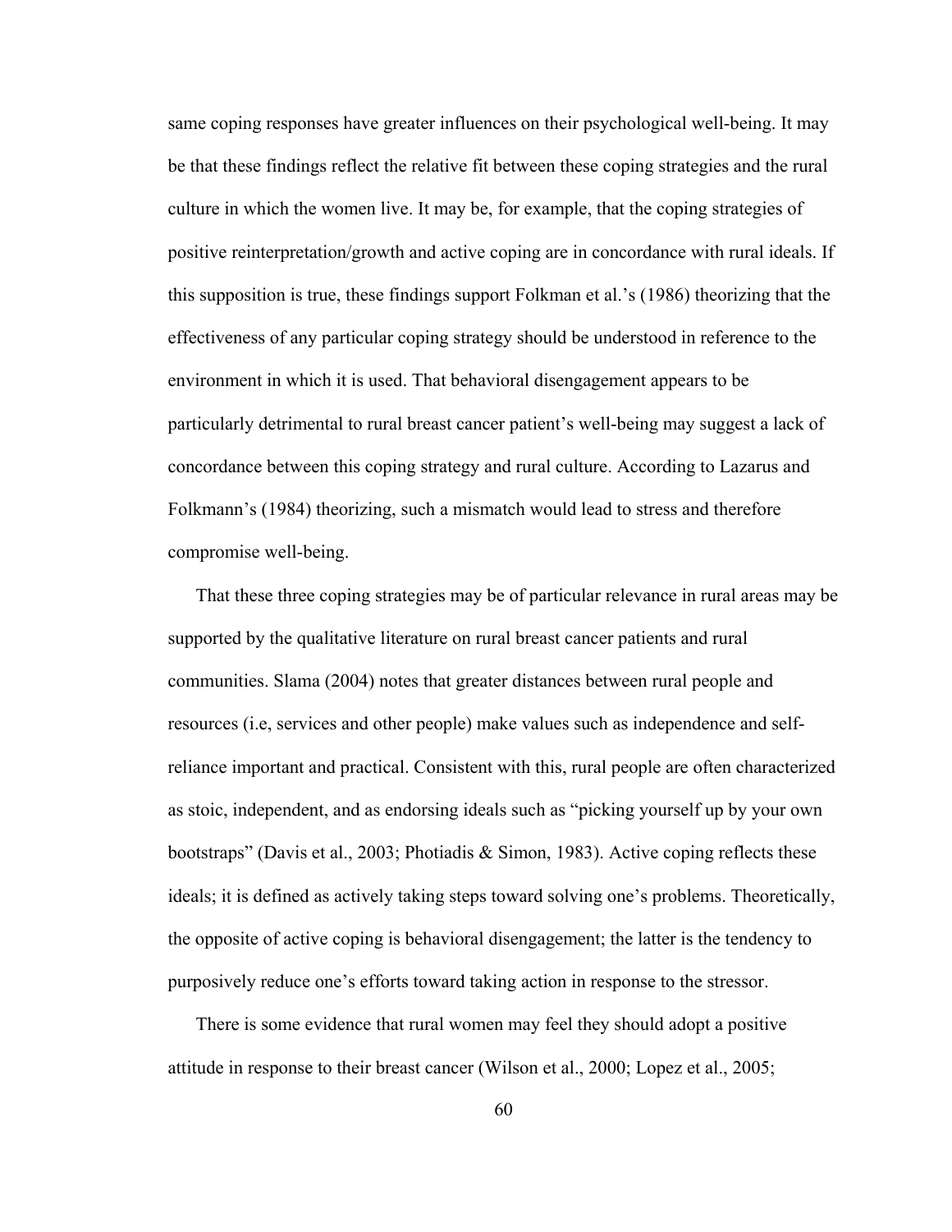same coping responses have greater influences on their psychological well-being. It may be that these findings reflect the relative fit between these coping strategies and the rural culture in which the women live. It may be, for example, that the coping strategies of positive reinterpretation/growth and active coping are in concordance with rural ideals. If this supposition is true, these findings support Folkman et al.'s (1986) theorizing that the effectiveness of any particular coping strategy should be understood in reference to the environment in which it is used. That behavioral disengagement appears to be particularly detrimental to rural breast cancer patient's well-being may suggest a lack of concordance between this coping strategy and rural culture. According to Lazarus and Folkmann's (1984) theorizing, such a mismatch would lead to stress and therefore compromise well-being.

That these three coping strategies may be of particular relevance in rural areas may be supported by the qualitative literature on rural breast cancer patients and rural communities. Slama (2004) notes that greater distances between rural people and resources (i.e, services and other people) make values such as independence and self-reliance important and practical. Consistent with this, rural people are often characterized as stoic, independent, and as endorsing ideals such as "picking yourself up by your own bootstraps" (Davis et al., 2003; Photiadis & Simon, 1983). Active coping reflects these ideals; it is defined as actively taking steps toward solving one's problems. Theoretically, the opposite of active coping is behavioral disengagement; the latter is the tendency to purposively reduce one's efforts toward taking action in response to the stressor.

There is some evidence that rural women may feel they should adopt a positive attitude in response to their breast cancer (Wilson et al., 2000; Lopez et al., 2005;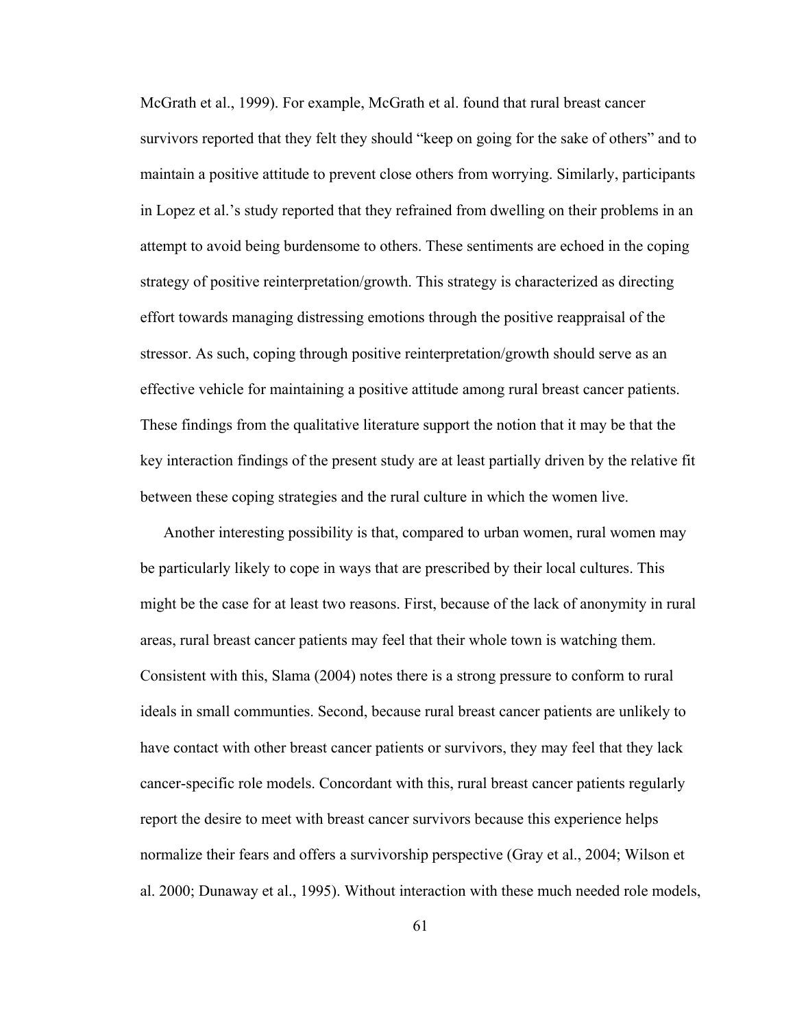McGrath et al., 1999). For example, McGrath et al. found that rural breast cancer survivors reported that they felt they should “keep on going for the sake of others” and to maintain a positive attitude to prevent close others from worrying. Similarly, participants in Lopez et al.’s study reported that they refrained from dwelling on their problems in an attempt to avoid being burdensome to others. These sentiments are echoed in the coping strategy of positive reinterpretation/growth. This strategy is characterized as directing effort towards managing distressing emotions through the positive reappraisal of the stressor. As such, coping through positive reinterpretation/growth should serve as an effective vehicle for maintaining a positive attitude among rural breast cancer patients. These findings from the qualitative literature support the notion that it may be that the key interaction findings of the present study are at least partially driven by the relative fit between these coping strategies and the rural culture in which the women live.

Another interesting possibility is that, compared to urban women, rural women may be particularly likely to cope in ways that are prescribed by their local cultures. This might be the case for at least two reasons. First, because of the lack of anonymity in rural areas, rural breast cancer patients may feel that their whole town is watching them. Consistent with this, Slama (2004) notes there is a strong pressure to conform to rural ideals in small communties. Second, because rural breast cancer patients are unlikely to have contact with other breast cancer patients or survivors, they may feel that they lack cancer-specific role models. Concordant with this, rural breast cancer patients regularly report the desire to meet with breast cancer survivors because this experience helps normalize their fears and offers a survivorship perspective (Gray et al., 2004; Wilson et al. 2000; Dunaway et al., 1995). Without interaction with these much needed role models,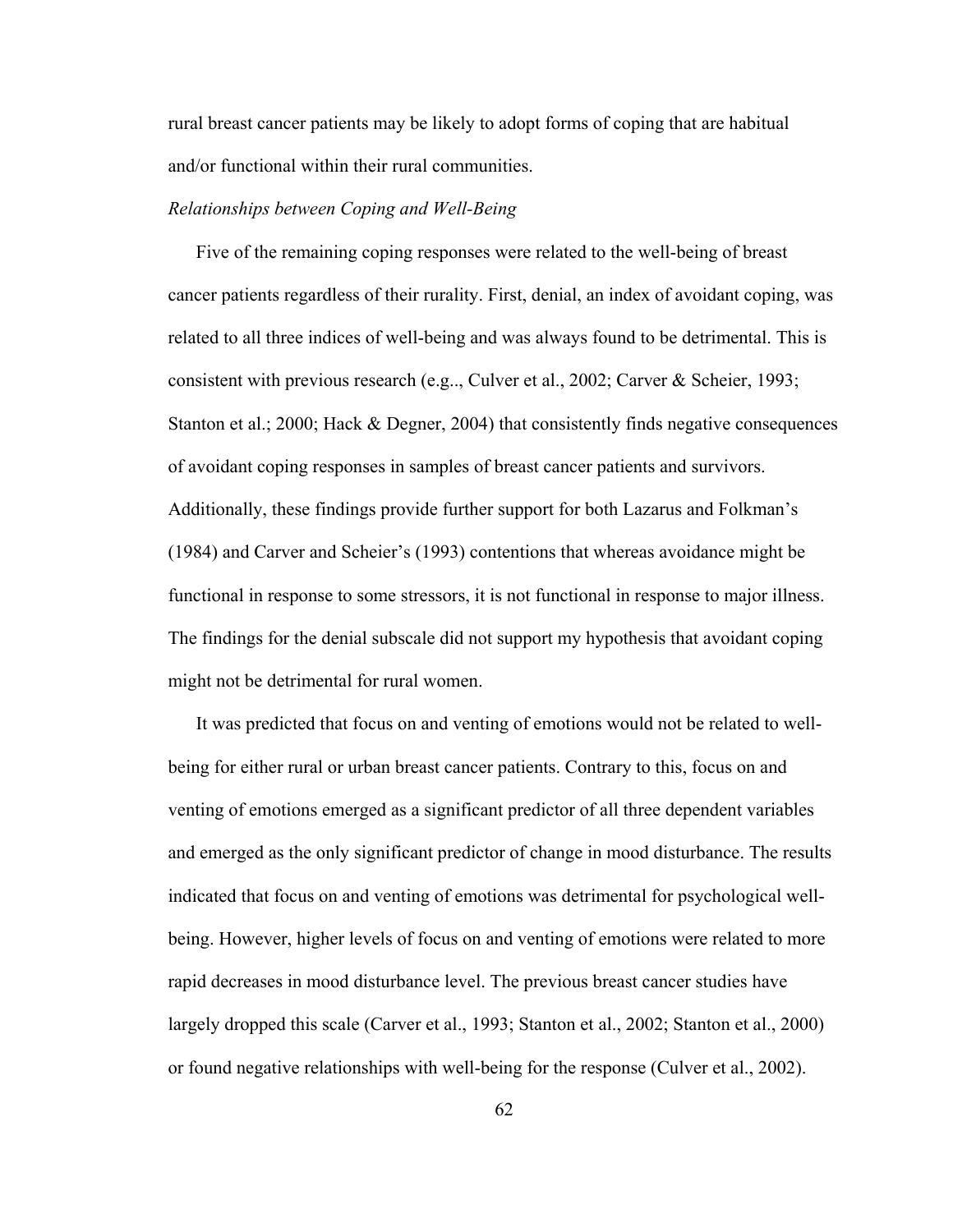rural breast cancer patients may be likely to adopt forms of coping that are habitual and/or functional within their rural communities.

*Relationships between Coping and Well-Being*

Five of the remaining coping responses were related to the well-being of breast cancer patients regardless of their rurality. First, denial, an index of avoidant coping, was related to all three indices of well-being and was always found to be detrimental. This is consistent with previous research (e.g.., Culver et al., 2002; Carver & Scheier, 1993; Stanton et al.; 2000; Hack & Degner, 2004) that consistently finds negative consequences of avoidant coping responses in samples of breast cancer patients and survivors. Additionally, these findings provide further support for both Lazarus and Folkman's (1984) and Carver and Scheier's (1993) contentions that whereas avoidance might be functional in response to some stressors, it is not functional in response to major illness. The findings for the denial subscale did not support my hypothesis that avoidant coping might not be detrimental for rural women.

It was predicted that focus on and venting of emotions would not be related to well-being for either rural or urban breast cancer patients. Contrary to this, focus on and venting of emotions emerged as a significant predictor of all three dependent variables and emerged as the only significant predictor of change in mood disturbance. The results indicated that focus on and venting of emotions was detrimental for psychological well-being. However, higher levels of focus on and venting of emotions were related to more rapid decreases in mood disturbance level. The previous breast cancer studies have largely dropped this scale (Carver et al., 1993; Stanton et al., 2002; Stanton et al., 2000) or found negative relationships with well-being for the response (Culver et al., 2002).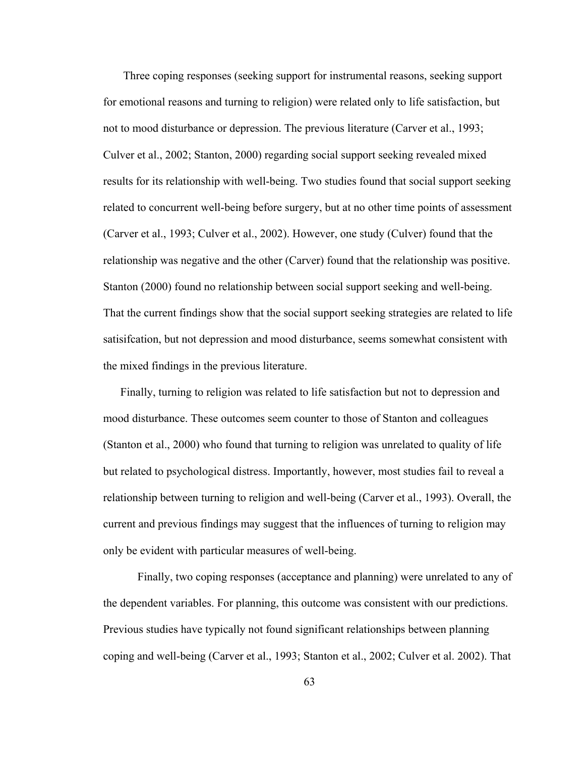Three coping responses (seeking support for instrumental reasons, seeking support for emotional reasons and turning to religion) were related only to life satisfaction, but not to mood disturbance or depression. The previous literature (Carver et al., 1993; Culver et al., 2002; Stanton, 2000) regarding social support seeking revealed mixed results for its relationship with well-being. Two studies found that social support seeking related to concurrent well-being before surgery, but at no other time points of assessment (Carver et al., 1993; Culver et al., 2002). However, one study (Culver) found that the relationship was negative and the other (Carver) found that the relationship was positive. Stanton (2000) found no relationship between social support seeking and well-being. That the current findings show that the social support seeking strategies are related to life satisifcation, but not depression and mood disturbance, seems somewhat consistent with the mixed findings in the previous literature.

Finally, turning to religion was related to life satisfaction but not to depression and mood disturbance. These outcomes seem counter to those of Stanton and colleagues (Stanton et al., 2000) who found that turning to religion was unrelated to quality of life but related to psychological distress. Importantly, however, most studies fail to reveal a relationship between turning to religion and well-being (Carver et al., 1993). Overall, the current and previous findings may suggest that the influences of turning to religion may only be evident with particular measures of well-being.

Finally, two coping responses (acceptance and planning) were unrelated to any of the dependent variables. For planning, this outcome was consistent with our predictions. Previous studies have typically not found significant relationships between planning coping and well-being (Carver et al., 1993; Stanton et al., 2002; Culver et al. 2002). That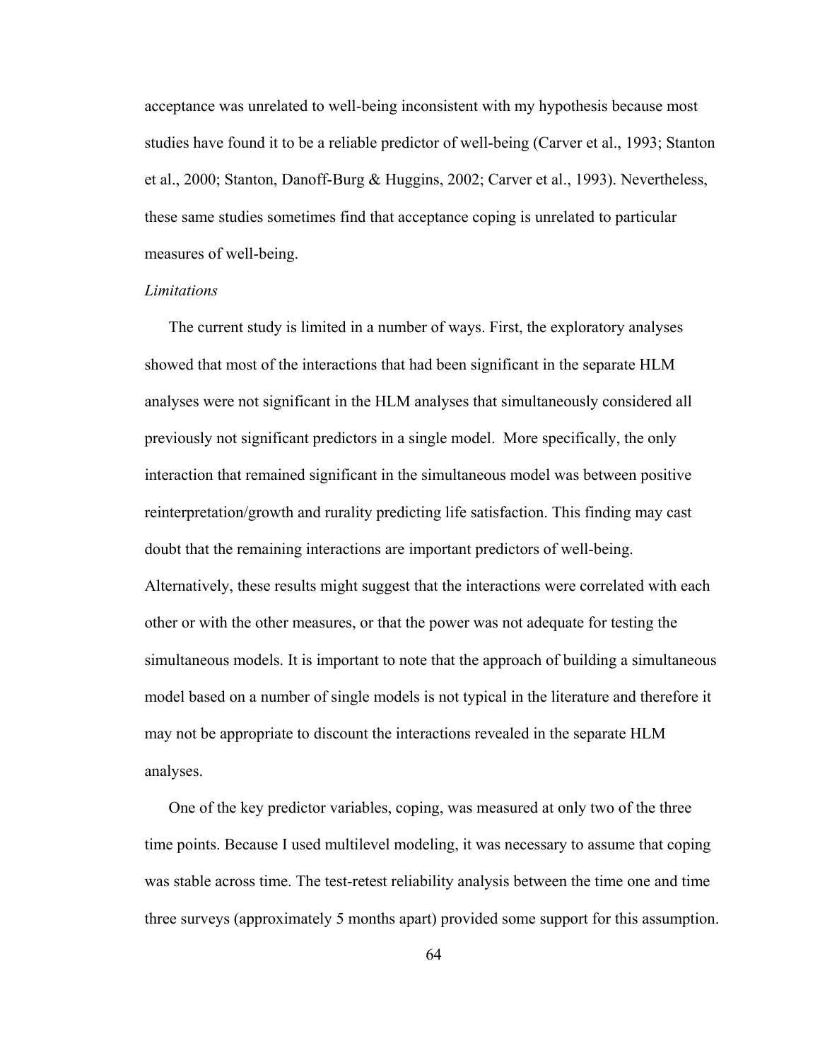acceptance was unrelated to well-being inconsistent with my hypothesis because most studies have found it to be a reliable predictor of well-being (Carver et al., 1993; Stanton et al., 2000; Stanton, Danoff-Burg & Huggins, 2002; Carver et al., 1993). Nevertheless, these same studies sometimes find that acceptance coping is unrelated to particular measures of well-being.

*Limitations*

The current study is limited in a number of ways. First, the exploratory analyses showed that most of the interactions that had been significant in the separate HLM analyses were not significant in the HLM analyses that simultaneously considered all previously not significant predictors in a single model. More specifically, the only interaction that remained significant in the simultaneous model was between positive reinterpretation/growth and rurality predicting life satisfaction. This finding may cast doubt that the remaining interactions are important predictors of well-being. Alternatively, these results might suggest that the interactions were correlated with each other or with the other measures, or that the power was not adequate for testing the simultaneous models. It is important to note that the approach of building a simultaneous model based on a number of single models is not typical in the literature and therefore it may not be appropriate to discount the interactions revealed in the separate HLM analyses.

One of the key predictor variables, coping, was measured at only two of the three time points. Because I used multilevel modeling, it was necessary to assume that coping was stable across time. The test-retest reliability analysis between the time one and time three surveys (approximately 5 months apart) provided some support for this assumption.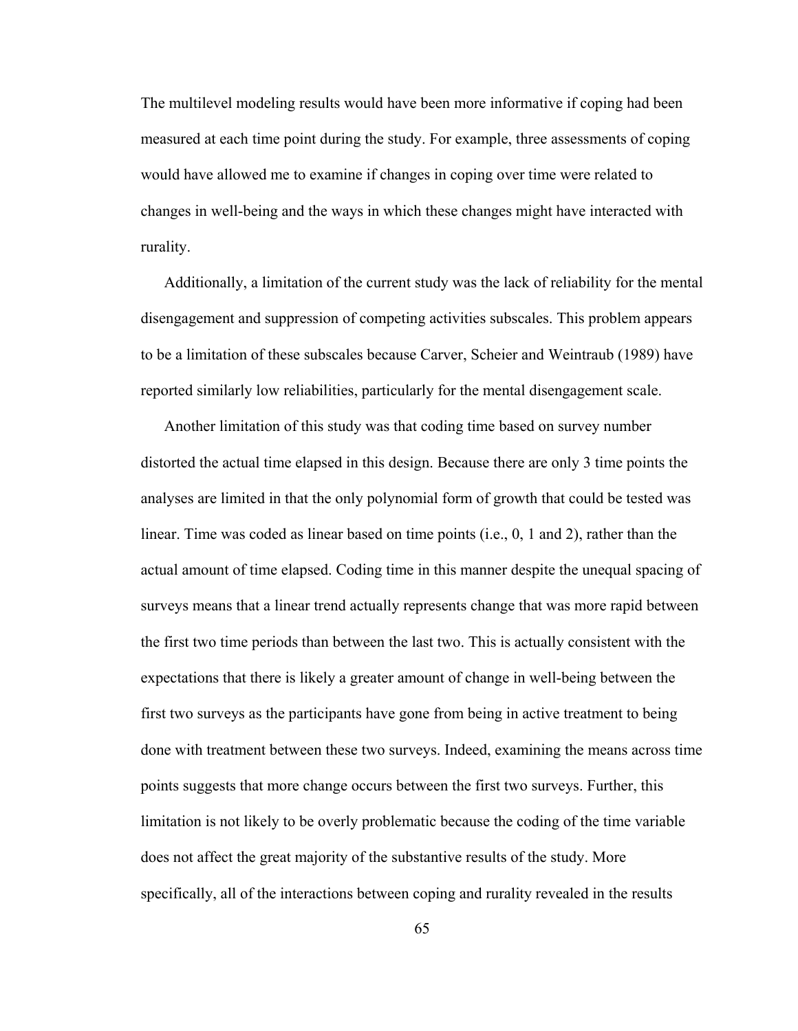The multilevel modeling results would have been more informative if coping had been measured at each time point during the study. For example, three assessments of coping would have allowed me to examine if changes in coping over time were related to changes in well-being and the ways in which these changes might have interacted with rurality.

Additionally, a limitation of the current study was the lack of reliability for the mental disengagement and suppression of competing activities subscales. This problem appears to be a limitation of these subscales because Carver, Scheier and Weintraub (1989) have reported similarly low reliabilities, particularly for the mental disengagement scale.

Another limitation of this study was that coding time based on survey number distorted the actual time elapsed in this design. Because there are only 3 time points the analyses are limited in that the only polynomial form of growth that could be tested was linear. Time was coded as linear based on time points (i.e., 0, 1 and 2), rather than the actual amount of time elapsed. Coding time in this manner despite the unequal spacing of surveys means that a linear trend actually represents change that was more rapid between the first two time periods than between the last two. This is actually consistent with the expectations that there is likely a greater amount of change in well-being between the first two surveys as the participants have gone from being in active treatment to being done with treatment between these two surveys. Indeed, examining the means across time points suggests that more change occurs between the first two surveys. Further, this limitation is not likely to be overly problematic because the coding of the time variable does not affect the great majority of the substantive results of the study. More specifically, all of the interactions between coping and rurality revealed in the results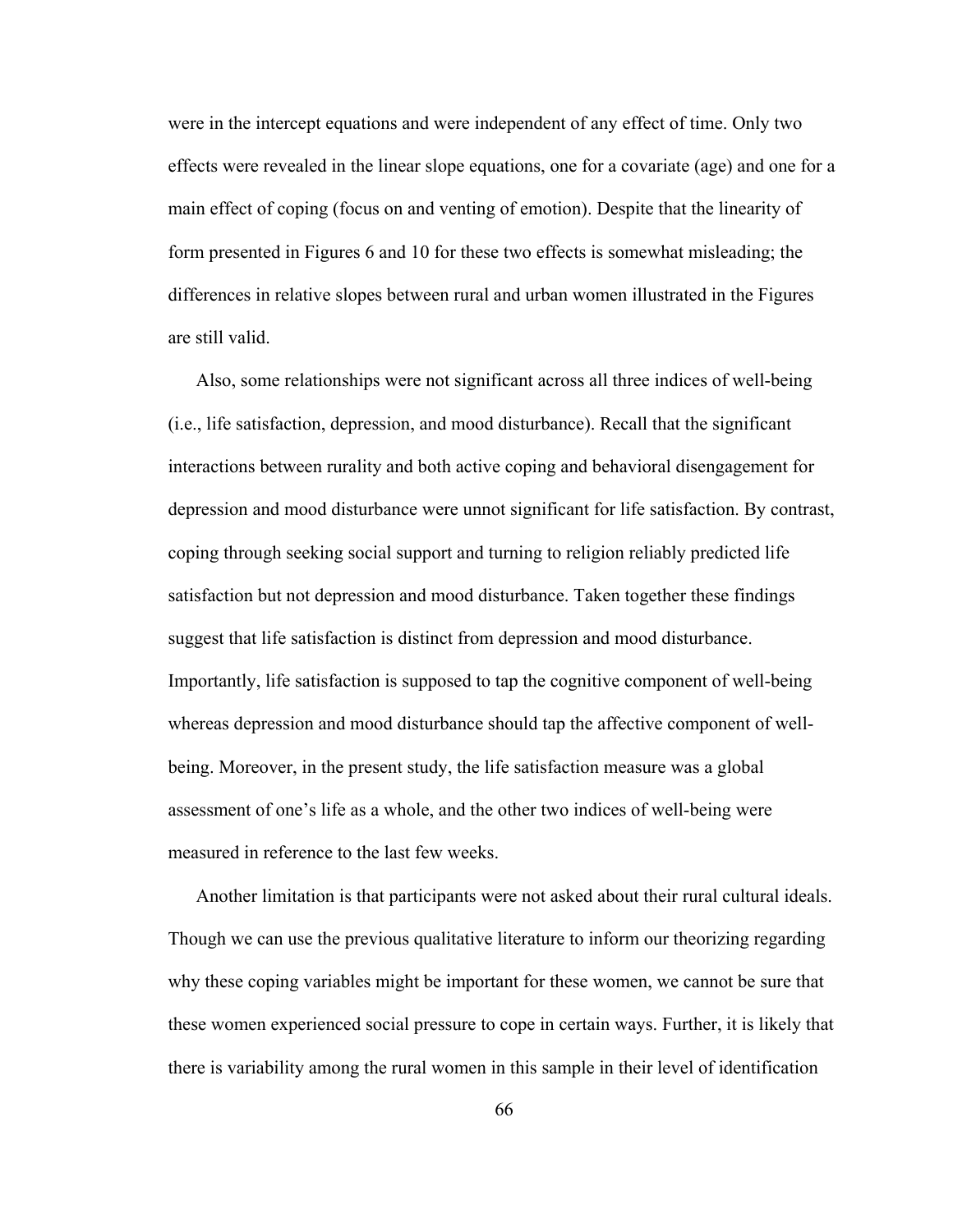were in the intercept equations and were independent of any effect of time. Only two effects were revealed in the linear slope equations, one for a covariate (age) and one for a main effect of coping (focus on and venting of emotion). Despite that the linearity of form presented in Figures 6 and 10 for these two effects is somewhat misleading; the differences in relative slopes between rural and urban women illustrated in the Figures are still valid.

Also, some relationships were not significant across all three indices of well-being (i.e., life satisfaction, depression, and mood disturbance). Recall that the significant interactions between rurality and both active coping and behavioral disengagement for depression and mood disturbance were unnot significant for life satisfaction. By contrast, coping through seeking social support and turning to religion reliably predicted life satisfaction but not depression and mood disturbance. Taken together these findings suggest that life satisfaction is distinct from depression and mood disturbance. Importantly, life satisfaction is supposed to tap the cognitive component of well-being whereas depression and mood disturbance should tap the affective component of well-being. Moreover, in the present study, the life satisfaction measure was a global assessment of one's life as a whole, and the other two indices of well-being were measured in reference to the last few weeks.

Another limitation is that participants were not asked about their rural cultural ideals. Though we can use the previous qualitative literature to inform our theorizing regarding why these coping variables might be important for these women, we cannot be sure that these women experienced social pressure to cope in certain ways. Further, it is likely that there is variability among the rural women in this sample in their level of identification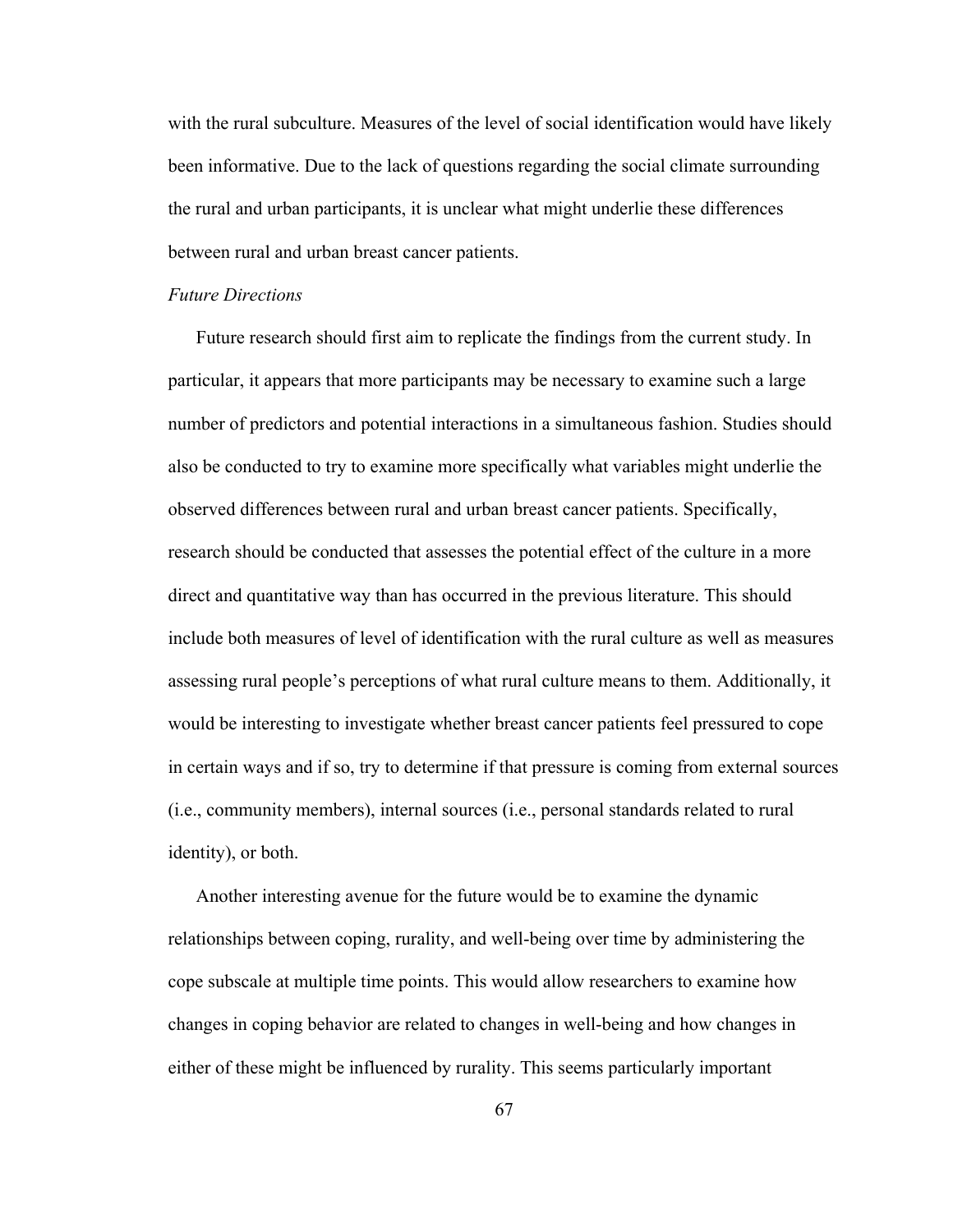with the rural subculture. Measures of the level of social identification would have likely been informative. Due to the lack of questions regarding the social climate surrounding the rural and urban participants, it is unclear what might underlie these differences between rural and urban breast cancer patients.

*Future Directions*

Future research should first aim to replicate the findings from the current study. In particular, it appears that more participants may be necessary to examine such a large number of predictors and potential interactions in a simultaneous fashion. Studies should also be conducted to try to examine more specifically what variables might underlie the observed differences between rural and urban breast cancer patients. Specifically, research should be conducted that assesses the potential effect of the culture in a more direct and quantitative way than has occurred in the previous literature. This should include both measures of level of identification with the rural culture as well as measures assessing rural people's perceptions of what rural culture means to them. Additionally, it would be interesting to investigate whether breast cancer patients feel pressured to cope in certain ways and if so, try to determine if that pressure is coming from external sources (i.e., community members), internal sources (i.e., personal standards related to rural identity), or both.

Another interesting avenue for the future would be to examine the dynamic relationships between coping, rurality, and well-being over time by administering the cope subscale at multiple time points. This would allow researchers to examine how changes in coping behavior are related to changes in well-being and how changes in either of these might be influenced by rurality. This seems particularly important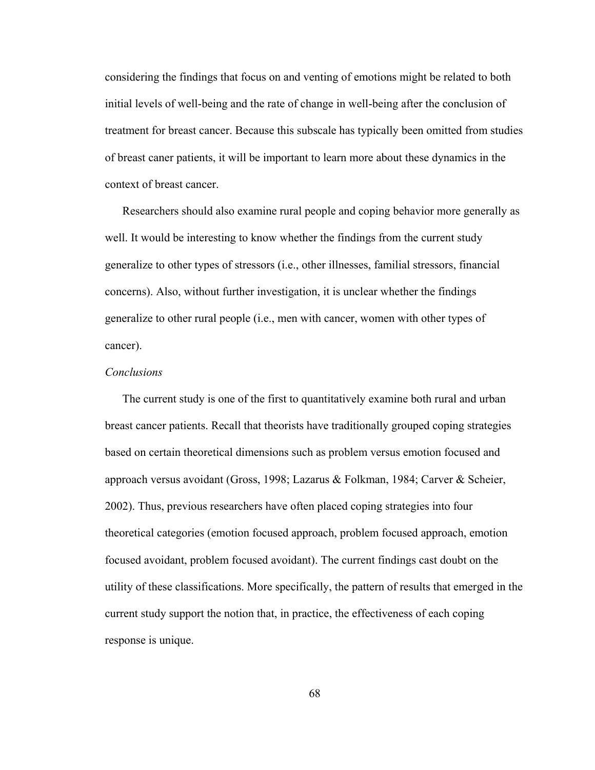considering the findings that focus on and venting of emotions might be related to both initial levels of well-being and the rate of change in well-being after the conclusion of treatment for breast cancer. Because this subscale has typically been omitted from studies of breast caner patients, it will be important to learn more about these dynamics in the context of breast cancer.

Researchers should also examine rural people and coping behavior more generally as well. It would be interesting to know whether the findings from the current study generalize to other types of stressors (i.e., other illnesses, familial stressors, financial concerns). Also, without further investigation, it is unclear whether the findings generalize to other rural people (i.e., men with cancer, women with other types of cancer).

*Conclusions*

The current study is one of the first to quantitatively examine both rural and urban breast cancer patients. Recall that theorists have traditionally grouped coping strategies based on certain theoretical dimensions such as problem versus emotion focused and approach versus avoidant (Gross, 1998; Lazarus & Folkman, 1984; Carver & Scheier, 2002). Thus, previous researchers have often placed coping strategies into four theoretical categories (emotion focused approach, problem focused approach, emotion focused avoidant, problem focused avoidant). The current findings cast doubt on the utility of these classifications. More specifically, the pattern of results that emerged in the current study support the notion that, in practice, the effectiveness of each coping response is unique.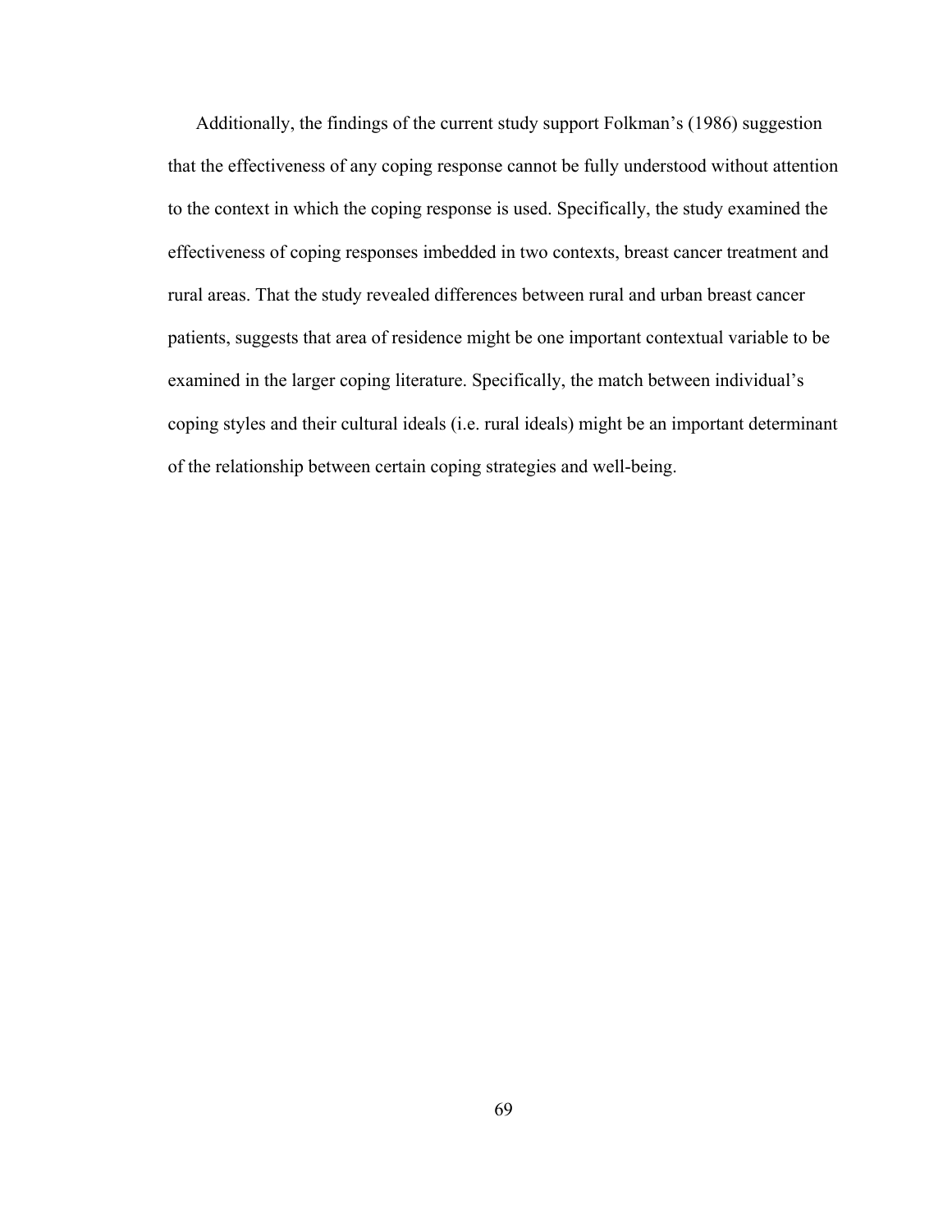Additionally, the findings of the current study support Folkman's (1986) suggestion that the effectiveness of any coping response cannot be fully understood without attention to the context in which the coping response is used. Specifically, the study examined the effectiveness of coping responses imbedded in two contexts, breast cancer treatment and rural areas. That the study revealed differences between rural and urban breast cancer patients, suggests that area of residence might be one important contextual variable to be examined in the larger coping literature. Specifically, the match between individual's coping styles and their cultural ideals (i.e. rural ideals) might be an important determinant of the relationship between certain coping strategies and well-being.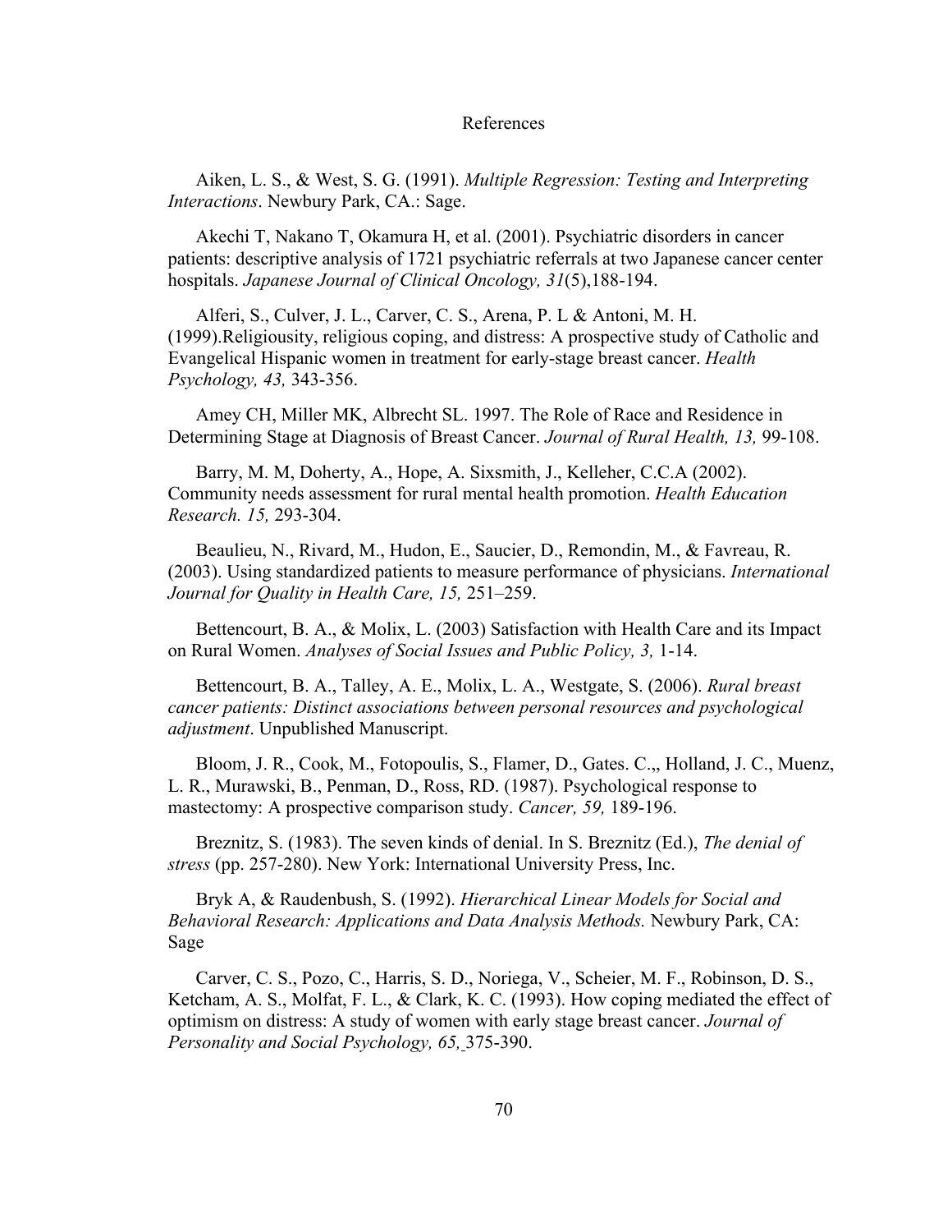# References

Aiken, L. S., & West, S. G. (1991). *Multiple Regression: Testing and Interpreting Interactions*. Newbury Park, CA.: Sage.

Akechi T, Nakano T, Okamura H, et al. (2001). Psychiatric disorders in cancer patients: descriptive analysis of 1721 psychiatric referrals at two Japanese cancer center hospitals. *Japanese Journal of Clinical Oncology, 31*(5),188-194.

Alferi, S., Culver, J. L., Carver, C. S., Arena, P. L & Antoni, M. H. (1999).Religiousity, religious coping, and distress: A prospective study of Catholic and Evangelical Hispanic women in treatment for early-stage breast cancer. *Health Psychology, 43,* 343-356.

Amey CH, Miller MK, Albrecht SL. 1997. The Role of Race and Residence in Determining Stage at Diagnosis of Breast Cancer. *Journal of Rural Health, 13,* 99-108.

Barry, M. M, Doherty, A., Hope, A. Sixsmith, J., Kelleher, C.C.A (2002). Community needs assessment for rural mental health promotion. *Health Education Research. 15,* 293-304.

Beaulieu, N., Rivard, M., Hudon, E., Saucier, D., Remondin, M., & Favreau, R. (2003). Using standardized patients to measure performance of physicians. *International Journal for Quality in Health Care, 15,* 251–259.

Bettencourt, B. A., & Molix, L. (2003) Satisfaction with Health Care and its Impact on Rural Women. *Analyses of Social Issues and Public Policy, 3,* 1-14.

Bettencourt, B. A., Talley, A. E., Molix, L. A., Westgate, S. (2006). *Rural breast cancer patients: Distinct associations between personal resources and psychological adjustment*. Unpublished Manuscript.

Bloom, J. R., Cook, M., Fotopoulis, S., Flamer, D., Gates. C.,, Holland, J. C., Muenz, L. R., Murawski, B., Penman, D., Ross, RD. (1987). Psychological response to mastectomy: A prospective comparison study. *Cancer, 59,* 189-196.

Breznitz, S. (1983). The seven kinds of denial. In S. Breznitz (Ed.), *The denial of stress* (pp. 257-280). New York: International University Press, Inc.

Bryk A, & Raudenbush, S. (1992). *Hierarchical Linear Models for Social and Behavioral Research: Applications and Data Analysis Methods.* Newbury Park, CA: Sage

Carver, C. S., Pozo, C., Harris, S. D., Noriega, V., Scheier, M. F., Robinson, D. S., Ketcham, A. S., Molfat, F. L., & Clark, K. C. (1993). How coping mediated the effect of optimism on distress: A study of women with early stage breast cancer. *Journal of Personality and Social Psychology, 65,* 375-390.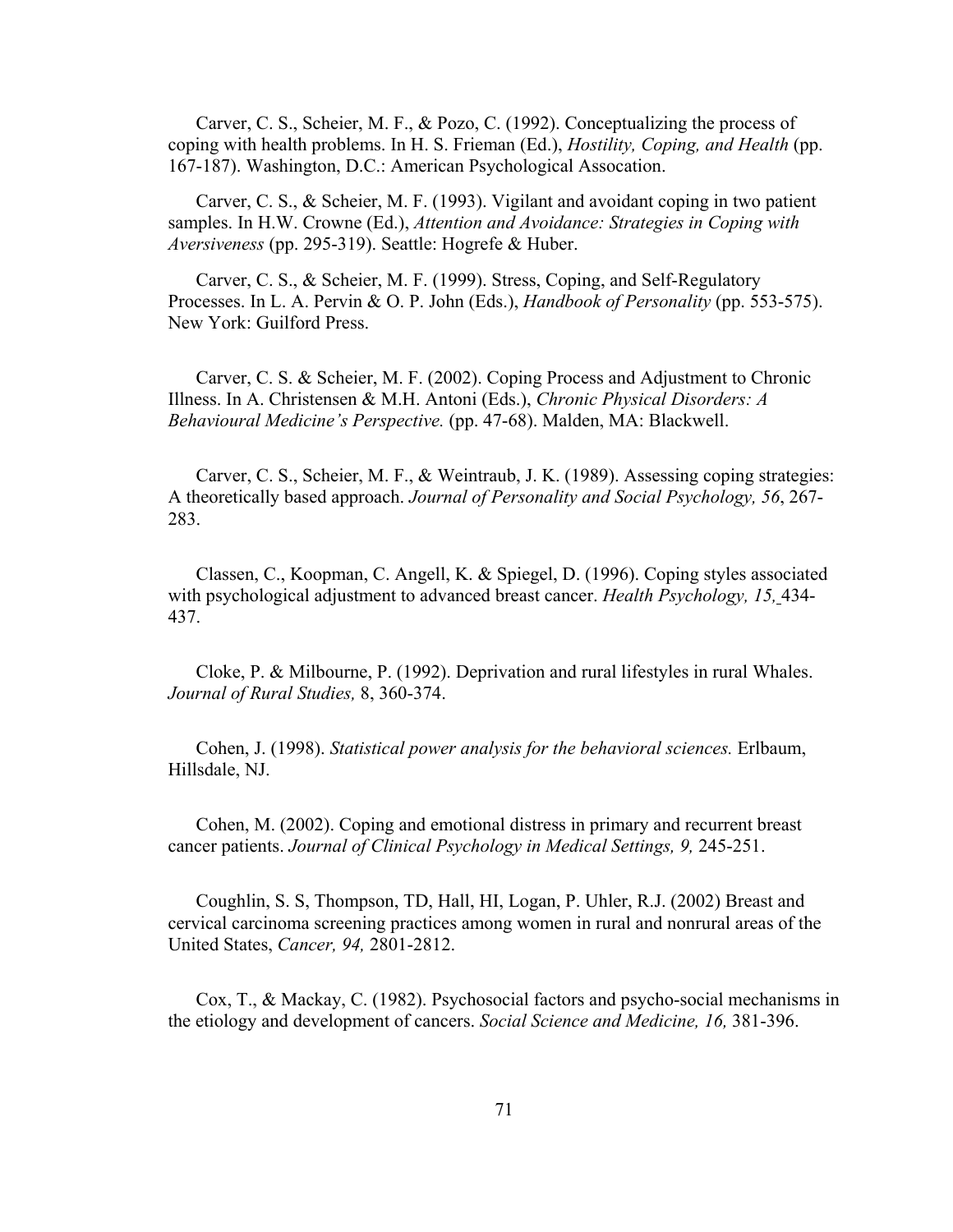Carver, C. S., Scheier, M. F., & Pozo, C. (1992). Conceptualizing the process of coping with health problems. In H. S. Frieman (Ed.), *Hostility, Coping, and Health* (pp. 167-187). Washington, D.C.: American Psychological Assocation.

Carver, C. S., & Scheier, M. F. (1993). Vigilant and avoidant coping in two patient samples. In H.W. Crowne (Ed.), *Attention and Avoidance: Strategies in Coping with Aversiveness* (pp. 295-319). Seattle: Hogrefe & Huber.

Carver, C. S., & Scheier, M. F. (1999). Stress, Coping, and Self-Regulatory Processes. In L. A. Pervin & O. P. John (Eds.), *Handbook of Personality* (pp. 553-575). New York: Guilford Press.

Carver, C. S. & Scheier, M. F. (2002). Coping Process and Adjustment to Chronic Illness. In A. Christensen & M.H. Antoni (Eds.), *Chronic Physical Disorders: A Behavioural Medicine's Perspective.* (pp. 47-68). Malden, MA: Blackwell.

Carver, C. S., Scheier, M. F., & Weintraub, J. K. (1989). Assessing coping strategies: A theoretically based approach. *Journal of Personality and Social Psychology, 56*, 267-283.

Classen, C., Koopman, C. Angell, K. & Spiegel, D. (1996). Coping styles associated with psychological adjustment to advanced breast cancer. *Health Psychology, 15,* 434-437.

Cloke, P. & Milbourne, P. (1992). Deprivation and rural lifestyles in rural Whales. *Journal of Rural Studies,* 8, 360-374.

Cohen, J. (1998). *Statistical power analysis for the behavioral sciences.* Erlbaum, Hillsdale, NJ.

Cohen, M. (2002). Coping and emotional distress in primary and recurrent breast cancer patients. *Journal of Clinical Psychology in Medical Settings, 9,* 245-251.

Coughlin, S. S, Thompson, TD, Hall, HI, Logan, P. Uhler, R.J. (2002) Breast and cervical carcinoma screening practices among women in rural and nonrural areas of the United States, *Cancer, 94,* 2801-2812.

Cox, T., & Mackay, C. (1982). Psychosocial factors and psycho-social mechanisms in the etiology and development of cancers. *Social Science and Medicine, 16,* 381-396.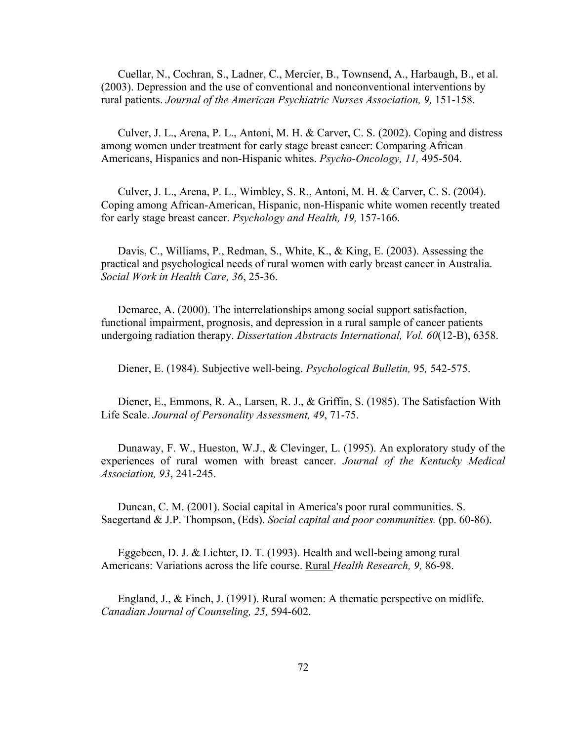Cuellar, N., Cochran, S., Ladner, C., Mercier, B., Townsend, A., Harbaugh, B., et al. (2003). Depression and the use of conventional and nonconventional interventions by rural patients. *Journal of the American Psychiatric Nurses Association, 9,* 151-158.

Culver, J. L., Arena, P. L., Antoni, M. H. & Carver, C. S. (2002). Coping and distress among women under treatment for early stage breast cancer: Comparing African Americans, Hispanics and non-Hispanic whites. *Psycho-Oncology, 11,* 495-504.

Culver, J. L., Arena, P. L., Wimbley, S. R., Antoni, M. H. & Carver, C. S. (2004). Coping among African-American, Hispanic, non-Hispanic white women recently treated for early stage breast cancer. *Psychology and Health, 19,* 157-166.

Davis, C., Williams, P., Redman, S., White, K., & King, E. (2003). Assessing the practical and psychological needs of rural women with early breast cancer in Australia. *Social Work in Health Care, 36*, 25-36.

Demaree, A. (2000). The interrelationships among social support satisfaction, functional impairment, prognosis, and depression in a rural sample of cancer patients undergoing radiation therapy. *Dissertation Abstracts International, Vol. 60*(12-B), 6358.

Diener, E. (1984). Subjective well-being. *Psychological Bulletin,* 95*,* 542-575.

Diener, E., Emmons, R. A., Larsen, R. J., & Griffin, S. (1985). The Satisfaction With Life Scale. *Journal of Personality Assessment, 49*, 71-75.

Dunaway, F. W., Hueston, W.J., & Clevinger, L. (1995). An exploratory study of the experiences of rural women with breast cancer. *Journal of the Kentucky Medical Association, 93*, 241-245.

Duncan, C. M. (2001). Social capital in America's poor rural communities. S. Saegertand & J.P. Thompson, (Eds). *Social capital and poor communities.* (pp. 60-86).

Eggebeen, D. J. & Lichter, D. T. (1993). Health and well-being among rural Americans: Variations across the life course. Rural *Health Research, 9,* 86-98.

England, J., & Finch, J. (1991). Rural women: A thematic perspective on midlife. *Canadian Journal of Counseling, 25,* 594-602.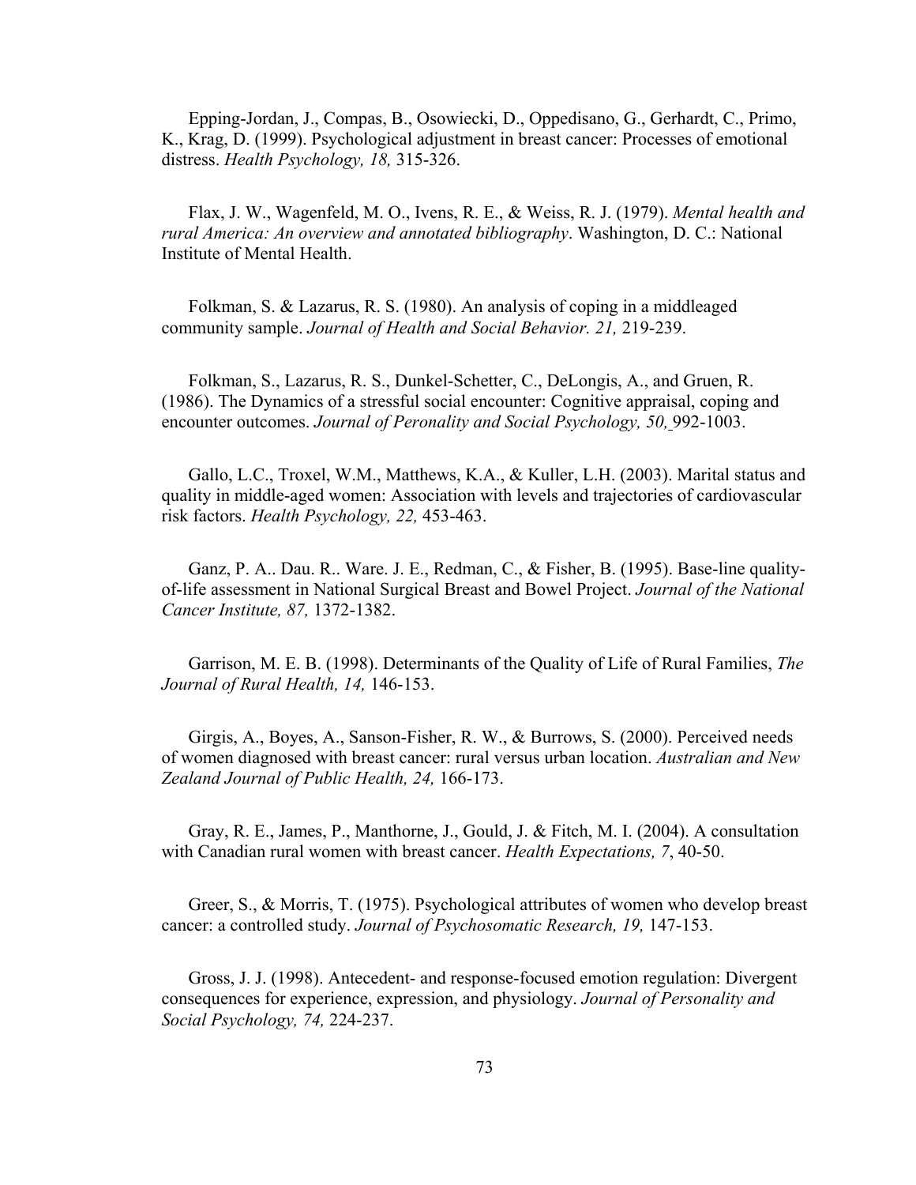Epping-Jordan, J., Compas, B., Osowiecki, D., Oppedisano, G., Gerhardt, C., Primo, K., Krag, D. (1999). Psychological adjustment in breast cancer: Processes of emotional distress. *Health Psychology, 18,* 315-326.

Flax, J. W., Wagenfeld, M. O., Ivens, R. E., & Weiss, R. J. (1979). *Mental health and rural America: An overview and annotated bibliography*. Washington, D. C.: National Institute of Mental Health.

Folkman, S. & Lazarus, R. S. (1980). An analysis of coping in a middleaged community sample. *Journal of Health and Social Behavior. 21,* 219-239.

Folkman, S., Lazarus, R. S., Dunkel-Schetter, C., DeLongis, A., and Gruen, R. (1986). The Dynamics of a stressful social encounter: Cognitive appraisal, coping and encounter outcomes. *Journal of Peronality and Social Psychology, 50,* 992-1003.

Gallo, L.C., Troxel, W.M., Matthews, K.A., & Kuller, L.H. (2003). Marital status and quality in middle-aged women: Association with levels and trajectories of cardiovascular risk factors. *Health Psychology, 22,* 453-463.

Ganz, P. A.. Dau. R.. Ware. J. E., Redman, C., & Fisher, B. (1995). Base-line quality-of-life assessment in National Surgical Breast and Bowel Project. *Journal of the National Cancer Institute, 87,* 1372-1382.

Garrison, M. E. B. (1998). Determinants of the Quality of Life of Rural Families, *The Journal of Rural Health, 14,* 146-153.

Girgis, A., Boyes, A., Sanson-Fisher, R. W., & Burrows, S. (2000). Perceived needs of women diagnosed with breast cancer: rural versus urban location. *Australian and New Zealand Journal of Public Health, 24,* 166-173.

Gray, R. E., James, P., Manthorne, J., Gould, J. & Fitch, M. I. (2004). A consultation with Canadian rural women with breast cancer. *Health Expectations, 7*, 40-50.

Greer, S., & Morris, T. (1975). Psychological attributes of women who develop breast cancer: a controlled study. *Journal of Psychosomatic Research, 19,* 147-153.

Gross, J. J. (1998). Antecedent- and response-focused emotion regulation: Divergent consequences for experience, expression, and physiology. *Journal of Personality and Social Psychology, 74,* 224-237.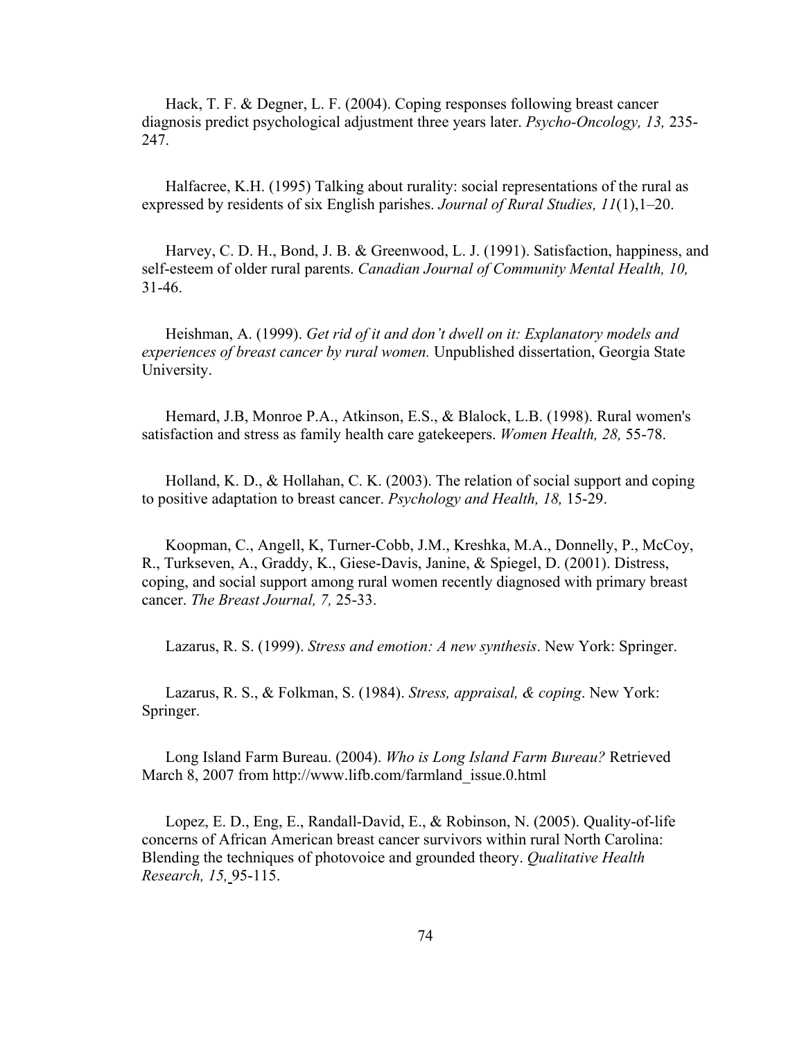Hack, T. F. & Degner, L. F. (2004). Coping responses following breast cancer diagnosis predict psychological adjustment three years later. *Psycho-Oncology, 13,* 235-247.

Halfacree, K.H. (1995) Talking about rurality: social representations of the rural as expressed by residents of six English parishes. *Journal of Rural Studies, 11*(1),1–20.

Harvey, C. D. H., Bond, J. B. & Greenwood, L. J. (1991). Satisfaction, happiness, and self-esteem of older rural parents. *Canadian Journal of Community Mental Health, 10,* 31-46.

Heishman, A. (1999). *Get rid of it and don't dwell on it: Explanatory models and experiences of breast cancer by rural women.* Unpublished dissertation, Georgia State University.

Hemard, J.B, Monroe P.A., Atkinson, E.S., & Blalock, L.B. (1998). Rural women's satisfaction and stress as family health care gatekeepers. *Women Health, 28,* 55-78.

Holland, K. D., & Hollahan, C. K. (2003). The relation of social support and coping to positive adaptation to breast cancer. *Psychology and Health, 18,* 15-29.

Koopman, C., Angell, K, Turner-Cobb, J.M., Kreshka, M.A., Donnelly, P., McCoy, R., Turkseven, A., Graddy, K., Giese-Davis, Janine, & Spiegel, D. (2001). Distress, coping, and social support among rural women recently diagnosed with primary breast cancer. *The Breast Journal, 7,* 25-33.

Lazarus, R. S. (1999). *Stress and emotion: A new synthesis*. New York: Springer.

Lazarus, R. S., & Folkman, S. (1984). *Stress, appraisal, & coping*. New York: Springer.

Long Island Farm Bureau. (2004). *Who is Long Island Farm Bureau?* Retrieved March 8, 2007 from http://www.lifb.com/farmland_issue.0.html

Lopez, E. D., Eng, E., Randall-David, E., & Robinson, N. (2005). Quality-of-life concerns of African American breast cancer survivors within rural North Carolina: Blending the techniques of photovoice and grounded theory. *Qualitative Health Research, 15,* 95-115.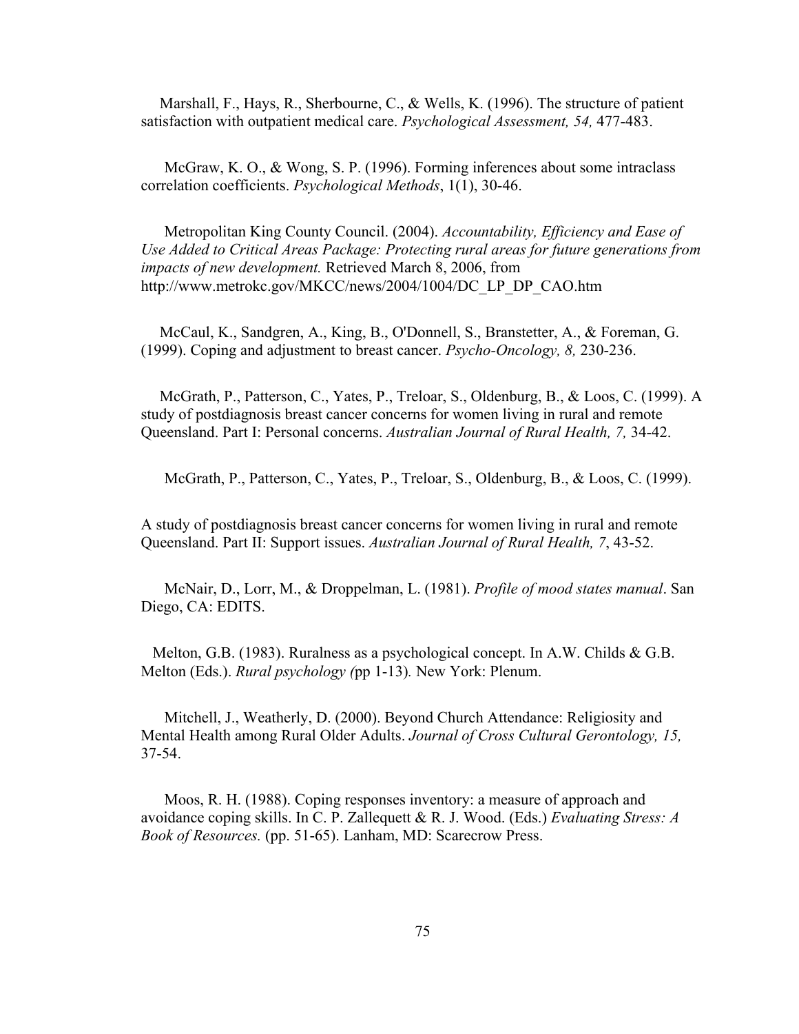Marshall, F., Hays, R., Sherbourne, C., & Wells, K. (1996). The structure of patient satisfaction with outpatient medical care. *Psychological Assessment, 54,* 477-483.

McGraw, K. O., & Wong, S. P. (1996). Forming inferences about some intraclass correlation coefficients. *Psychological Methods*, 1(1), 30-46.

Metropolitan King County Council. (2004). *Accountability, Efficiency and Ease of Use Added to Critical Areas Package: Protecting rural areas for future generations from impacts of new development.* Retrieved March 8, 2006, from http://www.metrokc.gov/MKCC/news/2004/1004/DC_LP_DP_CAO.htm

McCaul, K., Sandgren, A., King, B., O'Donnell, S., Branstetter, A., & Foreman, G. (1999). Coping and adjustment to breast cancer. *Psycho-Oncology, 8,* 230-236.

McGrath, P., Patterson, C., Yates, P., Treloar, S., Oldenburg, B., & Loos, C. (1999). A study of postdiagnosis breast cancer concerns for women living in rural and remote Queensland. Part I: Personal concerns. *Australian Journal of Rural Health, 7,* 34-42.

McGrath, P., Patterson, C., Yates, P., Treloar, S., Oldenburg, B., & Loos, C. (1999).

A study of postdiagnosis breast cancer concerns for women living in rural and remote Queensland. Part II: Support issues. *Australian Journal of Rural Health, 7*, 43-52.

McNair, D., Lorr, M., & Droppelman, L. (1981). *Profile of mood states manual*. San Diego, CA: EDITS.

Melton, G.B. (1983). Ruralness as a psychological concept. In A.W. Childs & G.B. Melton (Eds.). *Rural psychology (*pp 1-13)*.* New York: Plenum.

Mitchell, J., Weatherly, D. (2000). Beyond Church Attendance: Religiosity and Mental Health among Rural Older Adults. *Journal of Cross Cultural Gerontology, 15,* 37-54.

Moos, R. H. (1988). Coping responses inventory: a measure of approach and avoidance coping skills. In C. P. Zallequett & R. J. Wood. (Eds.) *Evaluating Stress: A Book of Resources.* (pp. 51-65). Lanham, MD: Scarecrow Press.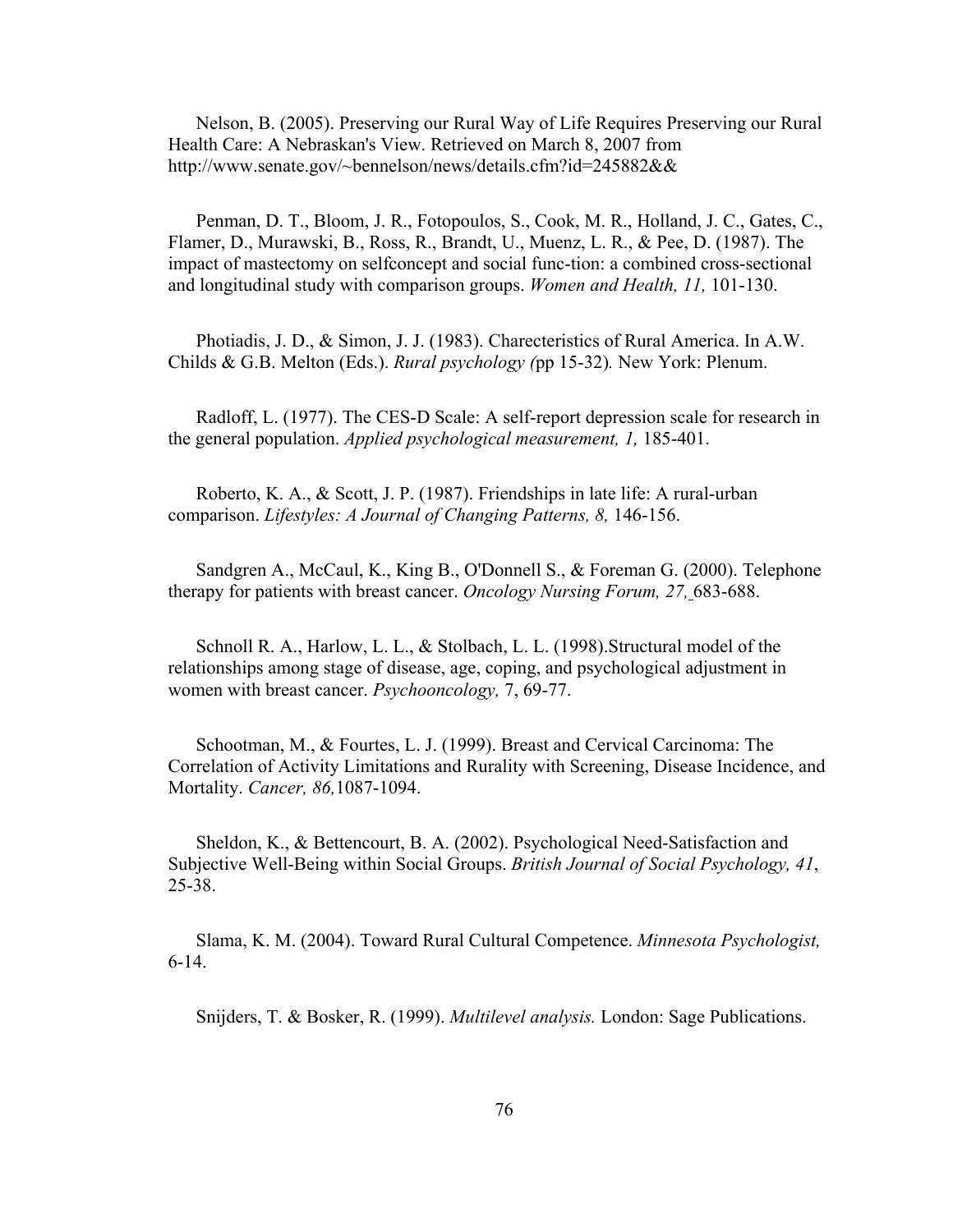Nelson, B. (2005). Preserving our Rural Way of Life Requires Preserving our Rural Health Care: A Nebraskan's View. Retrieved on March 8, 2007 from http://www.senate.gov/~bennelson/news/details.cfm?id=245882&&

Penman, D. T., Bloom, J. R., Fotopoulos, S., Cook, M. R., Holland, J. C., Gates, C., Flamer, D., Murawski, B., Ross, R., Brandt, U., Muenz, L. R., & Pee, D. (1987). The impact of mastectomy on selfconcept and social func-tion: a combined cross-sectional and longitudinal study with comparison groups. *Women and Health, 11,* 101-130.

Photiadis, J. D., & Simon, J. J. (1983). Charecteristics of Rural America. In A.W. Childs & G.B. Melton (Eds.). *Rural psychology (*pp 15-32)*.* New York: Plenum.

Radloff, L. (1977). The CES-D Scale: A self-report depression scale for research in the general population. *Applied psychological measurement, 1,* 185-401.

Roberto, K. A., & Scott, J. P. (1987). Friendships in late life: A rural-urban comparison. *Lifestyles: A Journal of Changing Patterns, 8,* 146-156.

Sandgren A., McCaul, K., King B., O'Donnell S., & Foreman G. (2000). Telephone therapy for patients with breast cancer. *Oncology Nursing Forum, 27,* 683-688.

Schnoll R. A., Harlow, L. L., & Stolbach, L. L. (1998).Structural model of the relationships among stage of disease, age, coping, and psychological adjustment in women with breast cancer. *Psychooncology,* 7, 69-77.

Schootman, M., & Fourtes, L. J. (1999). Breast and Cervical Carcinoma: The Correlation of Activity Limitations and Rurality with Screening, Disease Incidence, and Mortality. *Cancer, 86,*1087-1094.

Sheldon, K., & Bettencourt, B. A. (2002). Psychological Need-Satisfaction and Subjective Well-Being within Social Groups. *British Journal of Social Psychology, 41*, 25-38.

Slama, K. M. (2004). Toward Rural Cultural Competence. *Minnesota Psychologist,* 6-14.

Snijders, T. & Bosker, R. (1999). *Multilevel analysis.* London: Sage Publications.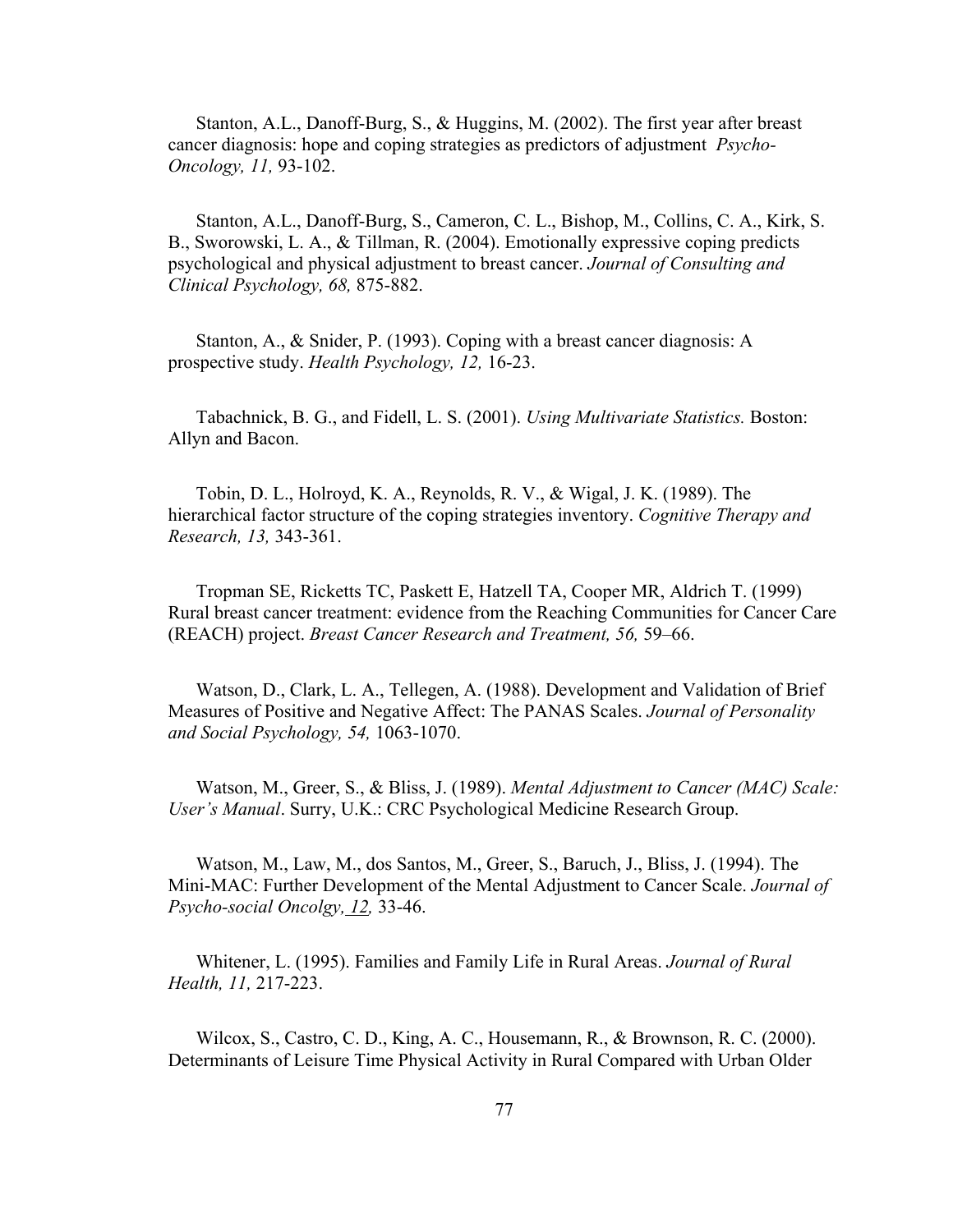Stanton, A.L., Danoff-Burg, S., & Huggins, M. (2002). The first year after breast cancer diagnosis: hope and coping strategies as predictors of adjustment *Psycho-Oncology, 11,* 93-102.

Stanton, A.L., Danoff-Burg, S., Cameron, C. L., Bishop, M., Collins, C. A., Kirk, S. B., Sworowski, L. A., & Tillman, R. (2004). Emotionally expressive coping predicts psychological and physical adjustment to breast cancer. *Journal of Consulting and Clinical Psychology, 68,* 875-882.

Stanton, A., & Snider, P. (1993). Coping with a breast cancer diagnosis: A prospective study. *Health Psychology, 12,* 16-23.

Tabachnick, B. G., and Fidell, L. S. (2001). *Using Multivariate Statistics.* Boston: Allyn and Bacon.

Tobin, D. L., Holroyd, K. A., Reynolds, R. V., & Wigal, J. K. (1989). The hierarchical factor structure of the coping strategies inventory. *Cognitive Therapy and Research, 13,* 343-361.

Tropman SE, Ricketts TC, Paskett E, Hatzell TA, Cooper MR, Aldrich T. (1999) Rural breast cancer treatment: evidence from the Reaching Communities for Cancer Care (REACH) project. *Breast Cancer Research and Treatment, 56,* 59–66.

Watson, D., Clark, L. A., Tellegen, A. (1988). Development and Validation of Brief Measures of Positive and Negative Affect: The PANAS Scales. *Journal of Personality and Social Psychology, 54,* 1063-1070.

Watson, M., Greer, S., & Bliss, J. (1989). *Mental Adjustment to Cancer (MAC) Scale: User's Manual*. Surry, U.K.: CRC Psychological Medicine Research Group.

Watson, M., Law, M., dos Santos, M., Greer, S., Baruch, J., Bliss, J. (1994). The Mini-MAC: Further Development of the Mental Adjustment to Cancer Scale. *Journal of Psycho-social Oncolgy, 12,* 33-46.

Whitener, L. (1995). Families and Family Life in Rural Areas. *Journal of Rural Health, 11,* 217-223.

Wilcox, S., Castro, C. D., King, A. C., Housemann, R., & Brownson, R. C. (2000). Determinants of Leisure Time Physical Activity in Rural Compared with Urban Older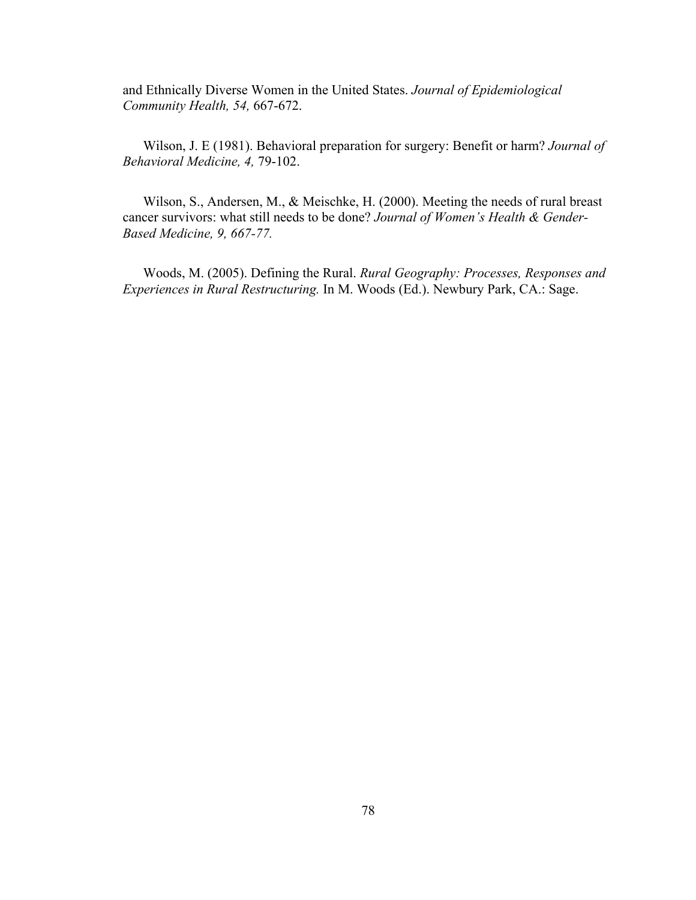and Ethnically Diverse Women in the United States. *Journal of Epidemiological Community Health, 54,* 667-672.

Wilson, J. E (1981). Behavioral preparation for surgery: Benefit or harm? *Journal of Behavioral Medicine, 4,* 79-102.

Wilson, S., Andersen, M., & Meischke, H. (2000). Meeting the needs of rural breast cancer survivors: what still needs to be done? *Journal of Women's Health & Gender-Based Medicine, 9, 667-77.*

Woods, M. (2005). Defining the Rural. *Rural Geography: Processes, Responses and Experiences in Rural Restructuring.* In M. Woods (Ed.). Newbury Park, CA.: Sage.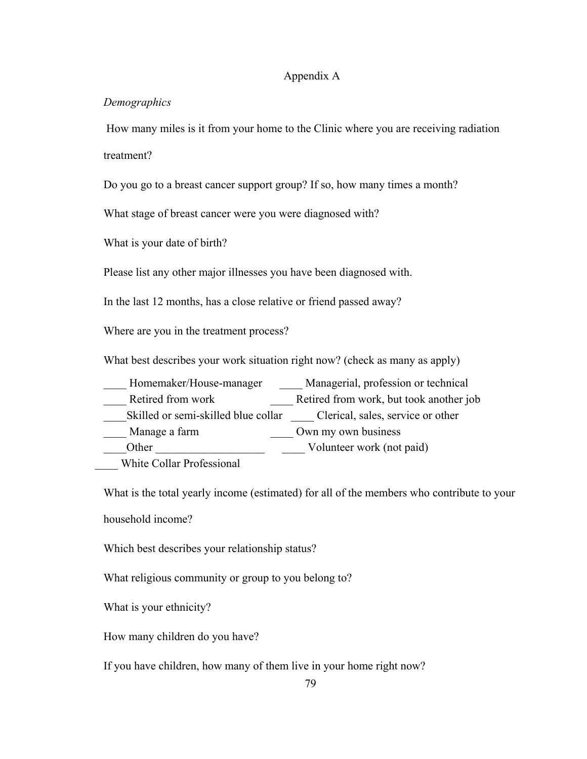# Appendix A

*Demographics*

How many miles is it from your home to the Clinic where you are receiving radiation treatment?

Do you go to a breast cancer support group? If so, how many times a month?

What stage of breast cancer were you were diagnosed with?

What is your date of birth?

Please list any other major illnesses you have been diagnosed with.

In the last 12 months, has a close relative or friend passed away?

Where are you in the treatment process?

What best describes your work situation right now? (check as many as apply)

____ Homemaker/House-manager
____ Managerial, profession or technical
____ Retired from work
____ Retired from work, but took another job
____Skilled or semi-skilled blue collar
____ Clerical, sales, service or other
____ Manage a farm
____ Own my own business
____Other ___________________
____ Volunteer work (not paid)
____ White Collar Professional

What is the total yearly income (estimated) for all of the members who contribute to your household income?

Which best describes your relationship status?

What religious community or group to you belong to?

What is your ethnicity?

How many children do you have?

If you have children, how many of them live in your home right now?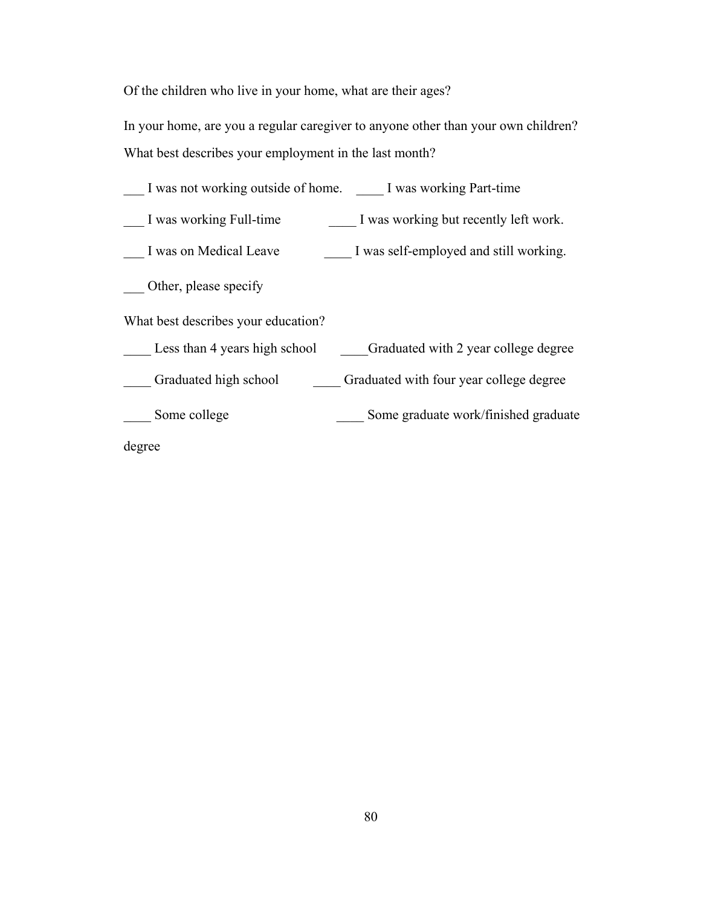Of the children who live in your home, what are their ages?

In your home, are you a regular caregiver to anyone other than your own children?

What best describes your employment in the last month?

___ I was not working outside of home.    ____ I was working Part-time

___ I was working Full-time    ____ I was working but recently left work.

___ I was on Medical Leave    ____ I was self-employed and still working.

___ Other, please specify

What best describes your education?

____ Less than 4 years high school    ____Graduated with 2 year college degree

____ Graduated high school    ____ Graduated with four year college degree

____ Some college    ____ Some graduate work/finished graduate degree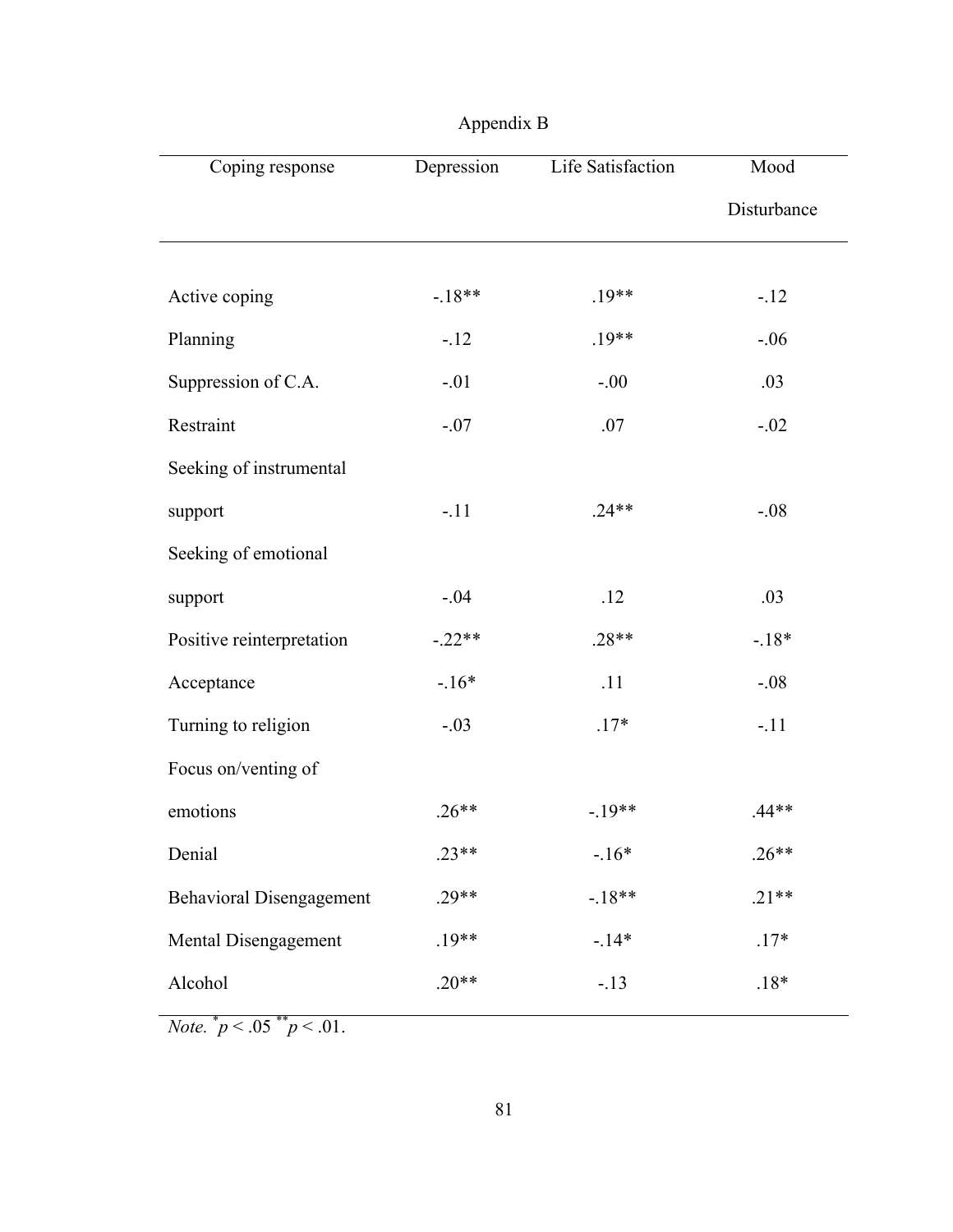# Appendix B

| Coping response | Depression | Life Satisfaction | Mood Disturbance |
|---|---|---|---|
| Active coping | -.18** | .19** | -.12 |
| Planning | -.12 | .19** | -.06 |
| Suppression of C.A. | -.01 | -.00 | .03 |
| Restraint | -.07 | .07 | -.02 |
| Seeking of instrumental support | -.11 | .24** | -.08 |
| Seeking of emotional support | -.04 | .12 | .03 |
| Positive reinterpretation | -.22** | .28** | -.18* |
| Acceptance | -.16* | .11 | -.08 |
| Turning to religion | -.03 | .17* | -.11 |
| Focus on/venting of emotions | .26** | -.19** | .44** |
| Denial | .23** | -.16* | .26** |
| Behavioral Disengagement | .29** | -.18** | .21** |
| Mental Disengagement | .19** | -.14* | .17* |
| Alcohol | .20** | -.13 | .18* |

*Note.* $^{*}p < .05$ $^{**}p < .01$.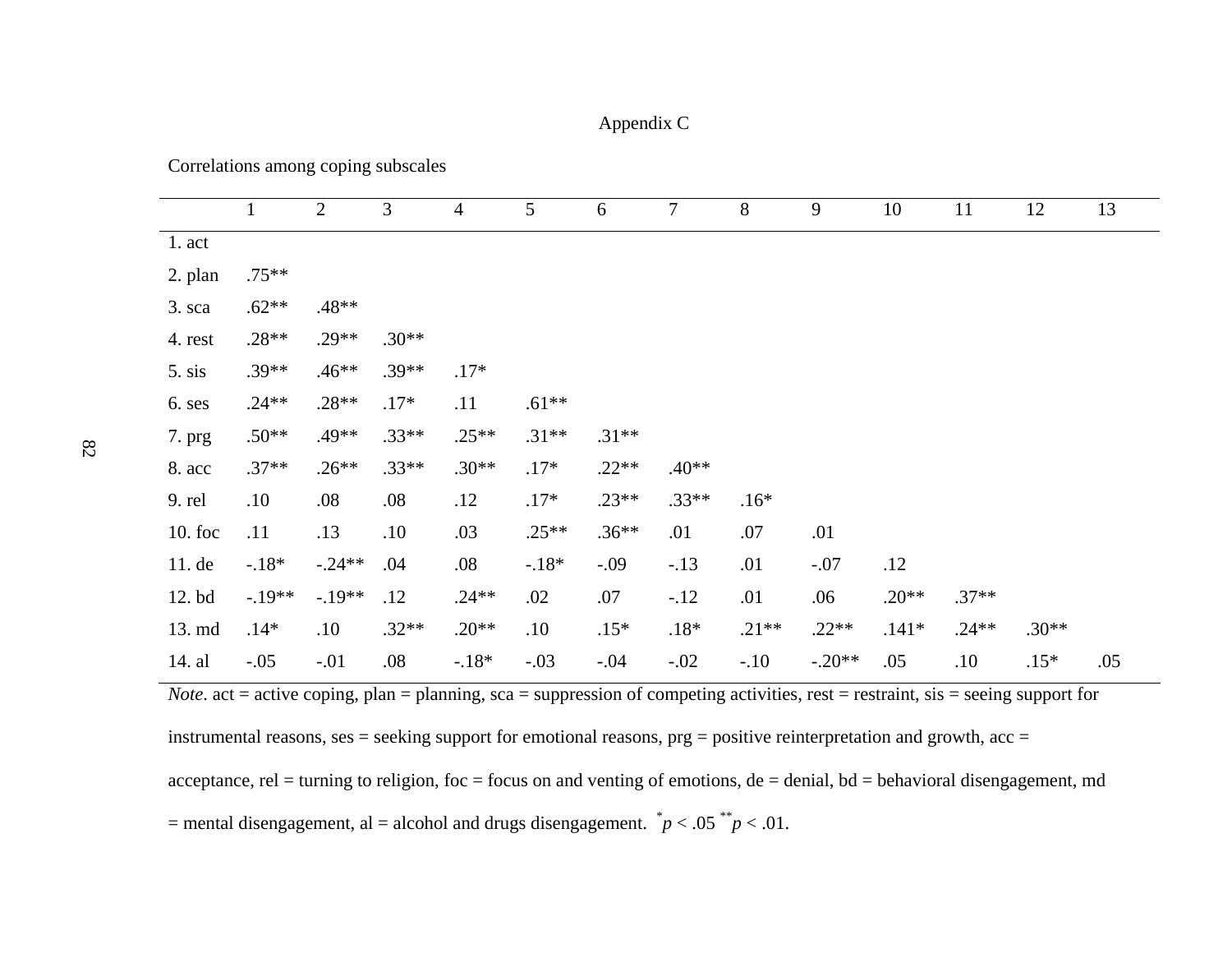Appendix C

Correlations among coping subscales

| | 1 | 2 | 3 | 4 | 5 | 6 | 7 | 8 | 9 | 10 | 11 | 12 | 13 |
|---|---|---|---|---|---|---|---|---|---|---|---|---|---|
| 1. act | | | | | | | | | | | | | |
| 2. plan | .75** | | | | | | | | | | | | |
| 3. sca | .62** | .48** | | | | | | | | | | | |
| 4. rest | .28** | .29** | .30** | | | | | | | | | | |
| 5. sis | .39** | .46** | .39** | .17* | | | | | | | | | |
| 6. ses | .24** | .28** | .17* | .11 | .61** | | | | | | | | |
| 7. prg | .50** | .49** | .33** | .25** | .31** | .31** | | | | | | | |
| 8. acc | .37** | .26** | .33** | .30** | .17* | .22** | .40** | | | | | | |
| 9. rel | .10 | .08 | .08 | .12 | .17* | .23** | .33** | .16* | | | | | |
| 10. foc | .11 | .13 | .10 | .03 | .25** | .36** | .01 | .07 | .01 | | | | |
| 11. de | -.18* | -.24** | .04 | .08 | -.18* | -.09 | -.13 | .01 | -.07 | .12 | | | |
| 12. bd | -.19** | -.19** | .12 | .24** | .02 | .07 | -.12 | .01 | .06 | .20** | .37** | | |
| 13. md | .14* | .10 | .32** | .20** | .10 | .15* | .18* | .21** | .22** | .141* | .24** | .30** | |
| 14. al | -.05 | -.01 | .08 | -.18* | -.03 | -.04 | -.02 | -.10 | -.20** | .05 | .10 | .15* | .05 |

*Note*. act = active coping, plan = planning, sca = suppression of competing activities, rest = restraint, sis = seeing support for instrumental reasons, ses = seeking support for emotional reasons, prg = positive reinterpretation and growth, acc = acceptance, rel = turning to religion, foc = focus on and venting of emotions, de = denial, bd = behavioral disengagement, md = mental disengagement, al = alcohol and drugs disengagement. $^{*}p < .05$ $^{**}p < .01$.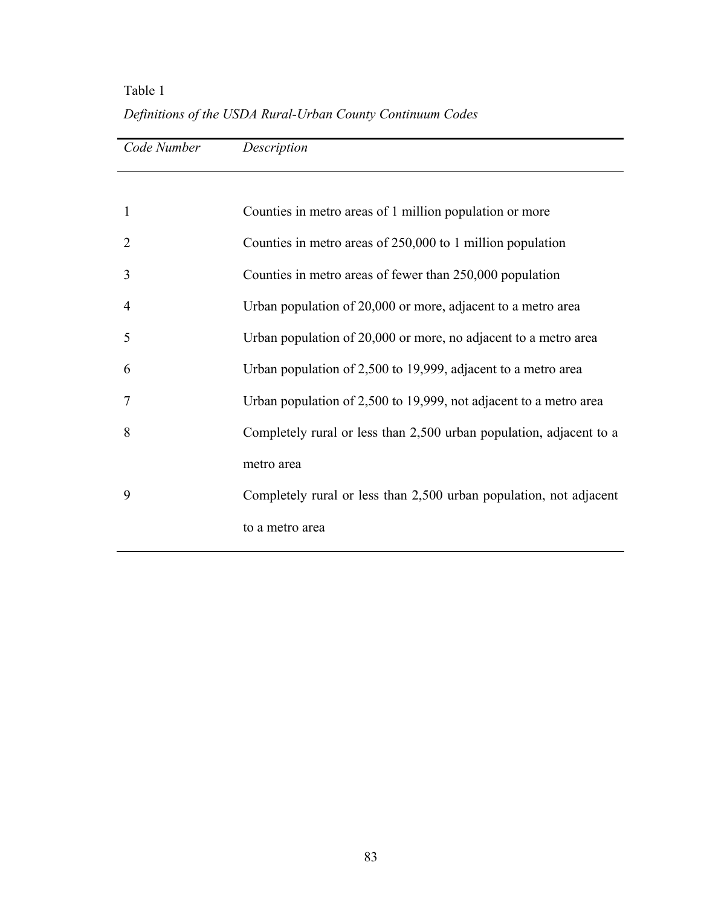Table 1

*Definitions of the USDA Rural-Urban County Continuum Codes*

| *Code Number* | *Description* |
| --- | --- |
| 1 | Counties in metro areas of 1 million population or more |
| 2 | Counties in metro areas of 250,000 to 1 million population |
| 3 | Counties in metro areas of fewer than 250,000 population |
| 4 | Urban population of 20,000 or more, adjacent to a metro area |
| 5 | Urban population of 20,000 or more, no adjacent to a metro area |
| 6 | Urban population of 2,500 to 19,999, adjacent to a metro area |
| 7 | Urban population of 2,500 to 19,999, not adjacent to a metro area |
| 8 | Completely rural or less than 2,500 urban population, adjacent to a metro area |
| 9 | Completely rural or less than 2,500 urban population, not adjacent to a metro area |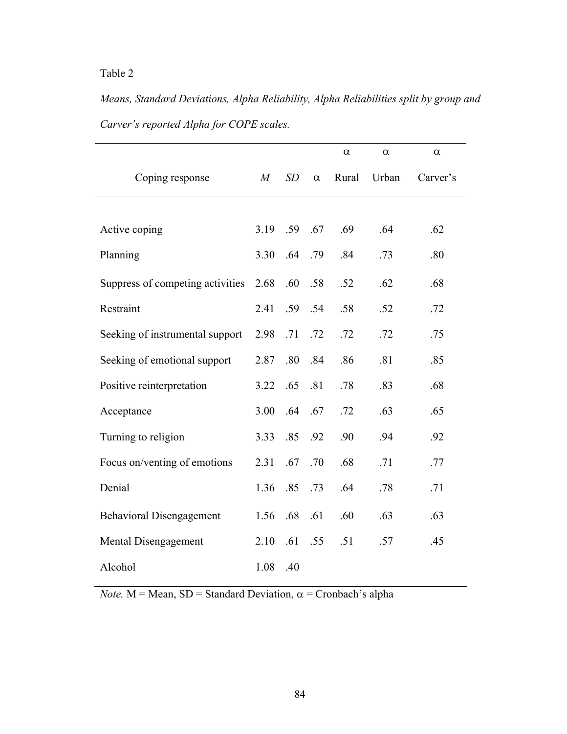Table 2

*Means, Standard Deviations, Alpha Reliability, Alpha Reliabilities split by group and Carver's reported Alpha for COPE scales.*

| Coping response | *M* | *SD* | α | α Rural | α Urban | α Carver's |
|---|---|---|---|---|---|---|
| Active coping | 3.19 | .59 | .67 | .69 | .64 | .62 |
| Planning | 3.30 | .64 | .79 | .84 | .73 | .80 |
| Suppress of competing activities | 2.68 | .60 | .58 | .52 | .62 | .68 |
| Restraint | 2.41 | .59 | .54 | .58 | .52 | .72 |
| Seeking of instrumental support | 2.98 | .71 | .72 | .72 | .72 | .75 |
| Seeking of emotional support | 2.87 | .80 | .84 | .86 | .81 | .85 |
| Positive reinterpretation | 3.22 | .65 | .81 | .78 | .83 | .68 |
| Acceptance | 3.00 | .64 | .67 | .72 | .63 | .65 |
| Turning to religion | 3.33 | .85 | .92 | .90 | .94 | .92 |
| Focus on/venting of emotions | 2.31 | .67 | .70 | .68 | .71 | .77 |
| Denial | 1.36 | .85 | .73 | .64 | .78 | .71 |
| Behavioral Disengagement | 1.56 | .68 | .61 | .60 | .63 | .63 |
| Mental Disengagement | 2.10 | .61 | .55 | .51 | .57 | .45 |
| Alcohol | 1.08 | .40 | | | | |

*Note.* M = Mean, SD = Standard Deviation, α = Cronbach's alpha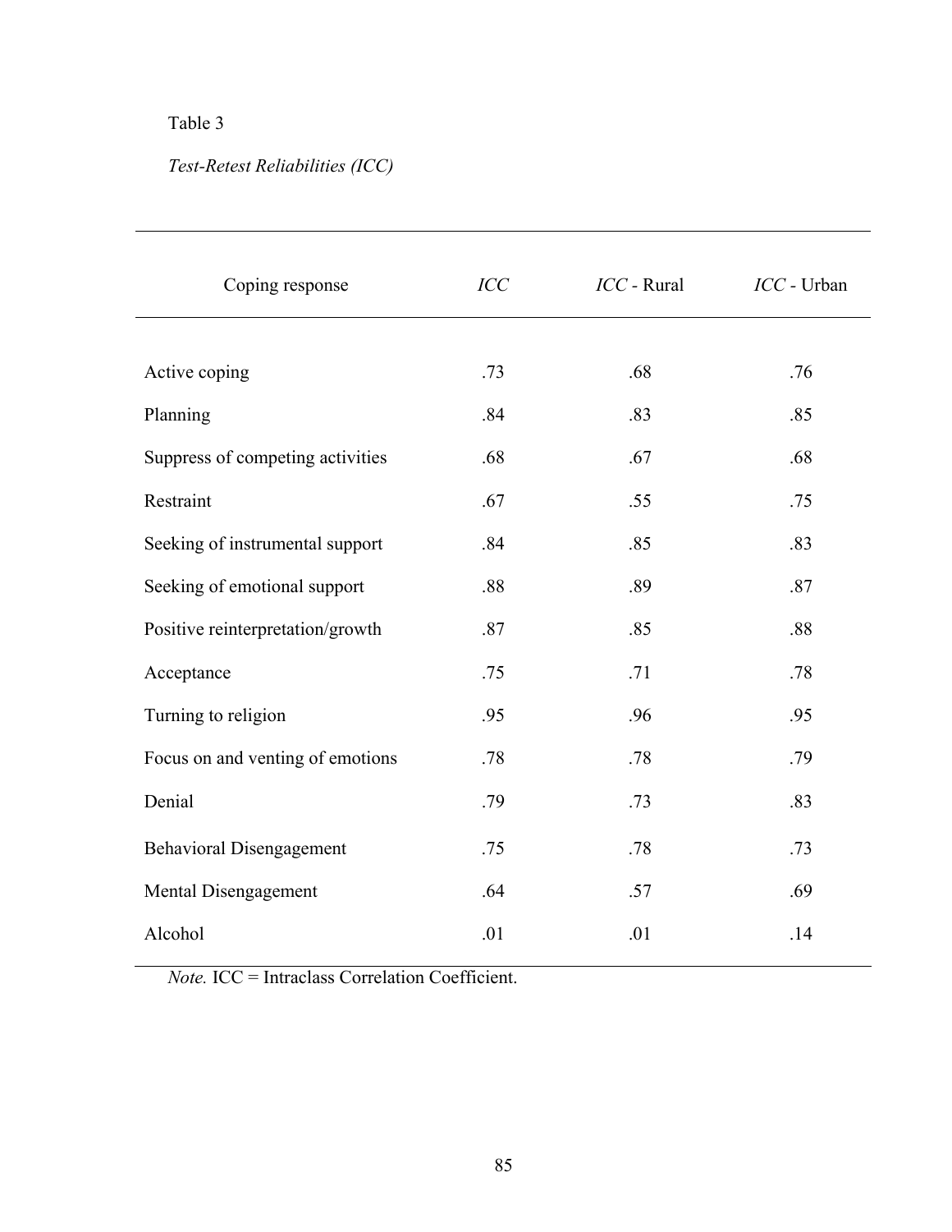Table 3

*Test-Retest Reliabilities (ICC)*

| Coping response | *ICC* | *ICC* - Rural | *ICC* - Urban |
|---|---|---|---|
| Active coping | .73 | .68 | .76 |
| Planning | .84 | .83 | .85 |
| Suppress of competing activities | .68 | .67 | .68 |
| Restraint | .67 | .55 | .75 |
| Seeking of instrumental support | .84 | .85 | .83 |
| Seeking of emotional support | .88 | .89 | .87 |
| Positive reinterpretation/growth | .87 | .85 | .88 |
| Acceptance | .75 | .71 | .78 |
| Turning to religion | .95 | .96 | .95 |
| Focus on and venting of emotions | .78 | .78 | .79 |
| Denial | .79 | .73 | .83 |
| Behavioral Disengagement | .75 | .78 | .73 |
| Mental Disengagement | .64 | .57 | .69 |
| Alcohol | .01 | .01 | .14 |

*Note.* ICC = Intraclass Correlation Coefficient.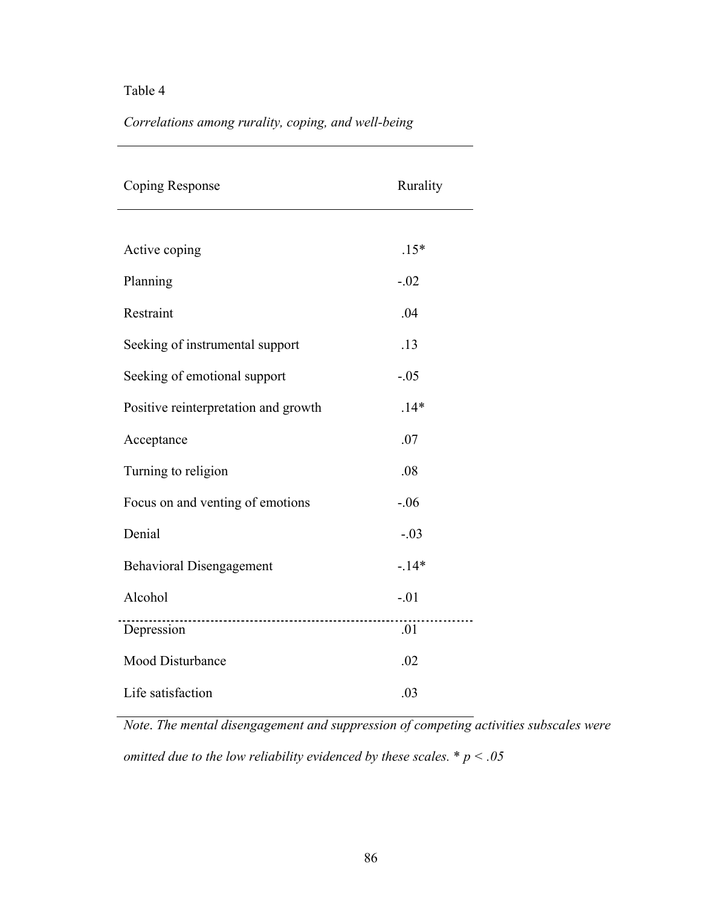Table 4

*Correlations among rurality, coping, and well-being*

| Coping Response | Rurality |
|---|---|
| Active coping | .15* |
| Planning | -.02 |
| Restraint | .04 |
| Seeking of instrumental support | .13 |
| Seeking of emotional support | -.05 |
| Positive reinterpretation and growth | .14* |
| Acceptance | .07 |
| Turning to religion | .08 |
| Focus on and venting of emotions | -.06 |
| Denial | -.03 |
| Behavioral Disengagement | -.14* |
| Alcohol | -.01 |
| Depression | .01 |
| Mood Disturbance | .02 |
| Life satisfaction | .03 |

*Note*. *The mental disengagement and suppression of competing activities subscales were omitted due to the low reliability evidenced by these scales.* * $p < .05$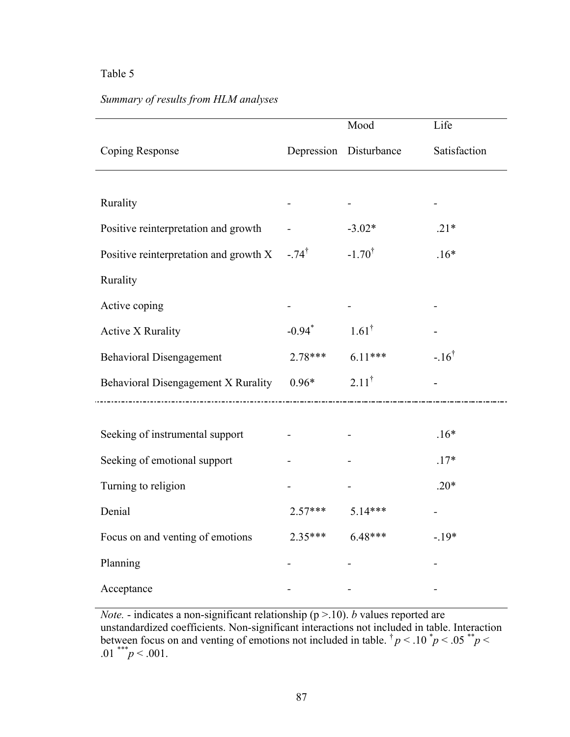Table 5

*Summary of results from HLM analyses*

| Coping Response | Depression | Mood Disturbance | Life Satisfaction |
|---|---|---|---|
| Rurality | - | - | - |
| Positive reinterpretation and growth | - | -3.02* | .21* |
| Positive reinterpretation and growth X Rurality | -.74† | -1.70† | .16* |
| Active coping | - | - | - |
| Active X Rurality | -0.94* | 1.61† | - |
| Behavioral Disengagement | 2.78*** | 6.11*** | -.16† |
| Behavioral Disengagement X Rurality | 0.96* | 2.11† | - |
| Seeking of instrumental support | - | - | .16* |
| Seeking of emotional support | - | - | .17* |
| Turning to religion | - | - | .20* |
| Denial | 2.57*** | 5.14*** | - |
| Focus on and venting of emotions | 2.35*** | 6.48*** | -.19* |
| Planning | - | - | - |
| Acceptance | - | - | - |

*Note.* - indicates a non-significant relationship ($p > .10$). *b* values reported are unstandardized coefficients. Non-significant interactions not included in table. Interaction between focus on and venting of emotions not included in table. † $p < .10$ * $p < .05$ ** $p < .01$ *** $p < .001$.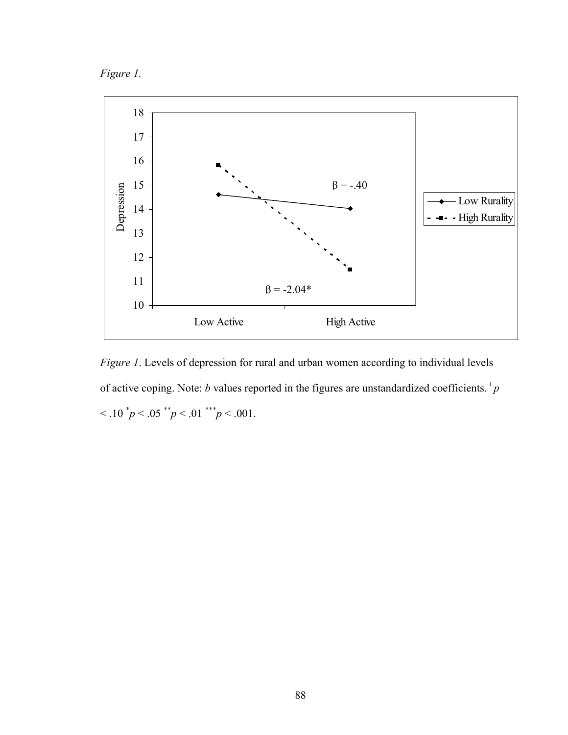*Figure 1.*

*Figure 1*. Levels of depression for rural and urban women according to individual levels of active coping. Note: *b* values reported in the figures are unstandardized coefficients. [t]$p < .10$ [*]$p < .05$ [**]$p < .01$ [***]$p < .001$.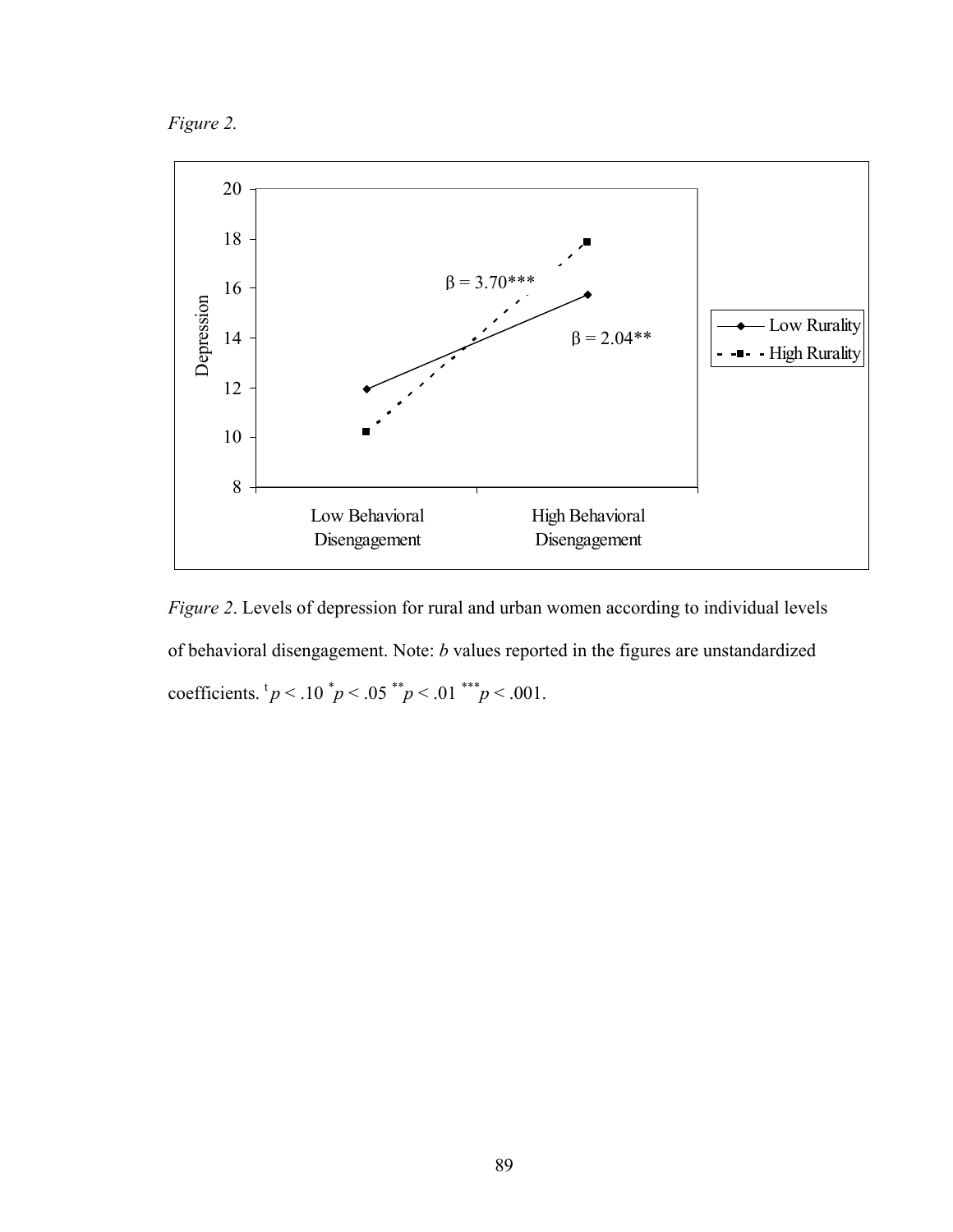*Figure 2.*

*Figure 2*. Levels of depression for rural and urban women according to individual levels of behavioral disengagement. Note: *b* values reported in the figures are unstandardized coefficients. $^{t}p < .10$ $^{*}p < .05$ $^{**}p < .01$ $^{***}p < .001$.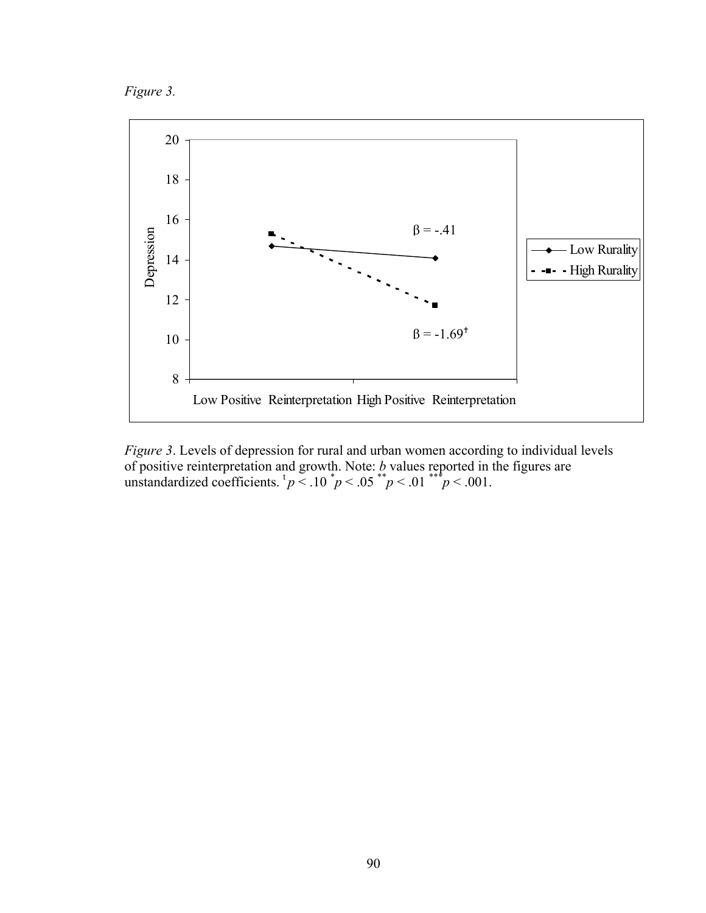*Figure 3.*

*Figure 3*. Levels of depression for rural and urban women according to individual levels of positive reinterpretation and growth. Note: *b* values reported in the figures are unstandardized coefficients. [t] $p < .10$ [*] $p < .05$ [**] $p < .01$ [***] $p < .001$.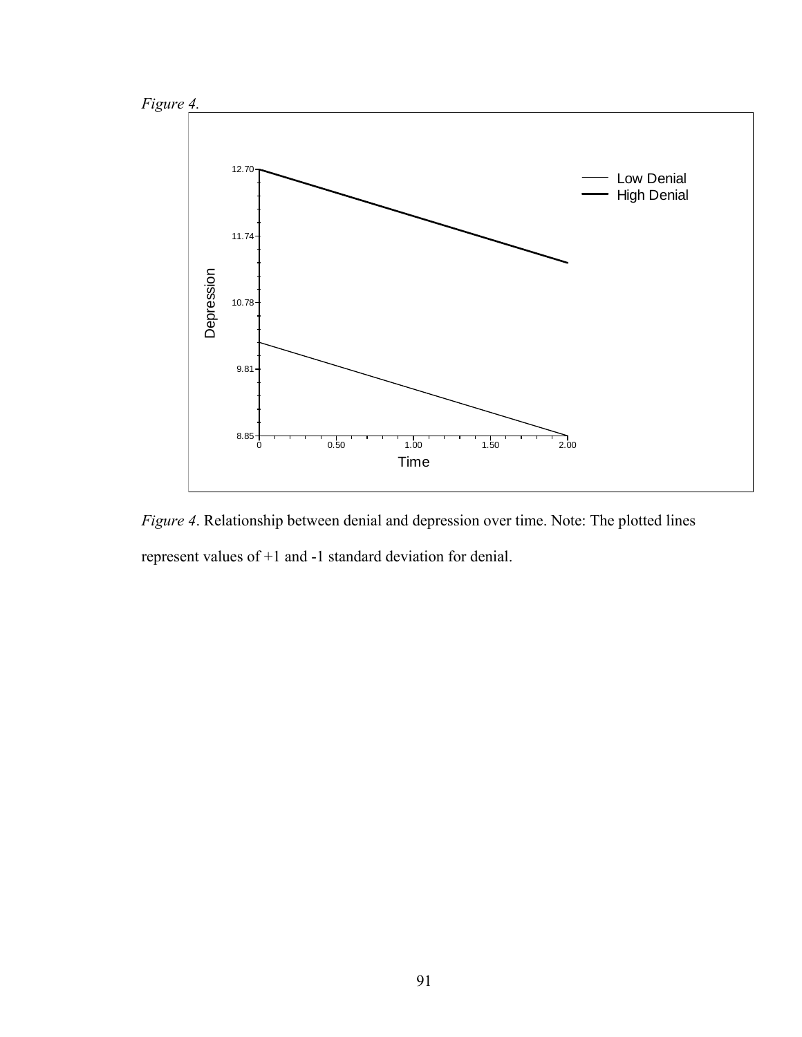*Figure 4.*

*Figure 4*. Relationship between denial and depression over time. Note: The plotted lines represent values of +1 and -1 standard deviation for denial.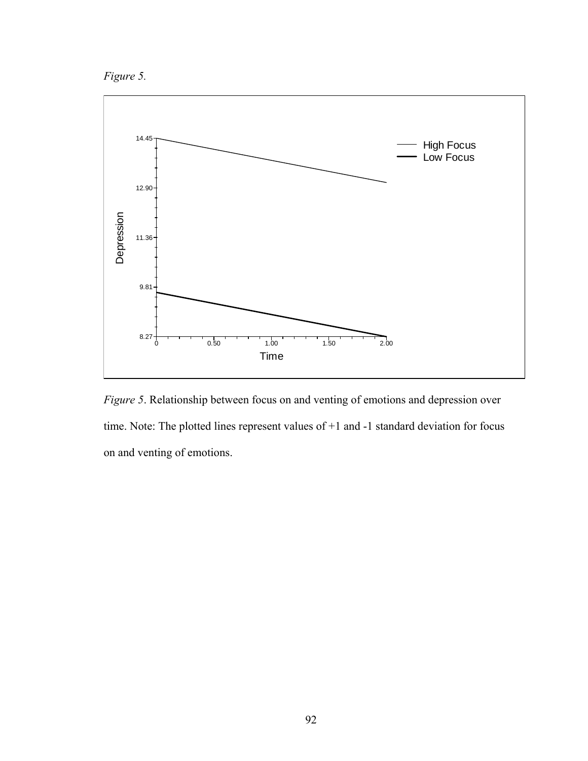*Figure 5.*

*Figure 5*. Relationship between focus on and venting of emotions and depression over time. Note: The plotted lines represent values of +1 and -1 standard deviation for focus on and venting of emotions.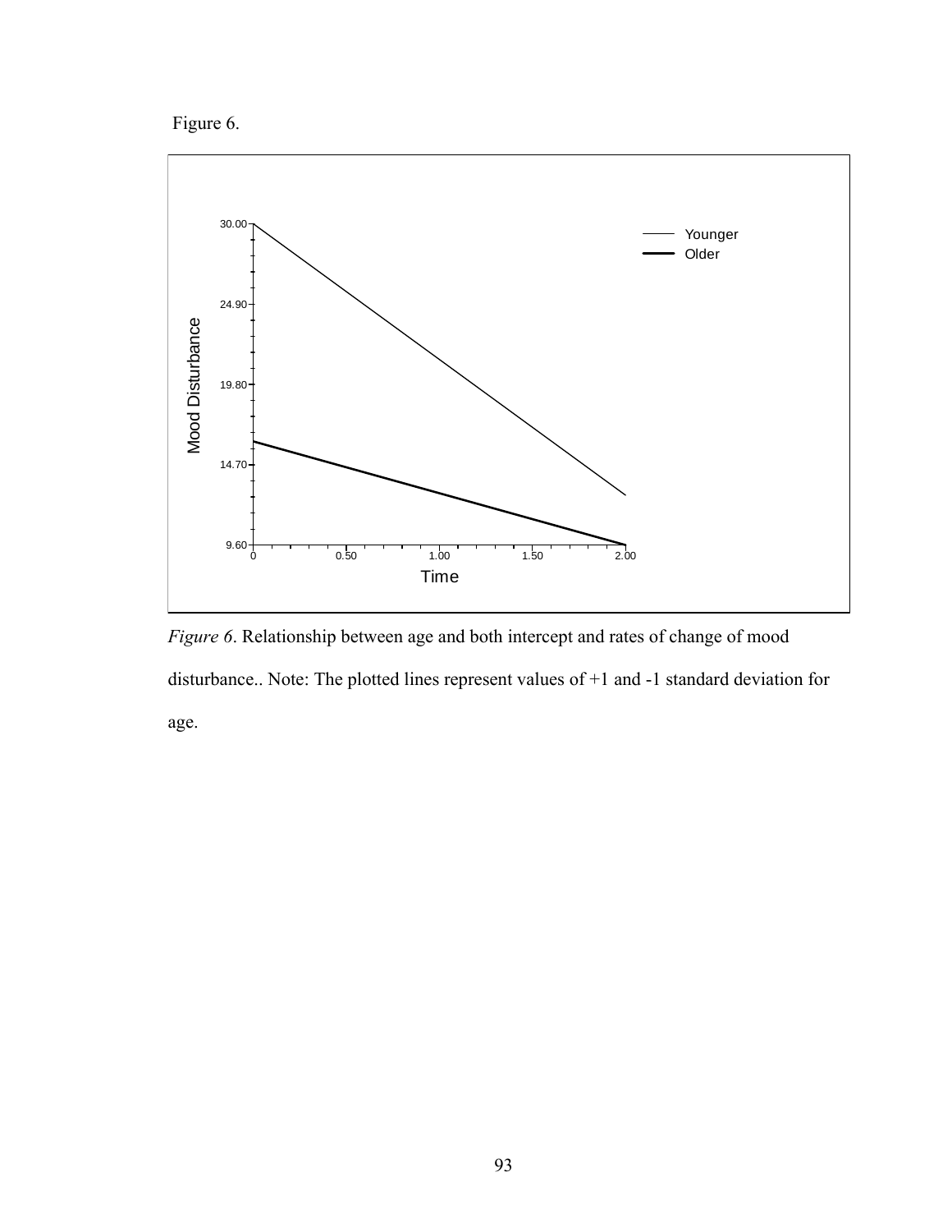Figure 6.

*Figure 6*. Relationship between age and both intercept and rates of change of mood disturbance.. Note: The plotted lines represent values of +1 and -1 standard deviation for age.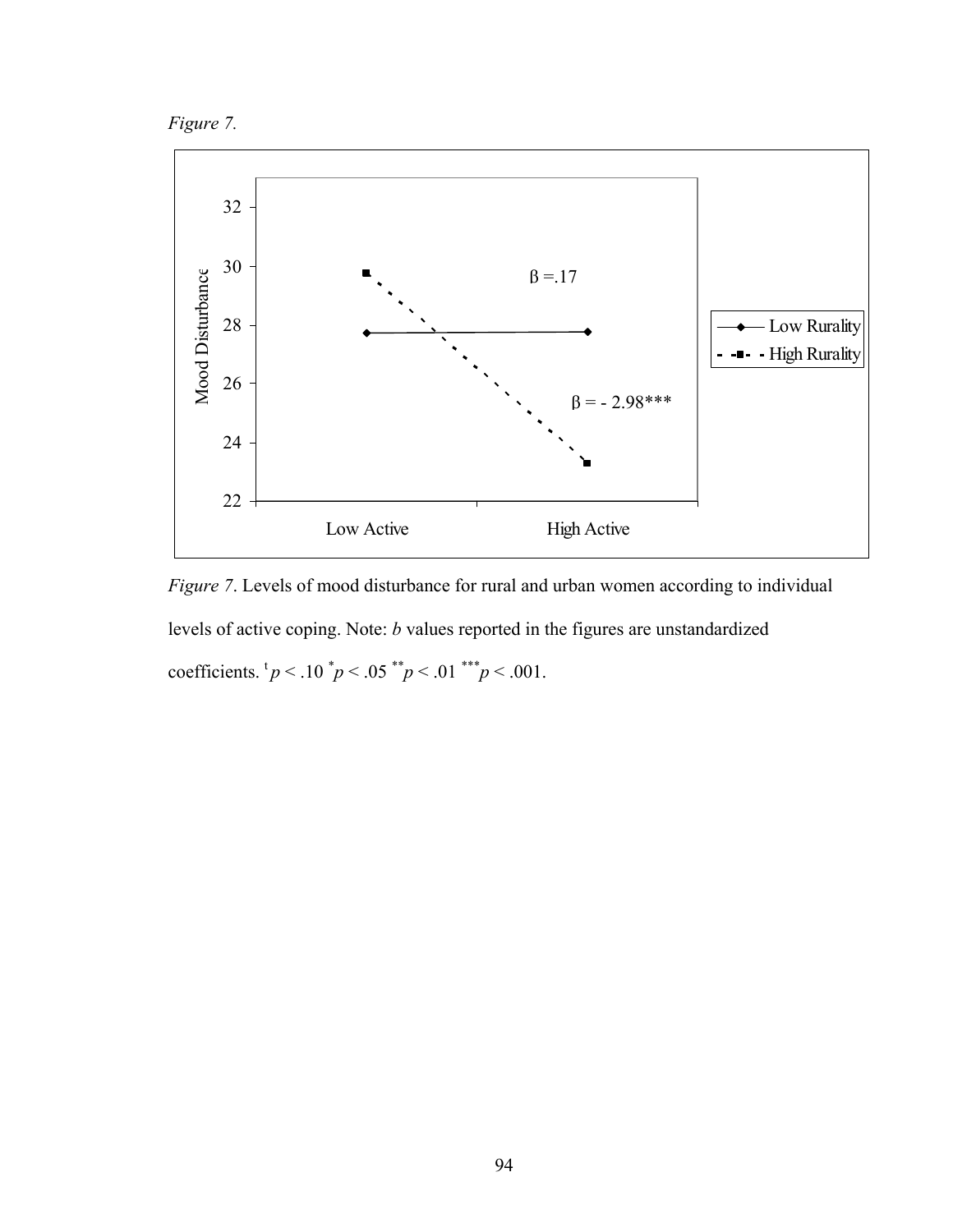*Figure 7.*

*Figure 7*. Levels of mood disturbance for rural and urban women according to individual levels of active coping. Note: *b* values reported in the figures are unstandardized coefficients. [t]$p < .10$ [*]$p < .05$ [**]$p < .01$ [***]$p < .001$.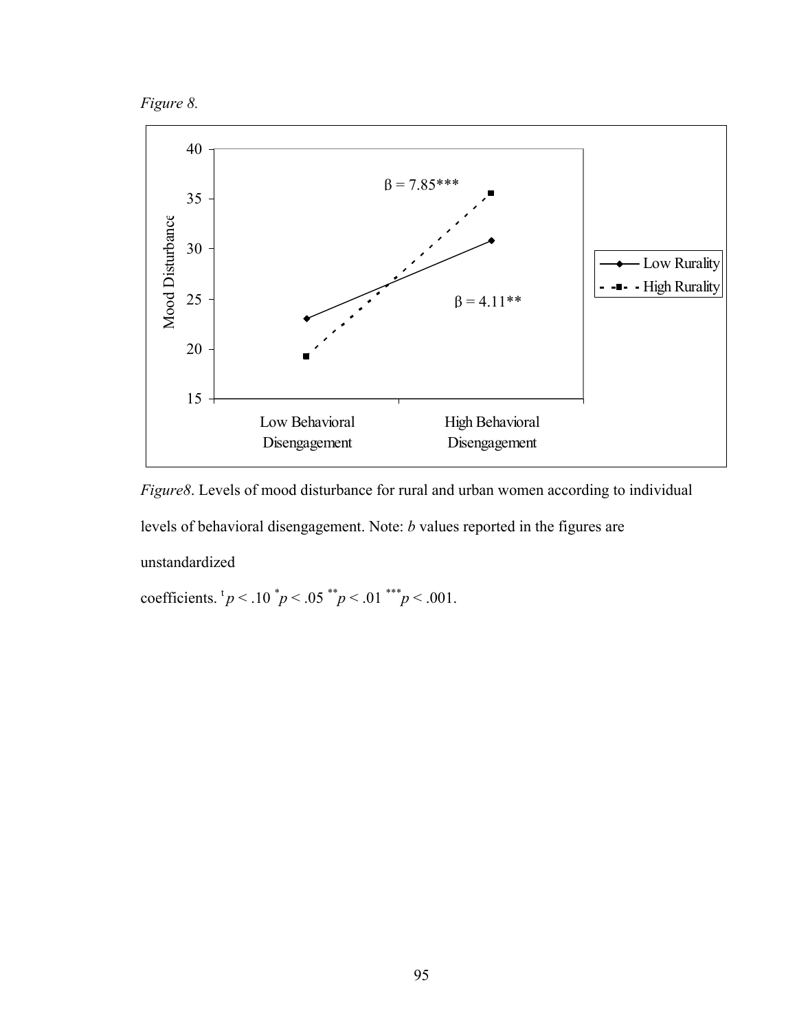*Figure 8.*

*Figure8*. Levels of mood disturbance for rural and urban women according to individual levels of behavioral disengagement. Note: *b* values reported in the figures are unstandardized

coefficients. [t]$p < .10$ [*]$p < .05$ [**]$p < .01$ [***]$p < .001$.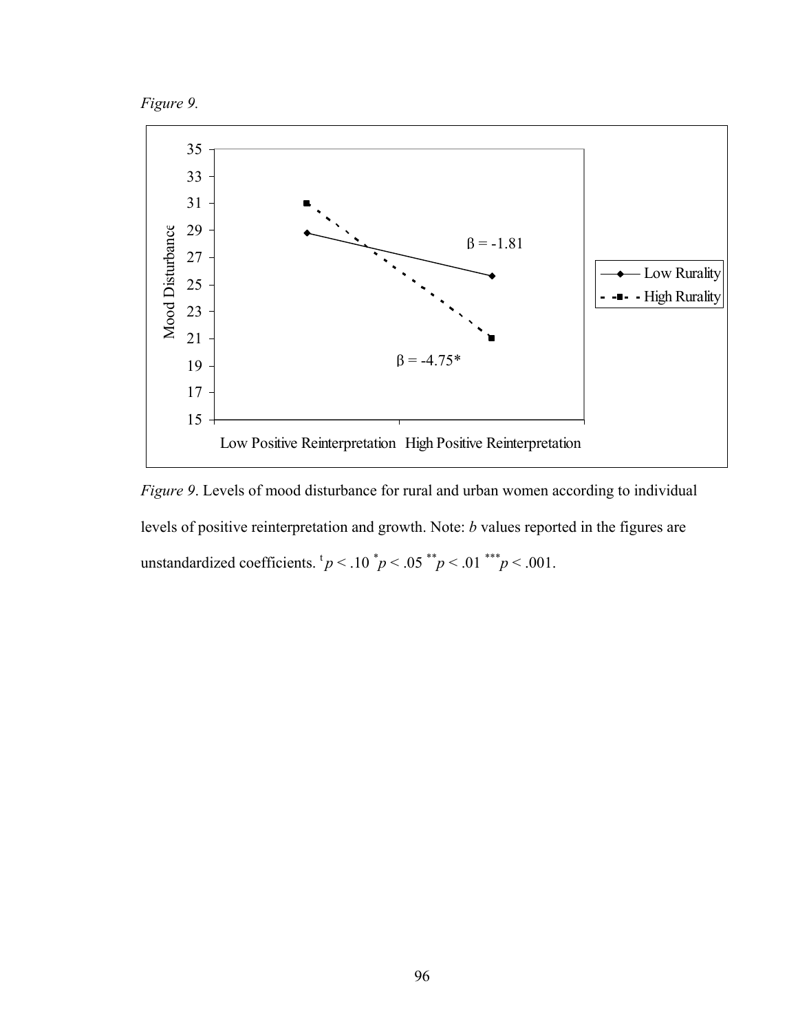*Figure 9.*

| | Low Positive Reinterpretation | High Positive Reinterpretation |
|---|---|---|
| Low Rurality ($\beta$ = -1.81) | 28.8 | 25.7 |
| High Rurality ($\beta$ = -4.75*) | 31 | 21 |

*Figure 9*. Levels of mood disturbance for rural and urban women according to individual levels of positive reinterpretation and growth. Note: *b* values reported in the figures are unstandardized coefficients. $^{t}p < .10$ $^{*}p < .05$ $^{**}p < .01$ $^{***}p < .001$.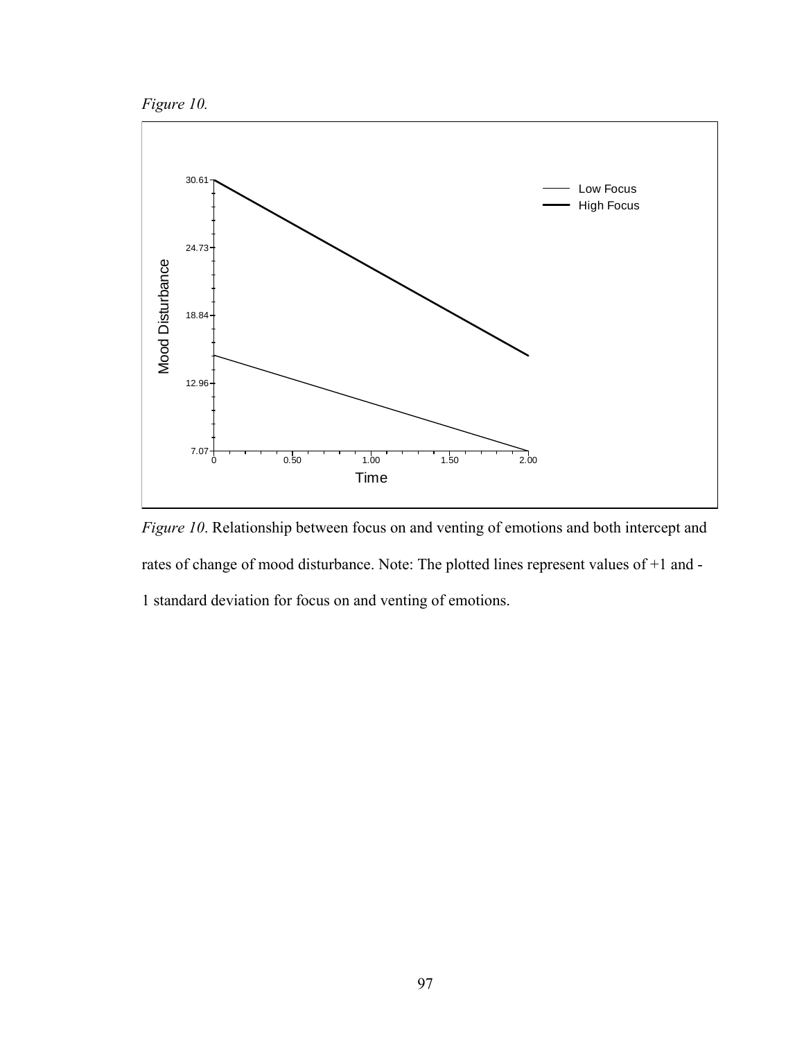*Figure 10.*

*Figure 10*. Relationship between focus on and venting of emotions and both intercept and rates of change of mood disturbance. Note: The plotted lines represent values of +1 and -1 standard deviation for focus on and venting of emotions.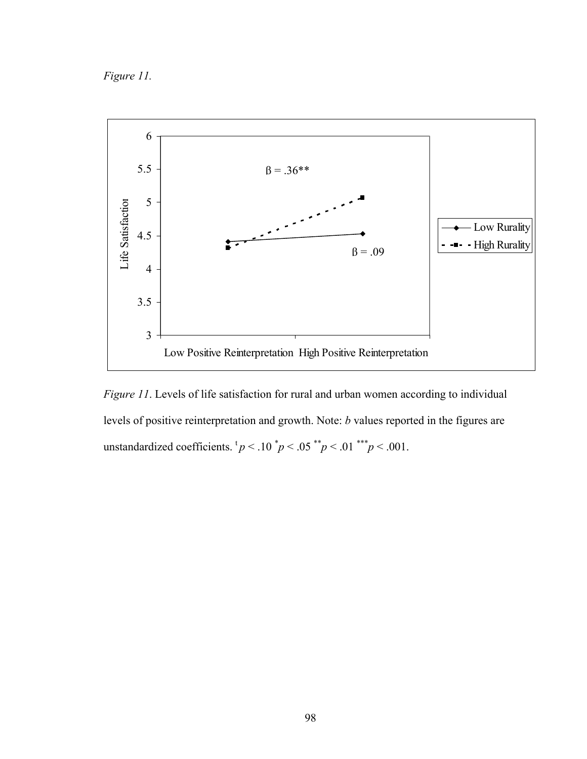*Figure 11.*

6

5.5

5

4.5

4

3.5

3

Life Satisfactior

ß = .36**

ß = .09

Low Rurality

High Rurality

Low Positive Reinterpretation High Positive Reinterpretation

*Figure 11*. Levels of life satisfaction for rural and urban women according to individual levels of positive reinterpretation and growth. Note: *b* values reported in the figures are unstandardized coefficients. $^{t}p < .10$ $^{*}p < .05$ $^{**}p < .01$ $^{***}p < .001$.